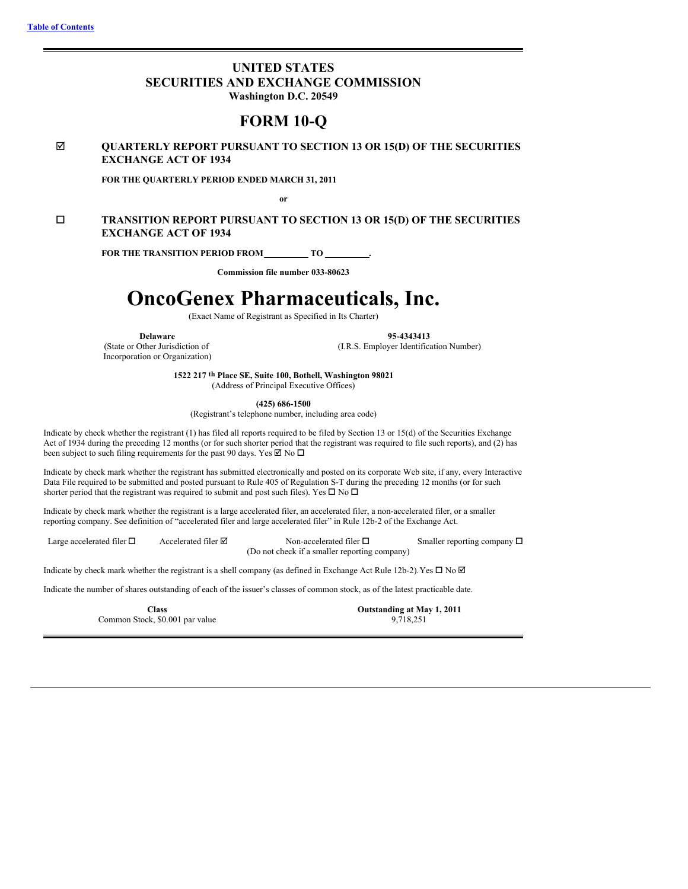[Table of Contents](#)

# UNITED STATES
# SECURITIES AND EXCHANGE COMMISSION
**Washington D.C. 20549**

# FORM 10-Q

☑ **QUARTERLY REPORT PURSUANT TO SECTION 13 OR 15(D) OF THE SECURITIES EXCHANGE ACT OF 1934**

**FOR THE QUARTERLY PERIOD ENDED MARCH 31, 2011**

**or**

☐ **TRANSITION REPORT PURSUANT TO SECTION 13 OR 15(D) OF THE SECURITIES EXCHANGE ACT OF 1934**

**FOR THE TRANSITION PERIOD FROM \_\_\_\_\_\_\_\_\_\_ TO \_\_\_\_\_\_\_\_\_\_.**

**Commission file number 033-80623**

# OncoGenex Pharmaceuticals, Inc.

(Exact Name of Registrant as Specified in Its Charter)

| **Delaware** | **95-4343413** |
|---|---|
| (State or Other Jurisdiction of Incorporation or Organization) | (I.R.S. Employer Identification Number) |

**1522 217th Place SE, Suite 100, Bothell, Washington 98021**
(Address of Principal Executive Offices)

**(425) 686-1500**
(Registrant's telephone number, including area code)

Indicate by check whether the registrant (1) has filed all reports required to be filed by Section 13 or 15(d) of the Securities Exchange Act of 1934 during the preceding 12 months (or for such shorter period that the registrant was required to file such reports), and (2) has been subject to such filing requirements for the past 90 days. Yes ☑ No ☐

Indicate by check mark whether the registrant has submitted electronically and posted on its corporate Web site, if any, every Interactive Data File required to be submitted and posted pursuant to Rule 405 of Regulation S-T during the preceding 12 months (or for such shorter period that the registrant was required to submit and post such files). Yes ☐ No ☐

Indicate by check mark whether the registrant is a large accelerated filer, an accelerated filer, a non-accelerated filer, or a smaller reporting company. See definition of "accelerated filer and large accelerated filer" in Rule 12b-2 of the Exchange Act.

| Large accelerated filer ☐ | Accelerated filer ☑ | Non-accelerated filer ☐ (Do not check if a smaller reporting company) | Smaller reporting company ☐ |
|---|---|---|---|

Indicate by check mark whether the registrant is a shell company (as defined in Exchange Act Rule 12b-2). Yes ☐ No ☑

Indicate the number of shares outstanding of each of the issuer's classes of common stock, as of the latest practicable date.

| **Class** | **Outstanding at May 1, 2011** |
|---|---|
| Common Stock, $0.001 par value | 9,718,251 |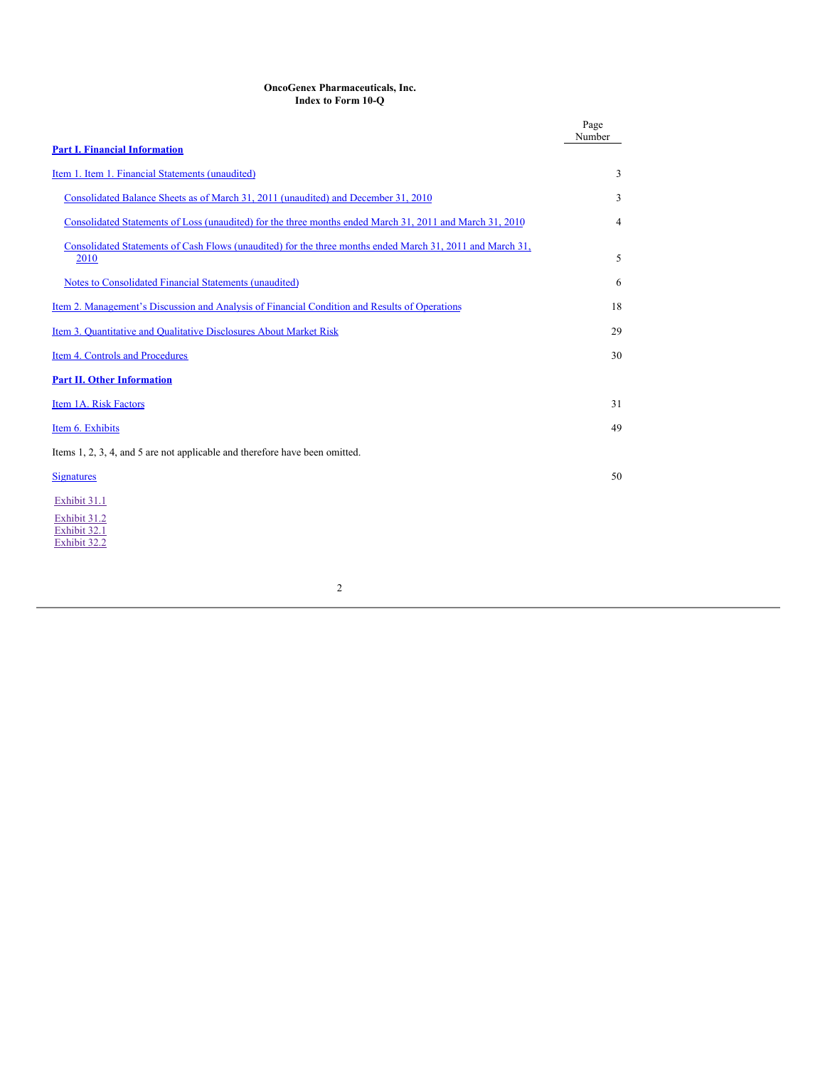**OncoGenex Pharmaceuticals, Inc.**
**Index to Form 10-Q**

| | Page Number |
|---|---|
| **Part I. Financial Information** | |
| Item 1. Item 1. Financial Statements (unaudited) | 3 |
| Consolidated Balance Sheets as of March 31, 2011 (unaudited) and December 31, 2010 | 3 |
| Consolidated Statements of Loss (unaudited) for the three months ended March 31, 2011 and March 31, 2010 | 4 |
| Consolidated Statements of Cash Flows (unaudited) for the three months ended March 31, 2011 and March 31, 2010 | 5 |
| Notes to Consolidated Financial Statements (unaudited) | 6 |
| Item 2. Management's Discussion and Analysis of Financial Condition and Results of Operations | 18 |
| Item 3. Quantitative and Qualitative Disclosures About Market Risk | 29 |
| Item 4. Controls and Procedures | 30 |
| **Part II. Other Information** | |
| Item 1A. Risk Factors | 31 |
| Item 6. Exhibits | 49 |
| Items 1, 2, 3, 4, and 5 are not applicable and therefore have been omitted. | |
| Signatures | 50 |

Exhibit 31.1
Exhibit 31.2
Exhibit 32.1
Exhibit 32.2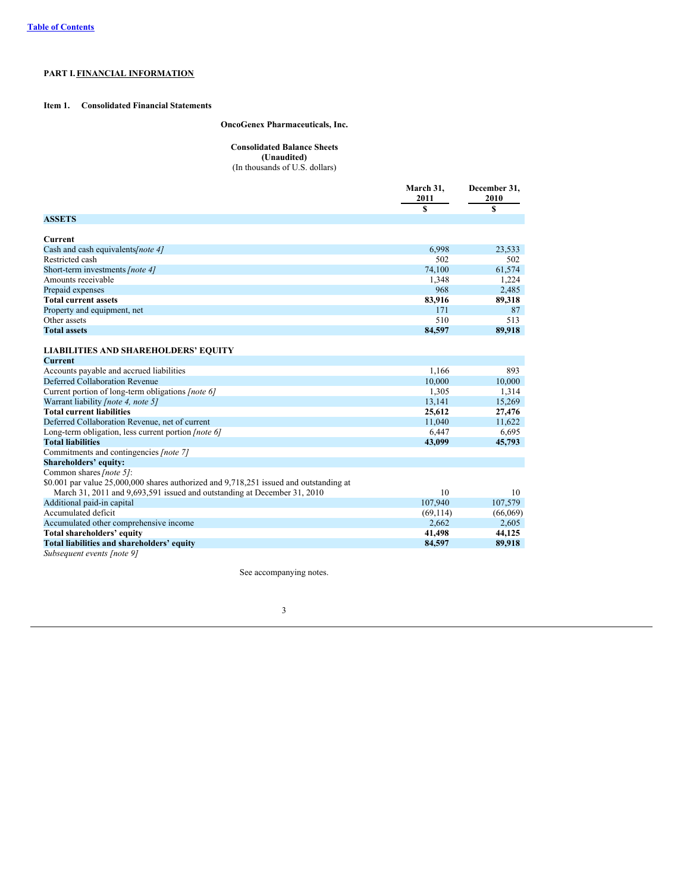[Table of Contents](#)

**PART I. FINANCIAL INFORMATION**

**Item 1. Consolidated Financial Statements**

**OncoGenex Pharmaceuticals, Inc.**

**Consolidated Balance Sheets**
**(Unaudited)**
(In thousands of U.S. dollars)

| | March 31, 2011 | December 31, 2010 |
|---|---|---|
| | $ | $ |
| **ASSETS** | | |
| **Current** | | |
| Cash and cash equivalents *[note 4]* | 6,998 | 23,533 |
| Restricted cash | 502 | 502 |
| Short-term investments *[note 4]* | 74,100 | 61,574 |
| Amounts receivable | 1,348 | 1,224 |
| Prepaid expenses | 968 | 2,485 |
| **Total current assets** | **83,916** | **89,318** |
| Property and equipment, net | 171 | 87 |
| Other assets | 510 | 513 |
| **Total assets** | **84,597** | **89,918** |
| **LIABILITIES AND SHAREHOLDERS' EQUITY** | | |
| **Current** | | |
| Accounts payable and accrued liabilities | 1,166 | 893 |
| Deferred Collaboration Revenue | 10,000 | 10,000 |
| Current portion of long-term obligations *[note 6]* | 1,305 | 1,314 |
| Warrant liability *[note 4, note 5]* | 13,141 | 15,269 |
| **Total current liabilities** | **25,612** | **27,476** |
| Deferred Collaboration Revenue, net of current | 11,040 | 11,622 |
| Long-term obligation, less current portion *[note 6]* | 6,447 | 6,695 |
| **Total liabilities** | **43,099** | **45,793** |
| Commitments and contingencies *[note 7]* | | |
| **Shareholders' equity:** | | |
| Common shares *[note 5]*: | | |
| $0.001 par value 25,000,000 shares authorized and 9,718,251 issued and outstanding at March 31, 2011 and 9,693,591 issued and outstanding at December 31, 2010 | 10 | 10 |
| Additional paid-in capital | 107,940 | 107,579 |
| Accumulated deficit | (69,114) | (66,069) |
| Accumulated other comprehensive income | 2,662 | 2,605 |
| **Total shareholders' equity** | **41,498** | **44,125** |
| **Total liabilities and shareholders' equity** | **84,597** | **89,918** |

*Subsequent events [note 9]*

See accompanying notes.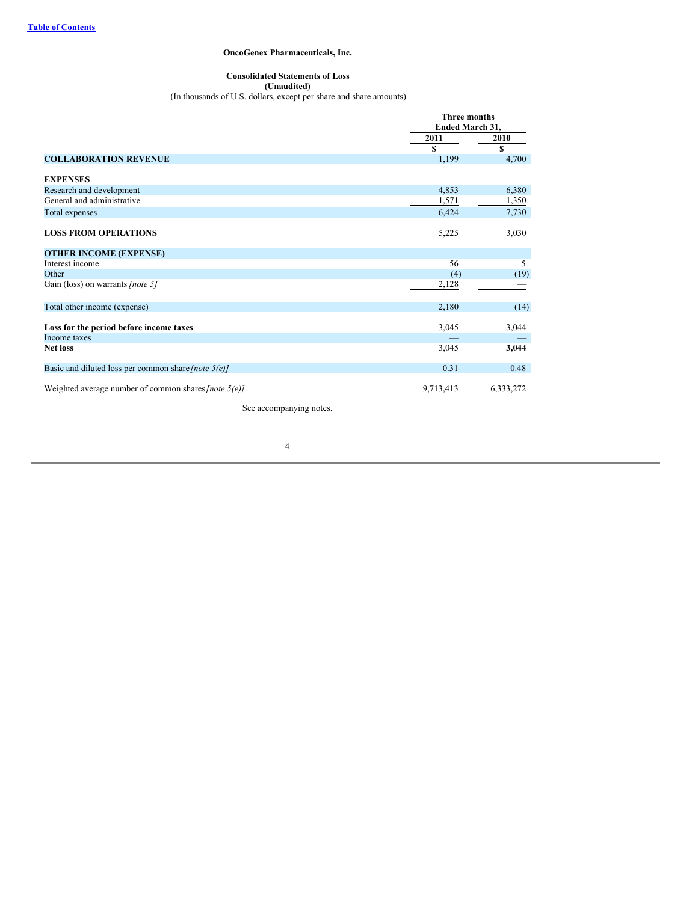[Table of Contents](#)

**OncoGenex Pharmaceuticals, Inc.**

**Consolidated Statements of Loss**
**(Unaudited)**
(In thousands of U.S. dollars, except per share and share amounts)

| | Three months Ended March 31, | |
|---|---|---|
| | 2011 | 2010 |
| | $ | $ |
| **COLLABORATION REVENUE** | 1,199 | 4,700 |
| | | |
| **EXPENSES** | | |
| Research and development | 4,853 | 6,380 |
| General and administrative | 1,571 | 1,350 |
| Total expenses | 6,424 | 7,730 |
| | | |
| **LOSS FROM OPERATIONS** | 5,225 | 3,030 |
| | | |
| **OTHER INCOME (EXPENSE)** | | |
| Interest income | 56 | 5 |
| Other | (4) | (19) |
| Gain (loss) on warrants *[note 5]* | 2,128 | — |
| | | |
| Total other income (expense) | 2,180 | (14) |
| | | |
| **Loss for the period before income taxes** | 3,045 | 3,044 |
| Income taxes | — | — |
| **Net loss** | 3,045 | **3,044** |
| | | |
| Basic and diluted loss per common share *[note 5(e)]* | 0.31 | 0.48 |
| | | |
| Weighted average number of common shares *[note 5(e)]* | 9,713,413 | 6,333,272 |

See accompanying notes.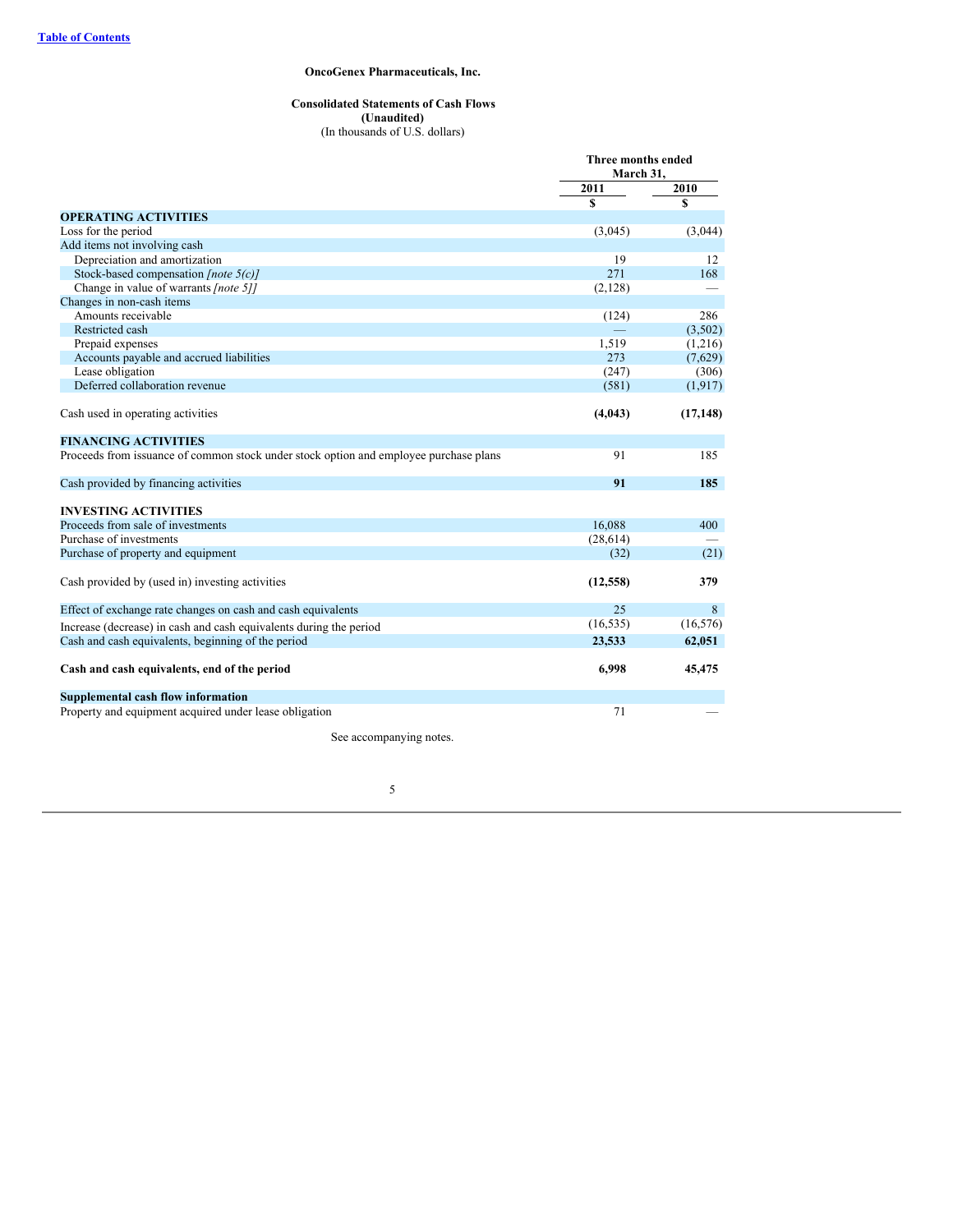**OncoGenex Pharmaceuticals, Inc.**

**Consolidated Statements of Cash Flows**
**(Unaudited)**
(In thousands of U.S. dollars)

| | Three months ended March 31, | |
|---|---|---|
| | **2011** | **2010** |
| | **$** | **$** |
| **OPERATING ACTIVITIES** | | |
| Loss for the period | (3,045) | (3,044) |
| Add items not involving cash | | |
| Depreciation and amortization | 19 | 12 |
| Stock-based compensation *[note 5(c)]* | 271 | 168 |
| Change in value of warrants *[note 5]]* | (2,128) | — |
| Changes in non-cash items | | |
| Amounts receivable | (124) | 286 |
| Restricted cash | — | (3,502) |
| Prepaid expenses | 1,519 | (1,216) |
| Accounts payable and accrued liabilities | 273 | (7,629) |
| Lease obligation | (247) | (306) |
| Deferred collaboration revenue | (581) | (1,917) |
| Cash used in operating activities | **(4,043)** | **(17,148)** |
| **FINANCING ACTIVITIES** | | |
| Proceeds from issuance of common stock under stock option and employee purchase plans | 91 | 185 |
| Cash provided by financing activities | **91** | **185** |
| **INVESTING ACTIVITIES** | | |
| Proceeds from sale of investments | 16,088 | 400 |
| Purchase of investments | (28,614) | — |
| Purchase of property and equipment | (32) | (21) |
| Cash provided by (used in) investing activities | **(12,558)** | **379** |
| Effect of exchange rate changes on cash and cash equivalents | 25 | 8 |
| Increase (decrease) in cash and cash equivalents during the period | (16,535) | (16,576) |
| Cash and cash equivalents, beginning of the period | **23,533** | **62,051** |
| **Cash and cash equivalents, end of the period** | **6,998** | **45,475** |
| **Supplemental cash flow information** | | |
| Property and equipment acquired under lease obligation | 71 | — |

See accompanying notes.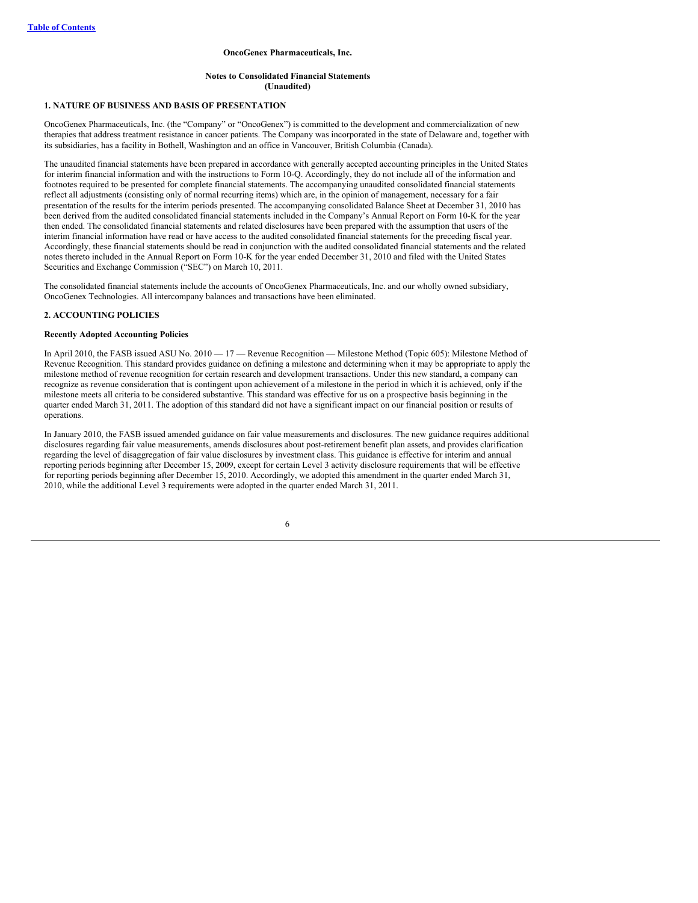**OncoGenex Pharmaceuticals, Inc.**

**Notes to Consolidated Financial Statements**
**(Unaudited)**

## 1. NATURE OF BUSINESS AND BASIS OF PRESENTATION

OncoGenex Pharmaceuticals, Inc. (the "Company" or "OncoGenex") is committed to the development and commercialization of new therapies that address treatment resistance in cancer patients. The Company was incorporated in the state of Delaware and, together with its subsidiaries, has a facility in Bothell, Washington and an office in Vancouver, British Columbia (Canada).

The unaudited financial statements have been prepared in accordance with generally accepted accounting principles in the United States for interim financial information and with the instructions to Form 10-Q. Accordingly, they do not include all of the information and footnotes required to be presented for complete financial statements. The accompanying unaudited consolidated financial statements reflect all adjustments (consisting only of normal recurring items) which are, in the opinion of management, necessary for a fair presentation of the results for the interim periods presented. The accompanying consolidated Balance Sheet at December 31, 2010 has been derived from the audited consolidated financial statements included in the Company's Annual Report on Form 10-K for the year then ended. The consolidated financial statements and related disclosures have been prepared with the assumption that users of the interim financial information have read or have access to the audited consolidated financial statements for the preceding fiscal year. Accordingly, these financial statements should be read in conjunction with the audited consolidated financial statements and the related notes thereto included in the Annual Report on Form 10-K for the year ended December 31, 2010 and filed with the United States Securities and Exchange Commission ("SEC") on March 10, 2011.

The consolidated financial statements include the accounts of OncoGenex Pharmaceuticals, Inc. and our wholly owned subsidiary, OncoGenex Technologies. All intercompany balances and transactions have been eliminated.

## 2. ACCOUNTING POLICIES

### Recently Adopted Accounting Policies

In April 2010, the FASB issued ASU No. 2010 — 17 — Revenue Recognition — Milestone Method (Topic 605): Milestone Method of Revenue Recognition. This standard provides guidance on defining a milestone and determining when it may be appropriate to apply the milestone method of revenue recognition for certain research and development transactions. Under this new standard, a company can recognize as revenue consideration that is contingent upon achievement of a milestone in the period in which it is achieved, only if the milestone meets all criteria to be considered substantive. This standard was effective for us on a prospective basis beginning in the quarter ended March 31, 2011. The adoption of this standard did not have a significant impact on our financial position or results of operations.

In January 2010, the FASB issued amended guidance on fair value measurements and disclosures. The new guidance requires additional disclosures regarding fair value measurements, amends disclosures about post-retirement benefit plan assets, and provides clarification regarding the level of disaggregation of fair value disclosures by investment class. This guidance is effective for interim and annual reporting periods beginning after December 15, 2009, except for certain Level 3 activity disclosure requirements that will be effective for reporting periods beginning after December 15, 2010. Accordingly, we adopted this amendment in the quarter ended March 31, 2010, while the additional Level 3 requirements were adopted in the quarter ended March 31, 2011.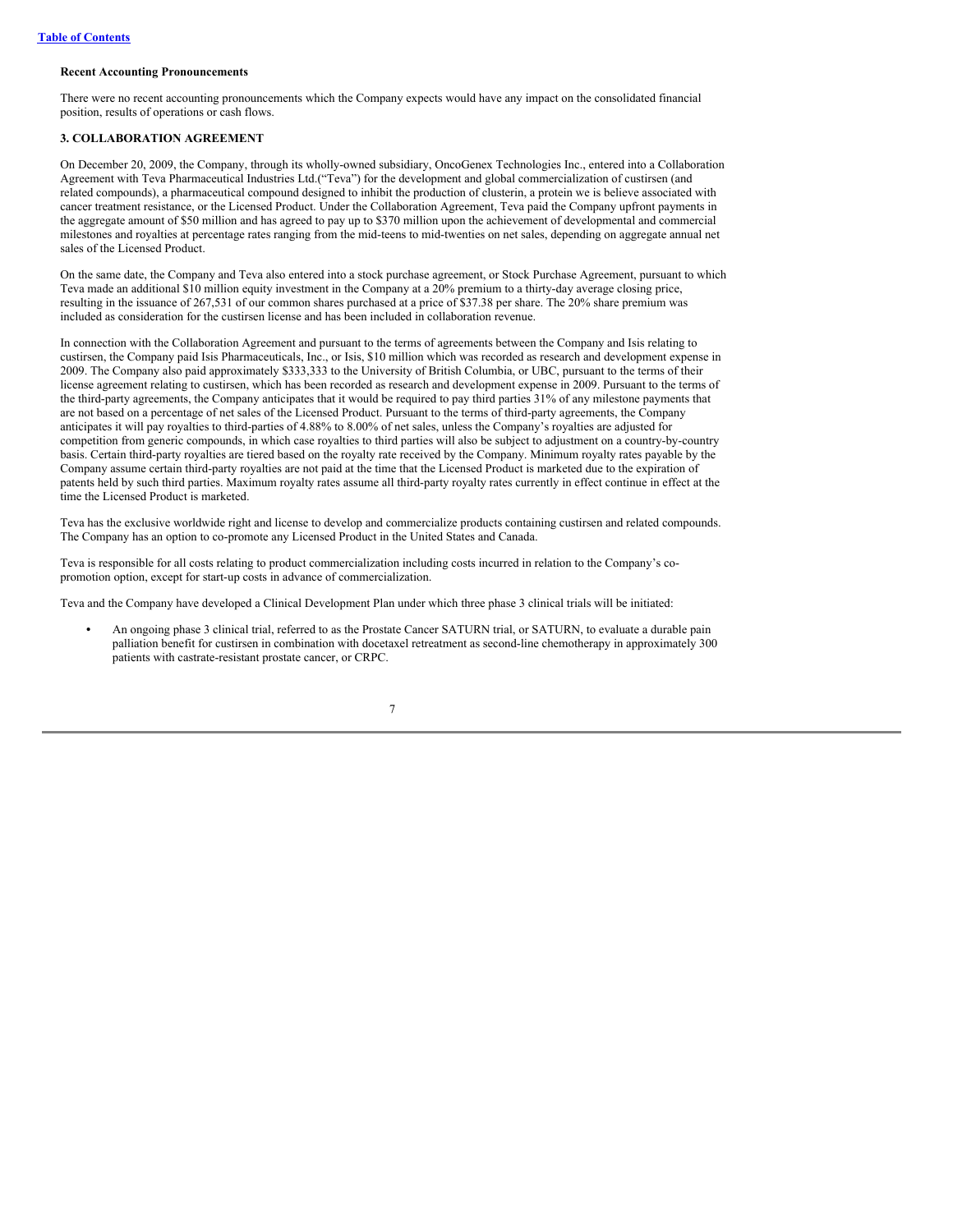**Recent Accounting Pronouncements**

There were no recent accounting pronouncements which the Company expects would have any impact on the consolidated financial position, results of operations or cash flows.

**3. COLLABORATION AGREEMENT**

On December 20, 2009, the Company, through its wholly-owned subsidiary, OncoGenex Technologies Inc., entered into a Collaboration Agreement with Teva Pharmaceutical Industries Ltd.("Teva") for the development and global commercialization of custirsen (and related compounds), a pharmaceutical compound designed to inhibit the production of clusterin, a protein we is believe associated with cancer treatment resistance, or the Licensed Product. Under the Collaboration Agreement, Teva paid the Company upfront payments in the aggregate amount of $50 million and has agreed to pay up to $370 million upon the achievement of developmental and commercial milestones and royalties at percentage rates ranging from the mid-teens to mid-twenties on net sales, depending on aggregate annual net sales of the Licensed Product.

On the same date, the Company and Teva also entered into a stock purchase agreement, or Stock Purchase Agreement, pursuant to which Teva made an additional $10 million equity investment in the Company at a 20% premium to a thirty-day average closing price, resulting in the issuance of 267,531 of our common shares purchased at a price of $37.38 per share. The 20% share premium was included as consideration for the custirsen license and has been included in collaboration revenue.

In connection with the Collaboration Agreement and pursuant to the terms of agreements between the Company and Isis relating to custirsen, the Company paid Isis Pharmaceuticals, Inc., or Isis, $10 million which was recorded as research and development expense in 2009. The Company also paid approximately $333,333 to the University of British Columbia, or UBC, pursuant to the terms of their license agreement relating to custirsen, which has been recorded as research and development expense in 2009. Pursuant to the terms of the third-party agreements, the Company anticipates that it would be required to pay third parties 31% of any milestone payments that are not based on a percentage of net sales of the Licensed Product. Pursuant to the terms of third-party agreements, the Company anticipates it will pay royalties to third-parties of 4.88% to 8.00% of net sales, unless the Company's royalties are adjusted for competition from generic compounds, in which case royalties to third parties will also be subject to adjustment on a country-by-country basis. Certain third-party royalties are tiered based on the royalty rate received by the Company. Minimum royalty rates payable by the Company assume certain third-party royalties are not paid at the time that the Licensed Product is marketed due to the expiration of patents held by such third parties. Maximum royalty rates assume all third-party royalty rates currently in effect continue in effect at the time the Licensed Product is marketed.

Teva has the exclusive worldwide right and license to develop and commercialize products containing custirsen and related compounds. The Company has an option to co-promote any Licensed Product in the United States and Canada.

Teva is responsible for all costs relating to product commercialization including costs incurred in relation to the Company's co-promotion option, except for start-up costs in advance of commercialization.

Teva and the Company have developed a Clinical Development Plan under which three phase 3 clinical trials will be initiated:

- An ongoing phase 3 clinical trial, referred to as the Prostate Cancer SATURN trial, or SATURN, to evaluate a durable pain palliation benefit for custirsen in combination with docetaxel retreatment as second-line chemotherapy in approximately 300 patients with castrate-resistant prostate cancer, or CRPC.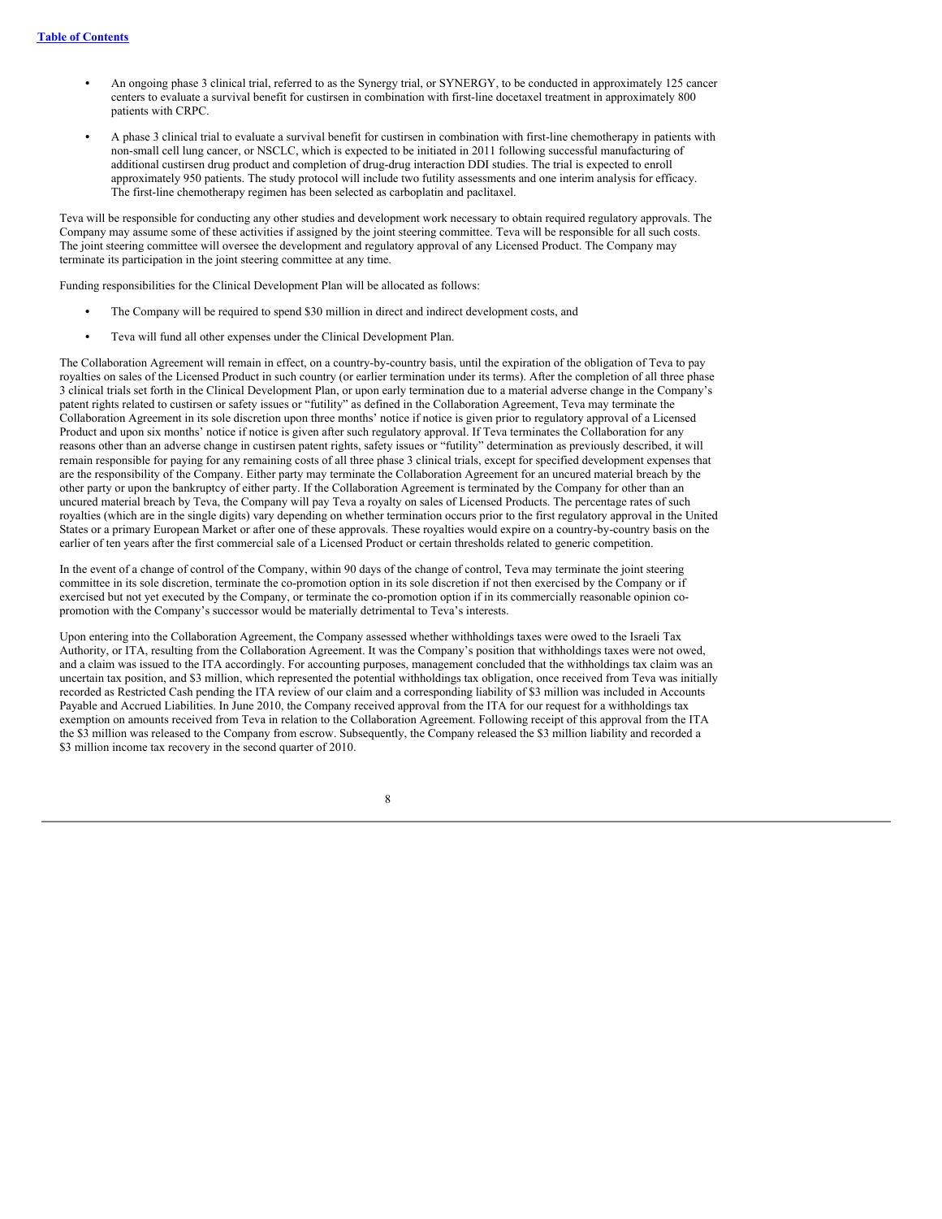- An ongoing phase 3 clinical trial, referred to as the Synergy trial, or SYNERGY, to be conducted in approximately 125 cancer centers to evaluate a survival benefit for custirsen in combination with first-line docetaxel treatment in approximately 800 patients with CRPC.
- A phase 3 clinical trial to evaluate a survival benefit for custirsen in combination with first-line chemotherapy in patients with non-small cell lung cancer, or NSCLC, which is expected to be initiated in 2011 following successful manufacturing of additional custirsen drug product and completion of drug-drug interaction DDI studies. The trial is expected to enroll approximately 950 patients. The study protocol will include two futility assessments and one interim analysis for efficacy. The first-line chemotherapy regimen has been selected as carboplatin and paclitaxel.

Teva will be responsible for conducting any other studies and development work necessary to obtain required regulatory approvals. The Company may assume some of these activities if assigned by the joint steering committee. Teva will be responsible for all such costs. The joint steering committee will oversee the development and regulatory approval of any Licensed Product. The Company may terminate its participation in the joint steering committee at any time.

Funding responsibilities for the Clinical Development Plan will be allocated as follows:

- The Company will be required to spend $30 million in direct and indirect development costs, and
- Teva will fund all other expenses under the Clinical Development Plan.

The Collaboration Agreement will remain in effect, on a country-by-country basis, until the expiration of the obligation of Teva to pay royalties on sales of the Licensed Product in such country (or earlier termination under its terms). After the completion of all three phase 3 clinical trials set forth in the Clinical Development Plan, or upon early termination due to a material adverse change in the Company's patent rights related to custirsen or safety issues or "futility" as defined in the Collaboration Agreement, Teva may terminate the Collaboration Agreement in its sole discretion upon three months' notice if notice is given prior to regulatory approval of a Licensed Product and upon six months' notice if notice is given after such regulatory approval. If Teva terminates the Collaboration for any reasons other than an adverse change in custirsen patent rights, safety issues or "futility" determination as previously described, it will remain responsible for paying for any remaining costs of all three phase 3 clinical trials, except for specified development expenses that are the responsibility of the Company. Either party may terminate the Collaboration Agreement for an uncured material breach by the other party or upon the bankruptcy of either party. If the Collaboration Agreement is terminated by the Company for other than an uncured material breach by Teva, the Company will pay Teva a royalty on sales of Licensed Products. The percentage rates of such royalties (which are in the single digits) vary depending on whether termination occurs prior to the first regulatory approval in the United States or a primary European Market or after one of these approvals. These royalties would expire on a country-by-country basis on the earlier of ten years after the first commercial sale of a Licensed Product or certain thresholds related to generic competition.

In the event of a change of control of the Company, within 90 days of the change of control, Teva may terminate the joint steering committee in its sole discretion, terminate the co-promotion option in its sole discretion if not then exercised by the Company or if exercised but not yet executed by the Company, or terminate the co-promotion option if in its commercially reasonable opinion co-promotion with the Company's successor would be materially detrimental to Teva's interests.

Upon entering into the Collaboration Agreement, the Company assessed whether withholdings taxes were owed to the Israeli Tax Authority, or ITA, resulting from the Collaboration Agreement. It was the Company's position that withholdings taxes were not owed, and a claim was issued to the ITA accordingly. For accounting purposes, management concluded that the withholdings tax claim was an uncertain tax position, and $3 million, which represented the potential withholdings tax obligation, once received from Teva was initially recorded as Restricted Cash pending the ITA review of our claim and a corresponding liability of $3 million was included in Accounts Payable and Accrued Liabilities. In June 2010, the Company received approval from the ITA for our request for a withholdings tax exemption on amounts received from Teva in relation to the Collaboration Agreement. Following receipt of this approval from the ITA the $3 million was released to the Company from escrow. Subsequently, the Company released the $3 million liability and recorded a $3 million income tax recovery in the second quarter of 2010.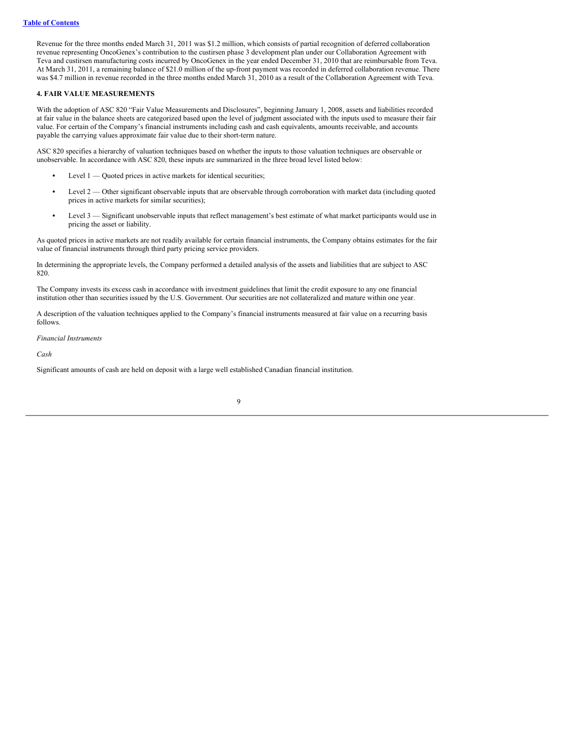Revenue for the three months ended March 31, 2011 was $1.2 million, which consists of partial recognition of deferred collaboration revenue representing OncoGenex's contribution to the custirsen phase 3 development plan under our Collaboration Agreement with Teva and custirsen manufacturing costs incurred by OncoGenex in the year ended December 31, 2010 that are reimbursable from Teva. At March 31, 2011, a remaining balance of $21.0 million of the up-front payment was recorded in deferred collaboration revenue. There was $4.7 million in revenue recorded in the three months ended March 31, 2010 as a result of the Collaboration Agreement with Teva.

### 4. FAIR VALUE MEASUREMENTS

With the adoption of ASC 820 "Fair Value Measurements and Disclosures", beginning January 1, 2008, assets and liabilities recorded at fair value in the balance sheets are categorized based upon the level of judgment associated with the inputs used to measure their fair value. For certain of the Company's financial instruments including cash and cash equivalents, amounts receivable, and accounts payable the carrying values approximate fair value due to their short-term nature.

ASC 820 specifies a hierarchy of valuation techniques based on whether the inputs to those valuation techniques are observable or unobservable. In accordance with ASC 820, these inputs are summarized in the three broad level listed below:

- Level 1 — Quoted prices in active markets for identical securities;
- Level 2 — Other significant observable inputs that are observable through corroboration with market data (including quoted prices in active markets for similar securities);
- Level 3 — Significant unobservable inputs that reflect management's best estimate of what market participants would use in pricing the asset or liability.

As quoted prices in active markets are not readily available for certain financial instruments, the Company obtains estimates for the fair value of financial instruments through third party pricing service providers.

In determining the appropriate levels, the Company performed a detailed analysis of the assets and liabilities that are subject to ASC 820.

The Company invests its excess cash in accordance with investment guidelines that limit the credit exposure to any one financial institution other than securities issued by the U.S. Government. Our securities are not collateralized and mature within one year.

A description of the valuation techniques applied to the Company's financial instruments measured at fair value on a recurring basis follows.

*Financial Instruments*

*Cash*

Significant amounts of cash are held on deposit with a large well established Canadian financial institution.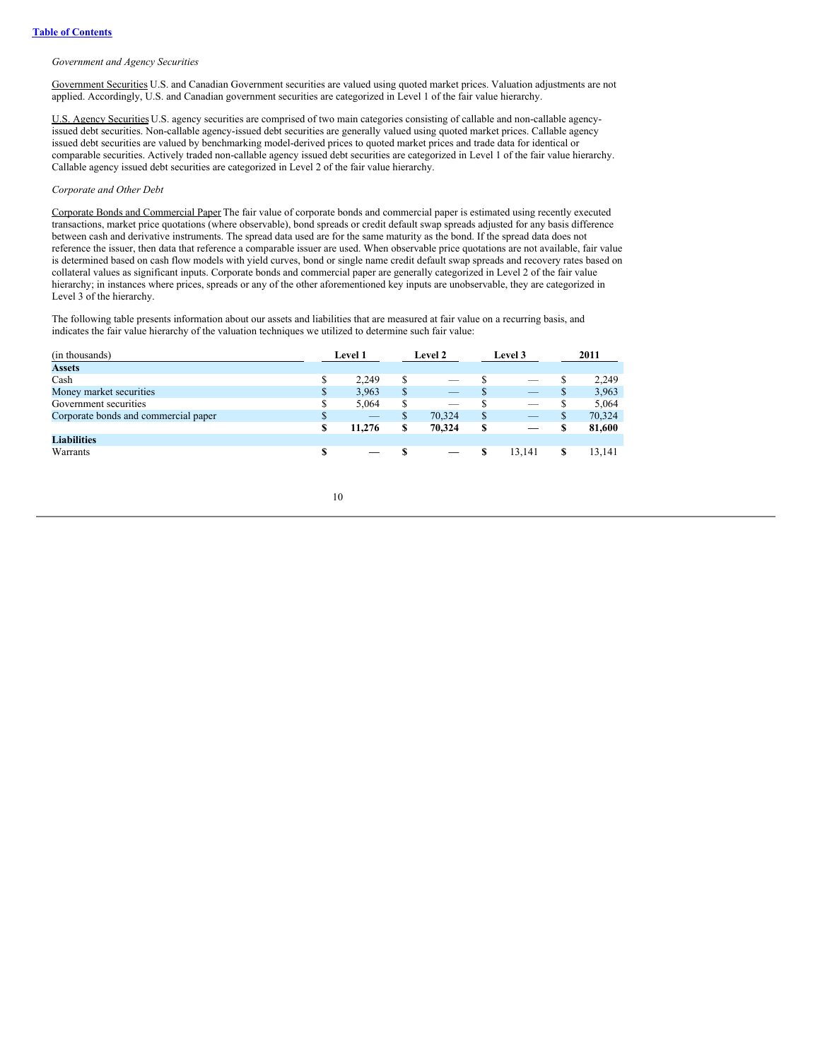*Government and Agency Securities*

Government Securities U.S. and Canadian Government securities are valued using quoted market prices. Valuation adjustments are not applied. Accordingly, U.S. and Canadian government securities are categorized in Level 1 of the fair value hierarchy.

U.S. Agency Securities U.S. agency securities are comprised of two main categories consisting of callable and non-callable agency-issued debt securities. Non-callable agency-issued debt securities are generally valued using quoted market prices. Callable agency issued debt securities are valued by benchmarking model-derived prices to quoted market prices and trade data for identical or comparable securities. Actively traded non-callable agency issued debt securities are categorized in Level 1 of the fair value hierarchy. Callable agency issued debt securities are categorized in Level 2 of the fair value hierarchy.

*Corporate and Other Debt*

Corporate Bonds and Commercial Paper The fair value of corporate bonds and commercial paper is estimated using recently executed transactions, market price quotations (where observable), bond spreads or credit default swap spreads adjusted for any basis difference between cash and derivative instruments. The spread data used are for the same maturity as the bond. If the spread data does not reference the issuer, then data that reference a comparable issuer are used. When observable price quotations are not available, fair value is determined based on cash flow models with yield curves, bond or single name credit default swap spreads and recovery rates based on collateral values as significant inputs. Corporate bonds and commercial paper are generally categorized in Level 2 of the fair value hierarchy; in instances where prices, spreads or any of the other aforementioned key inputs are unobservable, they are categorized in Level 3 of the hierarchy.

The following table presents information about our assets and liabilities that are measured at fair value on a recurring basis, and indicates the fair value hierarchy of the valuation techniques we utilized to determine such fair value:

| (in thousands) | Level 1 | Level 2 | Level 3 | 2011 |
|---|---|---|---|---|
| **Assets** | | | | |
| Cash | $ 2,249 | $ — | $ — | $ 2,249 |
| Money market securities | $ 3,963 | $ — | $ — | $ 3,963 |
| Government securities | $ 5,064 | $ — | $ — | $ 5,064 |
| Corporate bonds and commercial paper | $ — | $ 70,324 | $ — | $ 70,324 |
| | **$ 11,276** | **$ 70,324** | **$ —** | **$ 81,600** |
| **Liabilities** | | | | |
| Warrants | **$ —** | **$ —** | **$** 13,141 | **$** 13,141 |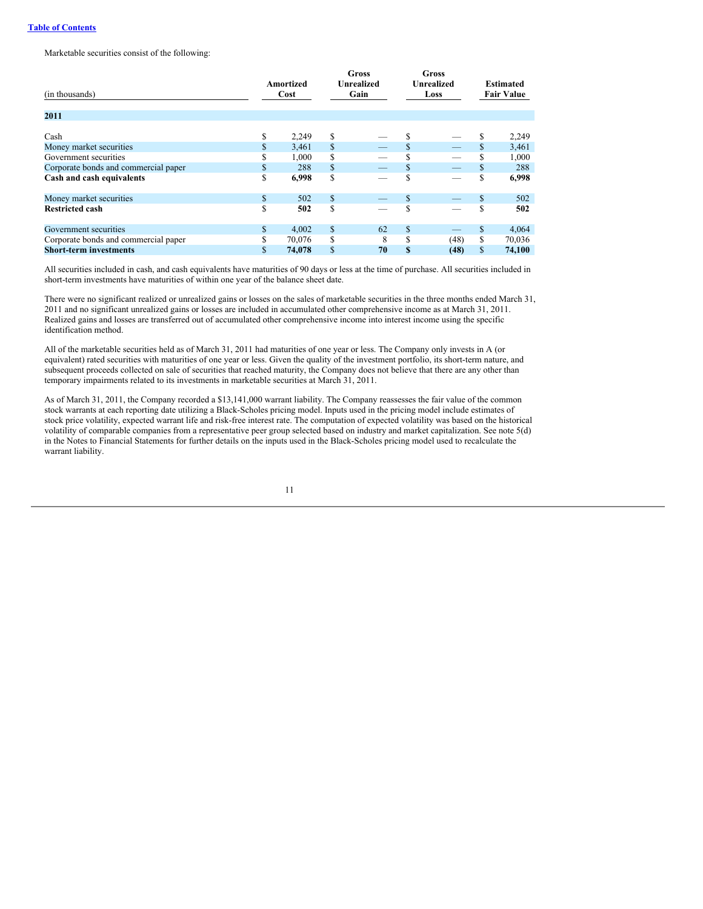[Table of Contents](#)

Marketable securities consist of the following:

| (in thousands) | Amortized Cost | Gross Unrealized Gain | Gross Unrealized Loss | Estimated Fair Value |
|---|---|---|---|---|
| **2011** | | | | |
| Cash | $ 2,249 | $ — | $ — | $ 2,249 |
| Money market securities | $ 3,461 | $ — | $ — | $ 3,461 |
| Government securities | $ 1,000 | $ — | $ — | $ 1,000 |
| Corporate bonds and commercial paper | $ 288 | $ — | $ — | $ 288 |
| **Cash and cash equivalents** | $ **6,998** | $ — | $ — | $ **6,998** |
| Money market securities | $ 502 | $ — | $ — | $ 502 |
| **Restricted cash** | $ **502** | $ — | $ — | $ **502** |
| Government securities | $ 4,002 | $ 62 | $ — | $ 4,064 |
| Corporate bonds and commercial paper | $ 70,076 | $ 8 | $ (48) | $ 70,036 |
| **Short-term investments** | $ **74,078** | $ **70** | **$ (48)** | $ **74,100** |

All securities included in cash, and cash equivalents have maturities of 90 days or less at the time of purchase. All securities included in short-term investments have maturities of within one year of the balance sheet date.

There were no significant realized or unrealized gains or losses on the sales of marketable securities in the three months ended March 31, 2011 and no significant unrealized gains or losses are included in accumulated other comprehensive income as at March 31, 2011. Realized gains and losses are transferred out of accumulated other comprehensive income into interest income using the specific identification method.

All of the marketable securities held as of March 31, 2011 had maturities of one year or less. The Company only invests in A (or equivalent) rated securities with maturities of one year or less. Given the quality of the investment portfolio, its short-term nature, and subsequent proceeds collected on sale of securities that reached maturity, the Company does not believe that there are any other than temporary impairments related to its investments in marketable securities at March 31, 2011.

As of March 31, 2011, the Company recorded a $13,141,000 warrant liability. The Company reassesses the fair value of the common stock warrants at each reporting date utilizing a Black-Scholes pricing model. Inputs used in the pricing model include estimates of stock price volatility, expected warrant life and risk-free interest rate. The computation of expected volatility was based on the historical volatility of comparable companies from a representative peer group selected based on industry and market capitalization. See note 5(d) in the Notes to Financial Statements for further details on the inputs used in the Black-Scholes pricing model used to recalculate the warrant liability.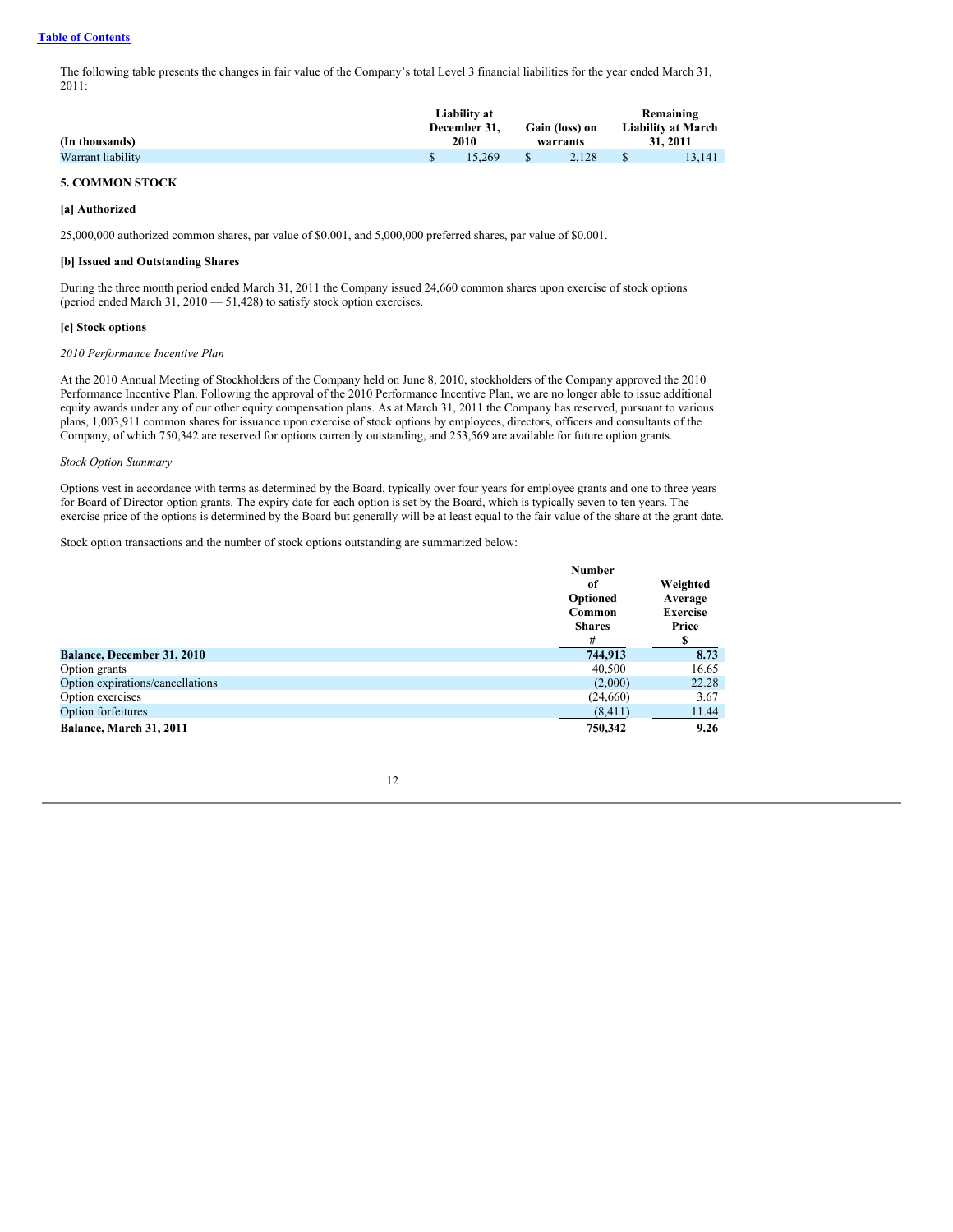The following table presents the changes in fair value of the Company's total Level 3 financial liabilities for the year ended March 31, 2011:

| (In thousands) | Liability at December 31, 2010 | Gain (loss) on warrants | Remaining Liability at March 31, 2011 |
|---|---|---|---|
| Warrant liability | $ 15,269 | $ 2,128 | $ 13,141 |

**5. COMMON STOCK**

**[a] Authorized**

25,000,000 authorized common shares, par value of $0.001, and 5,000,000 preferred shares, par value of $0.001.

**[b] Issued and Outstanding Shares**

During the three month period ended March 31, 2011 the Company issued 24,660 common shares upon exercise of stock options (period ended March 31, 2010 — 51,428) to satisfy stock option exercises.

**[c] Stock options**

*2010 Performance Incentive Plan*

At the 2010 Annual Meeting of Stockholders of the Company held on June 8, 2010, stockholders of the Company approved the 2010 Performance Incentive Plan. Following the approval of the 2010 Performance Incentive Plan, we are no longer able to issue additional equity awards under any of our other equity compensation plans. As at March 31, 2011 the Company has reserved, pursuant to various plans, 1,003,911 common shares for issuance upon exercise of stock options by employees, directors, officers and consultants of the Company, of which 750,342 are reserved for options currently outstanding, and 253,569 are available for future option grants.

*Stock Option Summary*

Options vest in accordance with terms as determined by the Board, typically over four years for employee grants and one to three years for Board of Director option grants. The expiry date for each option is set by the Board, which is typically seven to ten years. The exercise price of the options is determined by the Board but generally will be at least equal to the fair value of the share at the grant date.

Stock option transactions and the number of stock options outstanding are summarized below:

| | Number of Optioned Common Shares # | Weighted Average Exercise Price $ |
|---|---|---|
| **Balance, December 31, 2010** | **744,913** | **8.73** |
| Option grants | 40,500 | 16.65 |
| Option expirations/cancellations | (2,000) | 22.28 |
| Option exercises | (24,660) | 3.67 |
| Option forfeitures | (8,411) | 11.44 |
| **Balance, March 31, 2011** | **750,342** | **9.26** |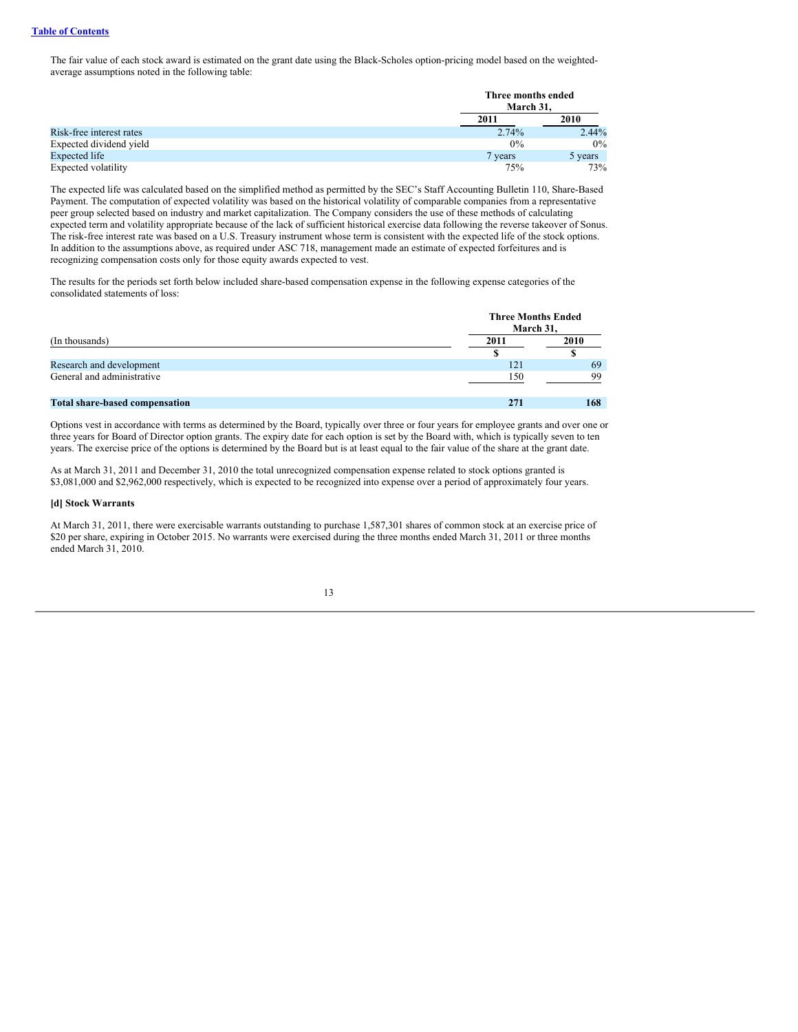The fair value of each stock award is estimated on the grant date using the Black-Scholes option-pricing model based on the weighted-average assumptions noted in the following table:

| | Three months ended March 31, | |
|---|---|---|
| | 2011 | 2010 |
| Risk-free interest rates | 2.74% | 2.44% |
| Expected dividend yield | 0% | 0% |
| Expected life | 7 years | 5 years |
| Expected volatility | 75% | 73% |

The expected life was calculated based on the simplified method as permitted by the SEC's Staff Accounting Bulletin 110, Share-Based Payment. The computation of expected volatility was based on the historical volatility of comparable companies from a representative peer group selected based on industry and market capitalization. The Company considers the use of these methods of calculating expected term and volatility appropriate because of the lack of sufficient historical exercise data following the reverse takeover of Sonus. The risk-free interest rate was based on a U.S. Treasury instrument whose term is consistent with the expected life of the stock options. In addition to the assumptions above, as required under ASC 718, management made an estimate of expected forfeitures and is recognizing compensation costs only for those equity awards expected to vest.

The results for the periods set forth below included share-based compensation expense in the following expense categories of the consolidated statements of loss:

| (In thousands) | Three Months Ended March 31, | |
|---|---|---|
| | 2011 | 2010 |
| | $ | $ |
| Research and development | 121 | 69 |
| General and administrative | 150 | 99 |
| **Total share-based compensation** | **271** | **168** |

Options vest in accordance with terms as determined by the Board, typically over three or four years for employee grants and over one or three years for Board of Director option grants. The expiry date for each option is set by the Board with, which is typically seven to ten years. The exercise price of the options is determined by the Board but is at least equal to the fair value of the share at the grant date.

As at March 31, 2011 and December 31, 2010 the total unrecognized compensation expense related to stock options granted is $3,081,000 and $2,962,000 respectively, which is expected to be recognized into expense over a period of approximately four years.

**[d] Stock Warrants**

At March 31, 2011, there were exercisable warrants outstanding to purchase 1,587,301 shares of common stock at an exercise price of $20 per share, expiring in October 2015. No warrants were exercised during the three months ended March 31, 2011 or three months ended March 31, 2010.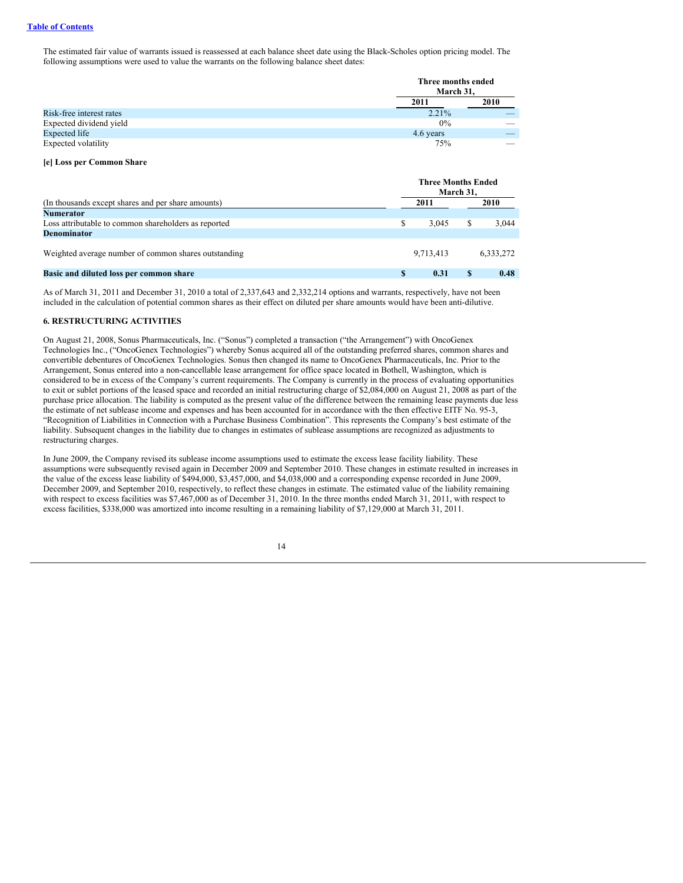The estimated fair value of warrants issued is reassessed at each balance sheet date using the Black-Scholes option pricing model. The following assumptions were used to value the warrants on the following balance sheet dates:

| | Three months ended March 31, | |
|---|---|---|
| | 2011 | 2010 |
| Risk-free interest rates | 2.21% | — |
| Expected dividend yield | 0% | — |
| Expected life | 4.6 years | — |
| Expected volatility | 75% | — |

**[e] Loss per Common Share**

| | Three Months Ended March 31, | |
|---|---|---|
| (In thousands except shares and per share amounts) | 2011 | 2010 |
| **Numerator** | | |
| Loss attributable to common shareholders as reported | $ 3,045 | $ 3,044 |
| **Denominator** | | |
| Weighted average number of common shares outstanding | 9,713,413 | 6,333,272 |
| **Basic and diluted loss per common share** | **$ 0.31** | **$ 0.48** |

As of March 31, 2011 and December 31, 2010 a total of 2,337,643 and 2,332,214 options and warrants, respectively, have not been included in the calculation of potential common shares as their effect on diluted per share amounts would have been anti-dilutive.

**6. RESTRUCTURING ACTIVITIES**

On August 21, 2008, Sonus Pharmaceuticals, Inc. ("Sonus") completed a transaction ("the Arrangement") with OncoGenex Technologies Inc., ("OncoGenex Technologies") whereby Sonus acquired all of the outstanding preferred shares, common shares and convertible debentures of OncoGenex Technologies. Sonus then changed its name to OncoGenex Pharmaceuticals, Inc. Prior to the Arrangement, Sonus entered into a non-cancellable lease arrangement for office space located in Bothell, Washington, which is considered to be in excess of the Company's current requirements. The Company is currently in the process of evaluating opportunities to exit or sublet portions of the leased space and recorded an initial restructuring charge of $2,084,000 on August 21, 2008 as part of the purchase price allocation. The liability is computed as the present value of the difference between the remaining lease payments due less the estimate of net sublease income and expenses and has been accounted for in accordance with the then effective EITF No. 95-3, "Recognition of Liabilities in Connection with a Purchase Business Combination". This represents the Company's best estimate of the liability. Subsequent changes in the liability due to changes in estimates of sublease assumptions are recognized as adjustments to restructuring charges.

In June 2009, the Company revised its sublease income assumptions used to estimate the excess lease facility liability. These assumptions were subsequently revised again in December 2009 and September 2010. These changes in estimate resulted in increases in the value of the excess lease liability of $494,000, $3,457,000, and $4,038,000 and a corresponding expense recorded in June 2009, December 2009, and September 2010, respectively, to reflect these changes in estimate. The estimated value of the liability remaining with respect to excess facilities was $7,467,000 as of December 31, 2010. In the three months ended March 31, 2011, with respect to excess facilities, $338,000 was amortized into income resulting in a remaining liability of $7,129,000 at March 31, 2011.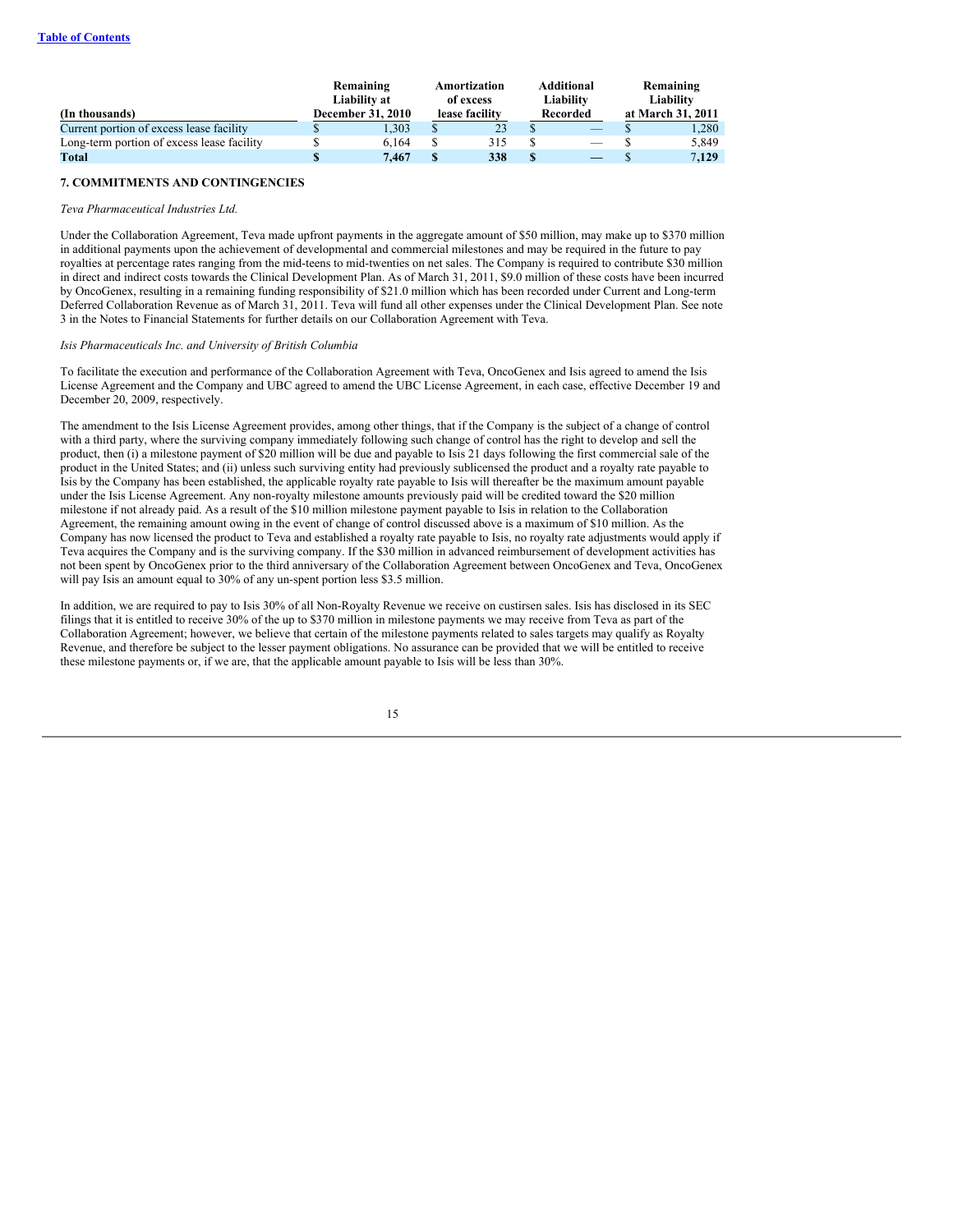[Table of Contents](#)

| (In thousands) | Remaining Liability at December 31, 2010 | Amortization of excess lease facility | Additional Liability Recorded | Remaining Liability at March 31, 2011 |
| --- | --- | --- | --- | --- |
| Current portion of excess lease facility | $ 1,303 | $ 23 | $ — | $ 1,280 |
| Long-term portion of excess lease facility | $ 6,164 | $ 315 | $ — | $ 5,849 |
| **Total** | **$ 7,467** | **$ 338** | **$ —** | **$ 7,129** |

**7. COMMITMENTS AND CONTINGENCIES**

*Teva Pharmaceutical Industries Ltd.*

Under the Collaboration Agreement, Teva made upfront payments in the aggregate amount of $50 million, may make up to $370 million in additional payments upon the achievement of developmental and commercial milestones and may be required in the future to pay royalties at percentage rates ranging from the mid-teens to mid-twenties on net sales. The Company is required to contribute $30 million in direct and indirect costs towards the Clinical Development Plan. As of March 31, 2011, $9.0 million of these costs have been incurred by OncoGenex, resulting in a remaining funding responsibility of $21.0 million which has been recorded under Current and Long-term Deferred Collaboration Revenue as of March 31, 2011. Teva will fund all other expenses under the Clinical Development Plan. See note 3 in the Notes to Financial Statements for further details on our Collaboration Agreement with Teva.

*Isis Pharmaceuticals Inc. and University of British Columbia*

To facilitate the execution and performance of the Collaboration Agreement with Teva, OncoGenex and Isis agreed to amend the Isis License Agreement and the Company and UBC agreed to amend the UBC License Agreement, in each case, effective December 19 and December 20, 2009, respectively.

The amendment to the Isis License Agreement provides, among other things, that if the Company is the subject of a change of control with a third party, where the surviving company immediately following such change of control has the right to develop and sell the product, then (i) a milestone payment of $20 million will be due and payable to Isis 21 days following the first commercial sale of the product in the United States; and (ii) unless such surviving entity had previously sublicensed the product and a royalty rate payable to Isis by the Company has been established, the applicable royalty rate payable to Isis will thereafter be the maximum amount payable under the Isis License Agreement. Any non-royalty milestone amounts previously paid will be credited toward the $20 million milestone if not already paid. As a result of the $10 million milestone payment payable to Isis in relation to the Collaboration Agreement, the remaining amount owing in the event of change of control discussed above is a maximum of $10 million. As the Company has now licensed the product to Teva and established a royalty rate payable to Isis, no royalty rate adjustments would apply if Teva acquires the Company and is the surviving company. If the $30 million in advanced reimbursement of development activities has not been spent by OncoGenex prior to the third anniversary of the Collaboration Agreement between OncoGenex and Teva, OncoGenex will pay Isis an amount equal to 30% of any un-spent portion less $3.5 million.

In addition, we are required to pay to Isis 30% of all Non-Royalty Revenue we receive on custirsen sales. Isis has disclosed in its SEC filings that it is entitled to receive 30% of the up to $370 million in milestone payments we may receive from Teva as part of the Collaboration Agreement; however, we believe that certain of the milestone payments related to sales targets may qualify as Royalty Revenue, and therefore be subject to the lesser payment obligations. No assurance can be provided that we will be entitled to receive these milestone payments or, if we are, that the applicable amount payable to Isis will be less than 30%.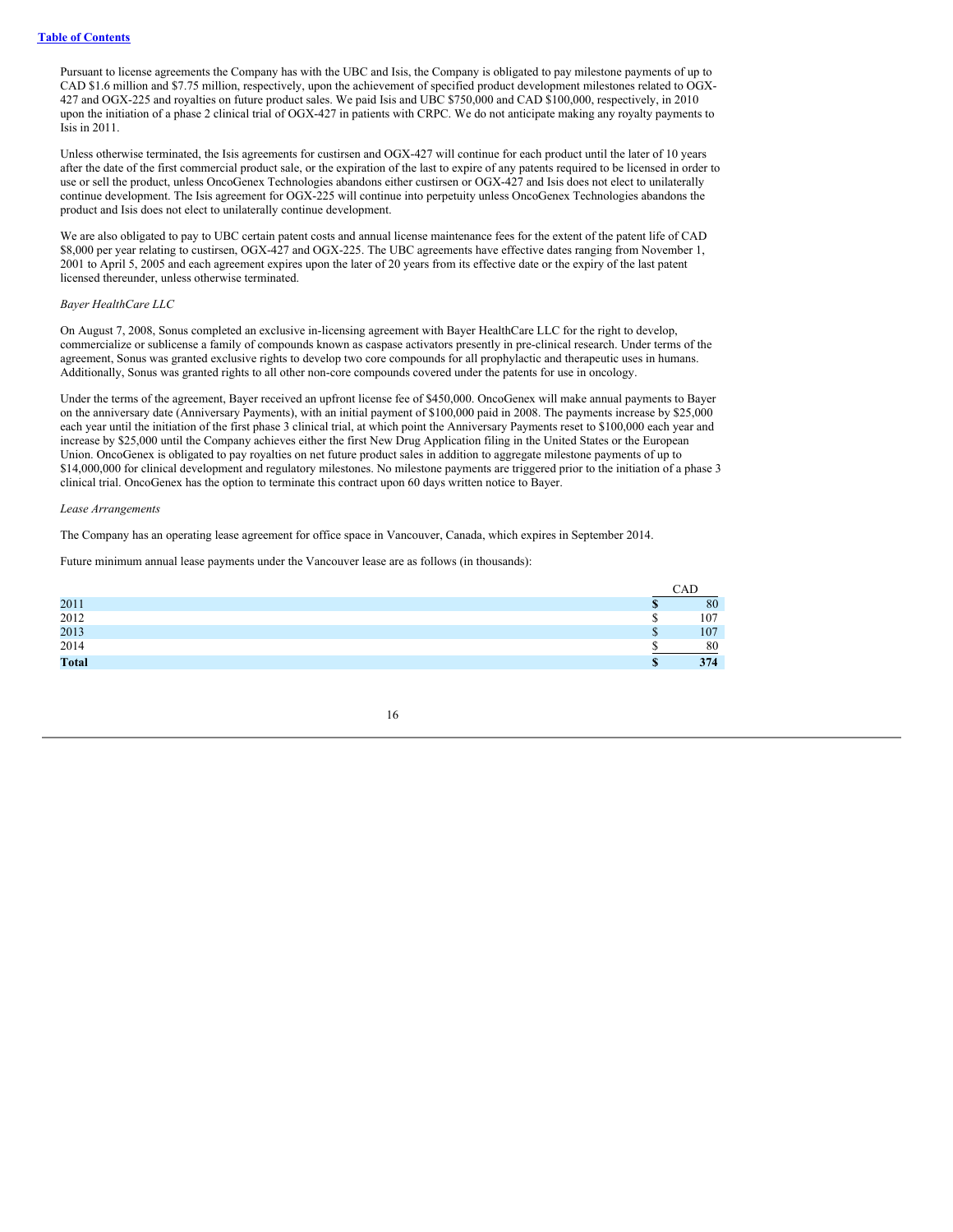Pursuant to license agreements the Company has with the UBC and Isis, the Company is obligated to pay milestone payments of up to CAD $1.6 million and $7.75 million, respectively, upon the achievement of specified product development milestones related to OGX-427 and OGX-225 and royalties on future product sales. We paid Isis and UBC $750,000 and CAD $100,000, respectively, in 2010 upon the initiation of a phase 2 clinical trial of OGX-427 in patients with CRPC. We do not anticipate making any royalty payments to Isis in 2011.

Unless otherwise terminated, the Isis agreements for custirsen and OGX-427 will continue for each product until the later of 10 years after the date of the first commercial product sale, or the expiration of the last to expire of any patents required to be licensed in order to use or sell the product, unless OncoGenex Technologies abandons either custirsen or OGX-427 and Isis does not elect to unilaterally continue development. The Isis agreement for OGX-225 will continue into perpetuity unless OncoGenex Technologies abandons the product and Isis does not elect to unilaterally continue development.

We are also obligated to pay to UBC certain patent costs and annual license maintenance fees for the extent of the patent life of CAD $8,000 per year relating to custirsen, OGX-427 and OGX-225. The UBC agreements have effective dates ranging from November 1, 2001 to April 5, 2005 and each agreement expires upon the later of 20 years from its effective date or the expiry of the last patent licensed thereunder, unless otherwise terminated.

*Bayer HealthCare LLC*

On August 7, 2008, Sonus completed an exclusive in-licensing agreement with Bayer HealthCare LLC for the right to develop, commercialize or sublicense a family of compounds known as caspase activators presently in pre-clinical research. Under terms of the agreement, Sonus was granted exclusive rights to develop two core compounds for all prophylactic and therapeutic uses in humans. Additionally, Sonus was granted rights to all other non-core compounds covered under the patents for use in oncology.

Under the terms of the agreement, Bayer received an upfront license fee of $450,000. OncoGenex will make annual payments to Bayer on the anniversary date (Anniversary Payments), with an initial payment of $100,000 paid in 2008. The payments increase by $25,000 each year until the initiation of the first phase 3 clinical trial, at which point the Anniversary Payments reset to $100,000 each year and increase by $25,000 until the Company achieves either the first New Drug Application filing in the United States or the European Union. OncoGenex is obligated to pay royalties on net future product sales in addition to aggregate milestone payments of up to $14,000,000 for clinical development and regulatory milestones. No milestone payments are triggered prior to the initiation of a phase 3 clinical trial. OncoGenex has the option to terminate this contract upon 60 days written notice to Bayer.

*Lease Arrangements*

The Company has an operating lease agreement for office space in Vancouver, Canada, which expires in September 2014.

Future minimum annual lease payments under the Vancouver lease are as follows (in thousands):

| | CAD |
|---|---|
| 2011 | $ 80 |
| 2012 | $ 107 |
| 2013 | $ 107 |
| 2014 | $ 80 |
| **Total** | **$ 374** |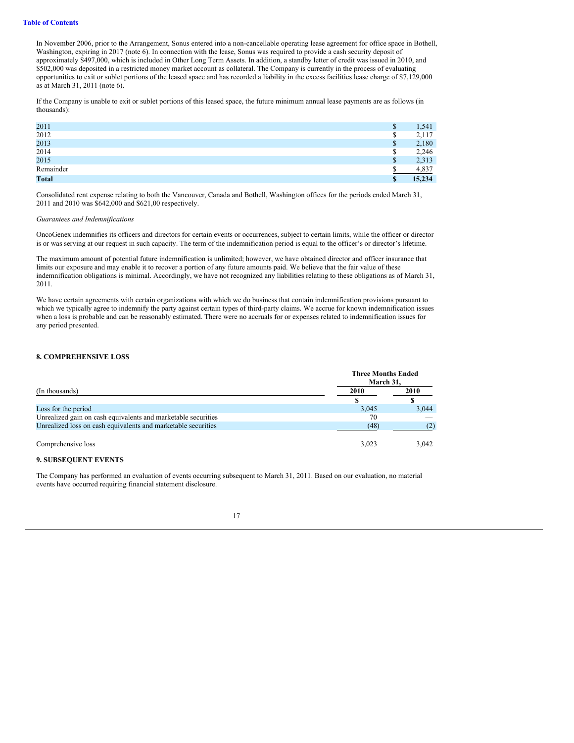In November 2006, prior to the Arrangement, Sonus entered into a non-cancellable operating lease agreement for office space in Bothell, Washington, expiring in 2017 (note 6). In connection with the lease, Sonus was required to provide a cash security deposit of approximately $497,000, which is included in Other Long Term Assets. In addition, a standby letter of credit was issued in 2010, and $502,000 was deposited in a restricted money market account as collateral. The Company is currently in the process of evaluating opportunities to exit or sublet portions of the leased space and has recorded a liability in the excess facilities lease charge of $7,129,000 as at March 31, 2011 (note 6).

If the Company is unable to exit or sublet portions of this leased space, the future minimum annual lease payments are as follows (in thousands):

| | |
|---|---|
| 2011 | $ 1,541 |
| 2012 | $ 2,117 |
| 2013 | $ 2,180 |
| 2014 | $ 2,246 |
| 2015 | $ 2,313 |
| Remainder | $ 4,837 |
| **Total** | **$ 15,234** |

Consolidated rent expense relating to both the Vancouver, Canada and Bothell, Washington offices for the periods ended March 31, 2011 and 2010 was $642,000 and $621,00 respectively.

*Guarantees and Indemnifications*

OncoGenex indemnifies its officers and directors for certain events or occurrences, subject to certain limits, while the officer or director is or was serving at our request in such capacity. The term of the indemnification period is equal to the officer's or director's lifetime.

The maximum amount of potential future indemnification is unlimited; however, we have obtained director and officer insurance that limits our exposure and may enable it to recover a portion of any future amounts paid. We believe that the fair value of these indemnification obligations is minimal. Accordingly, we have not recognized any liabilities relating to these obligations as of March 31, 2011.

We have certain agreements with certain organizations with which we do business that contain indemnification provisions pursuant to which we typically agree to indemnify the party against certain types of third-party claims. We accrue for known indemnification issues when a loss is probable and can be reasonably estimated. There were no accruals for or expenses related to indemnification issues for any period presented.

**8. COMPREHENSIVE LOSS**

| (In thousands) | Three Months Ended March 31, 2010 | 2010 |
|---|---|---|
| | $ | $ |
| Loss for the period | 3,045 | 3,044 |
| Unrealized gain on cash equivalents and marketable securities | 70 | — |
| Unrealized loss on cash equivalents and marketable securities | (48) | (2) |
| Comprehensive loss | 3,023 | 3,042 |

**9. SUBSEQUENT EVENTS**

The Company has performed an evaluation of events occurring subsequent to March 31, 2011. Based on our evaluation, no material events have occurred requiring financial statement disclosure.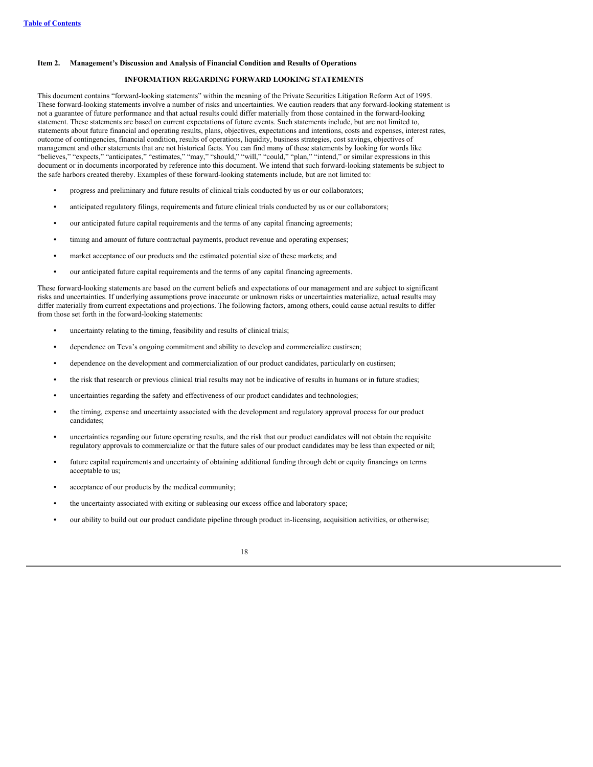**Item 2. Management's Discussion and Analysis of Financial Condition and Results of Operations**

**INFORMATION REGARDING FORWARD LOOKING STATEMENTS**

This document contains "forward-looking statements" within the meaning of the Private Securities Litigation Reform Act of 1995. These forward-looking statements involve a number of risks and uncertainties. We caution readers that any forward-looking statement is not a guarantee of future performance and that actual results could differ materially from those contained in the forward-looking statement. These statements are based on current expectations of future events. Such statements include, but are not limited to, statements about future financial and operating results, plans, objectives, expectations and intentions, costs and expenses, interest rates, outcome of contingencies, financial condition, results of operations, liquidity, business strategies, cost savings, objectives of management and other statements that are not historical facts. You can find many of these statements by looking for words like "believes," "expects," "anticipates," "estimates," "may," "should," "will," "could," "plan," "intend," or similar expressions in this document or in documents incorporated by reference into this document. We intend that such forward-looking statements be subject to the safe harbors created thereby. Examples of these forward-looking statements include, but are not limited to:

- progress and preliminary and future results of clinical trials conducted by us or our collaborators;
- anticipated regulatory filings, requirements and future clinical trials conducted by us or our collaborators;
- our anticipated future capital requirements and the terms of any capital financing agreements;
- timing and amount of future contractual payments, product revenue and operating expenses;
- market acceptance of our products and the estimated potential size of these markets; and
- our anticipated future capital requirements and the terms of any capital financing agreements.

These forward-looking statements are based on the current beliefs and expectations of our management and are subject to significant risks and uncertainties. If underlying assumptions prove inaccurate or unknown risks or uncertainties materialize, actual results may differ materially from current expectations and projections. The following factors, among others, could cause actual results to differ from those set forth in the forward-looking statements:

- uncertainty relating to the timing, feasibility and results of clinical trials;
- dependence on Teva's ongoing commitment and ability to develop and commercialize custirsen;
- dependence on the development and commercialization of our product candidates, particularly on custirsen;
- the risk that research or previous clinical trial results may not be indicative of results in humans or in future studies;
- uncertainties regarding the safety and effectiveness of our product candidates and technologies;
- the timing, expense and uncertainty associated with the development and regulatory approval process for our product candidates;
- uncertainties regarding our future operating results, and the risk that our product candidates will not obtain the requisite regulatory approvals to commercialize or that the future sales of our product candidates may be less than expected or nil;
- future capital requirements and uncertainty of obtaining additional funding through debt or equity financings on terms acceptable to us;
- acceptance of our products by the medical community;
- the uncertainty associated with exiting or subleasing our excess office and laboratory space;
- our ability to build out our product candidate pipeline through product in-licensing, acquisition activities, or otherwise;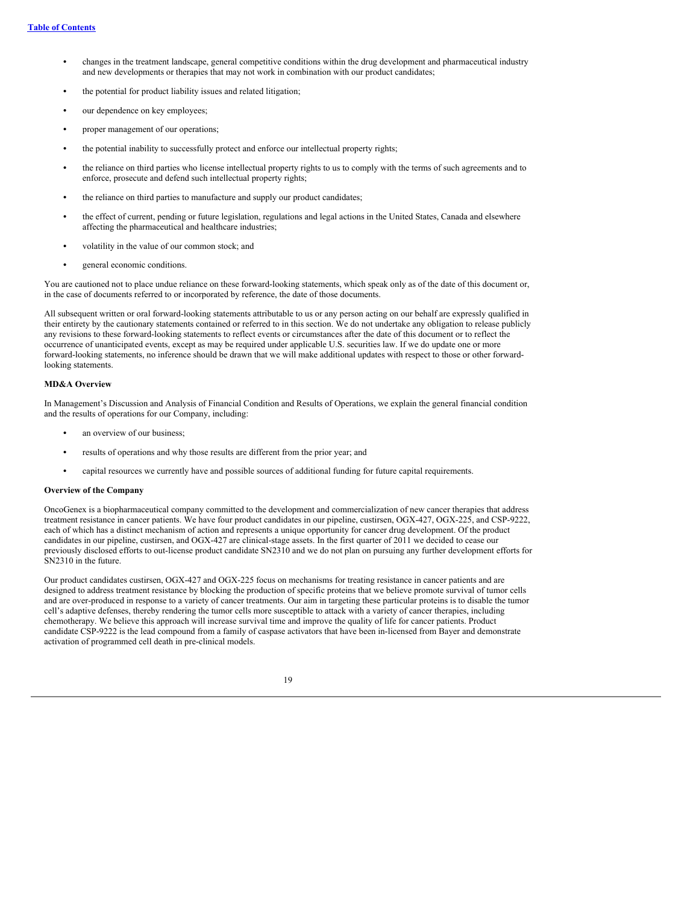- changes in the treatment landscape, general competitive conditions within the drug development and pharmaceutical industry and new developments or therapies that may not work in combination with our product candidates;
- the potential for product liability issues and related litigation;
- our dependence on key employees;
- proper management of our operations;
- the potential inability to successfully protect and enforce our intellectual property rights;
- the reliance on third parties who license intellectual property rights to us to comply with the terms of such agreements and to enforce, prosecute and defend such intellectual property rights;
- the reliance on third parties to manufacture and supply our product candidates;
- the effect of current, pending or future legislation, regulations and legal actions in the United States, Canada and elsewhere affecting the pharmaceutical and healthcare industries;
- volatility in the value of our common stock; and
- general economic conditions.

You are cautioned not to place undue reliance on these forward-looking statements, which speak only as of the date of this document or, in the case of documents referred to or incorporated by reference, the date of those documents.

All subsequent written or oral forward-looking statements attributable to us or any person acting on our behalf are expressly qualified in their entirety by the cautionary statements contained or referred to in this section. We do not undertake any obligation to release publicly any revisions to these forward-looking statements to reflect events or circumstances after the date of this document or to reflect the occurrence of unanticipated events, except as may be required under applicable U.S. securities law. If we do update one or more forward-looking statements, no inference should be drawn that we will make additional updates with respect to those or other forward-looking statements.

**MD&A Overview**

In Management's Discussion and Analysis of Financial Condition and Results of Operations, we explain the general financial condition and the results of operations for our Company, including:

- an overview of our business;
- results of operations and why those results are different from the prior year; and
- capital resources we currently have and possible sources of additional funding for future capital requirements.

**Overview of the Company**

OncoGenex is a biopharmaceutical company committed to the development and commercialization of new cancer therapies that address treatment resistance in cancer patients. We have four product candidates in our pipeline, custirsen, OGX-427, OGX-225, and CSP-9222, each of which has a distinct mechanism of action and represents a unique opportunity for cancer drug development. Of the product candidates in our pipeline, custirsen, and OGX-427 are clinical-stage assets. In the first quarter of 2011 we decided to cease our previously disclosed efforts to out-license product candidate SN2310 and we do not plan on pursuing any further development efforts for SN2310 in the future.

Our product candidates custirsen, OGX-427 and OGX-225 focus on mechanisms for treating resistance in cancer patients and are designed to address treatment resistance by blocking the production of specific proteins that we believe promote survival of tumor cells and are over-produced in response to a variety of cancer treatments. Our aim in targeting these particular proteins is to disable the tumor cell's adaptive defenses, thereby rendering the tumor cells more susceptible to attack with a variety of cancer therapies, including chemotherapy. We believe this approach will increase survival time and improve the quality of life for cancer patients. Product candidate CSP-9222 is the lead compound from a family of caspase activators that have been in-licensed from Bayer and demonstrate activation of programmed cell death in pre-clinical models.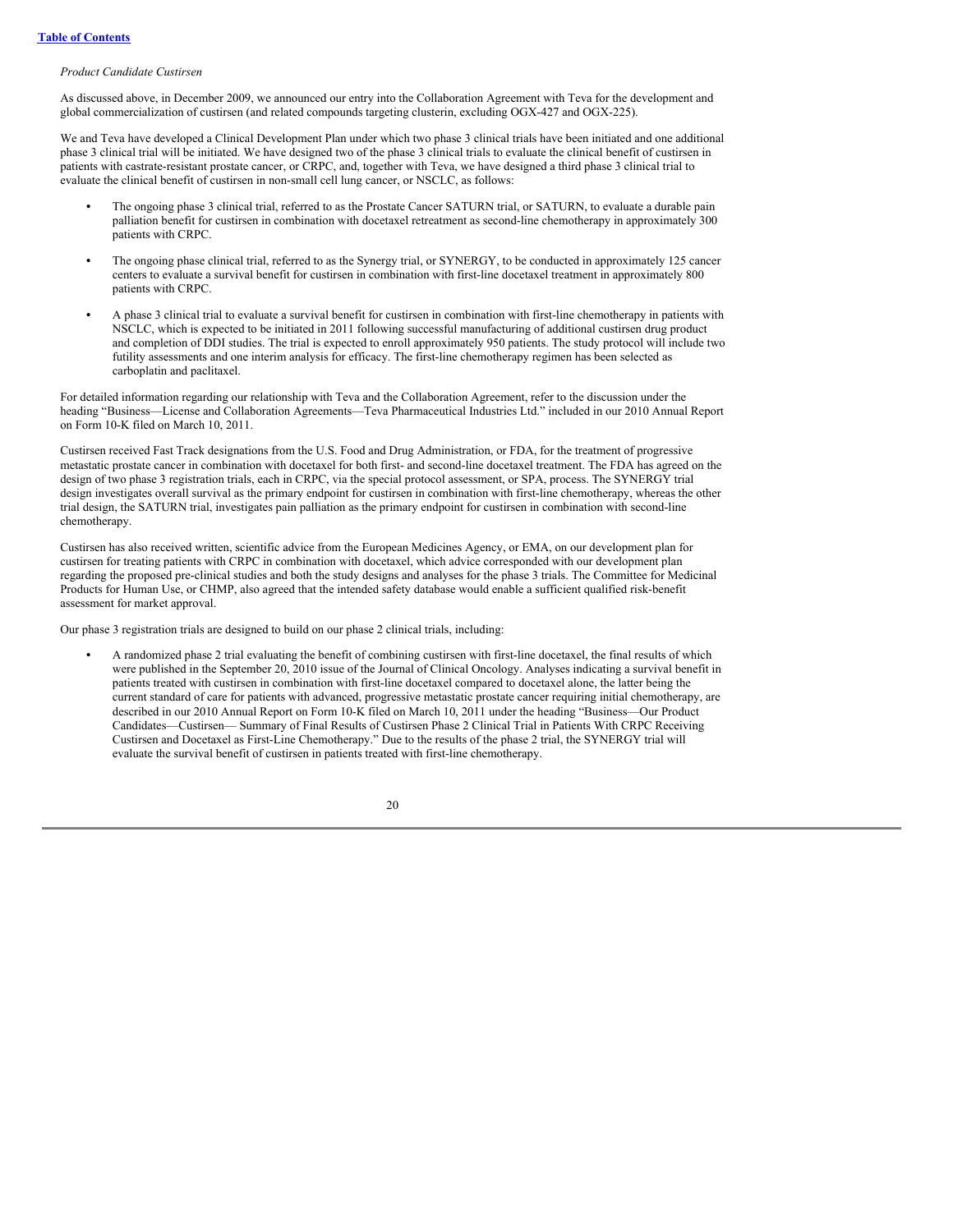*Product Candidate Custirsen*

As discussed above, in December 2009, we announced our entry into the Collaboration Agreement with Teva for the development and global commercialization of custirsen (and related compounds targeting clusterin, excluding OGX-427 and OGX-225).

We and Teva have developed a Clinical Development Plan under which two phase 3 clinical trials have been initiated and one additional phase 3 clinical trial will be initiated. We have designed two of the phase 3 clinical trials to evaluate the clinical benefit of custirsen in patients with castrate-resistant prostate cancer, or CRPC, and, together with Teva, we have designed a third phase 3 clinical trial to evaluate the clinical benefit of custirsen in non-small cell lung cancer, or NSCLC, as follows:

- The ongoing phase 3 clinical trial, referred to as the Prostate Cancer SATURN trial, or SATURN, to evaluate a durable pain palliation benefit for custirsen in combination with docetaxel retreatment as second-line chemotherapy in approximately 300 patients with CRPC.
- The ongoing phase clinical trial, referred to as the Synergy trial, or SYNERGY, to be conducted in approximately 125 cancer centers to evaluate a survival benefit for custirsen in combination with first-line docetaxel treatment in approximately 800 patients with CRPC.
- A phase 3 clinical trial to evaluate a survival benefit for custirsen in combination with first-line chemotherapy in patients with NSCLC, which is expected to be initiated in 2011 following successful manufacturing of additional custirsen drug product and completion of DDI studies. The trial is expected to enroll approximately 950 patients. The study protocol will include two futility assessments and one interim analysis for efficacy. The first-line chemotherapy regimen has been selected as carboplatin and paclitaxel.

For detailed information regarding our relationship with Teva and the Collaboration Agreement, refer to the discussion under the heading "Business—License and Collaboration Agreements—Teva Pharmaceutical Industries Ltd." included in our 2010 Annual Report on Form 10-K filed on March 10, 2011.

Custirsen received Fast Track designations from the U.S. Food and Drug Administration, or FDA, for the treatment of progressive metastatic prostate cancer in combination with docetaxel for both first- and second-line docetaxel treatment. The FDA has agreed on the design of two phase 3 registration trials, each in CRPC, via the special protocol assessment, or SPA, process. The SYNERGY trial design investigates overall survival as the primary endpoint for custirsen in combination with first-line chemotherapy, whereas the other trial design, the SATURN trial, investigates pain palliation as the primary endpoint for custirsen in combination with second-line chemotherapy.

Custirsen has also received written, scientific advice from the European Medicines Agency, or EMA, on our development plan for custirsen for treating patients with CRPC in combination with docetaxel, which advice corresponded with our development plan regarding the proposed pre-clinical studies and both the study designs and analyses for the phase 3 trials. The Committee for Medicinal Products for Human Use, or CHMP, also agreed that the intended safety database would enable a sufficient qualified risk-benefit assessment for market approval.

Our phase 3 registration trials are designed to build on our phase 2 clinical trials, including:

- A randomized phase 2 trial evaluating the benefit of combining custirsen with first-line docetaxel, the final results of which were published in the September 20, 2010 issue of the Journal of Clinical Oncology. Analyses indicating a survival benefit in patients treated with custirsen in combination with first-line docetaxel compared to docetaxel alone, the latter being the current standard of care for patients with advanced, progressive metastatic prostate cancer requiring initial chemotherapy, are described in our 2010 Annual Report on Form 10-K filed on March 10, 2011 under the heading "Business—Our Product Candidates—Custirsen— Summary of Final Results of Custirsen Phase 2 Clinical Trial in Patients With CRPC Receiving Custirsen and Docetaxel as First-Line Chemotherapy." Due to the results of the phase 2 trial, the SYNERGY trial will evaluate the survival benefit of custirsen in patients treated with first-line chemotherapy.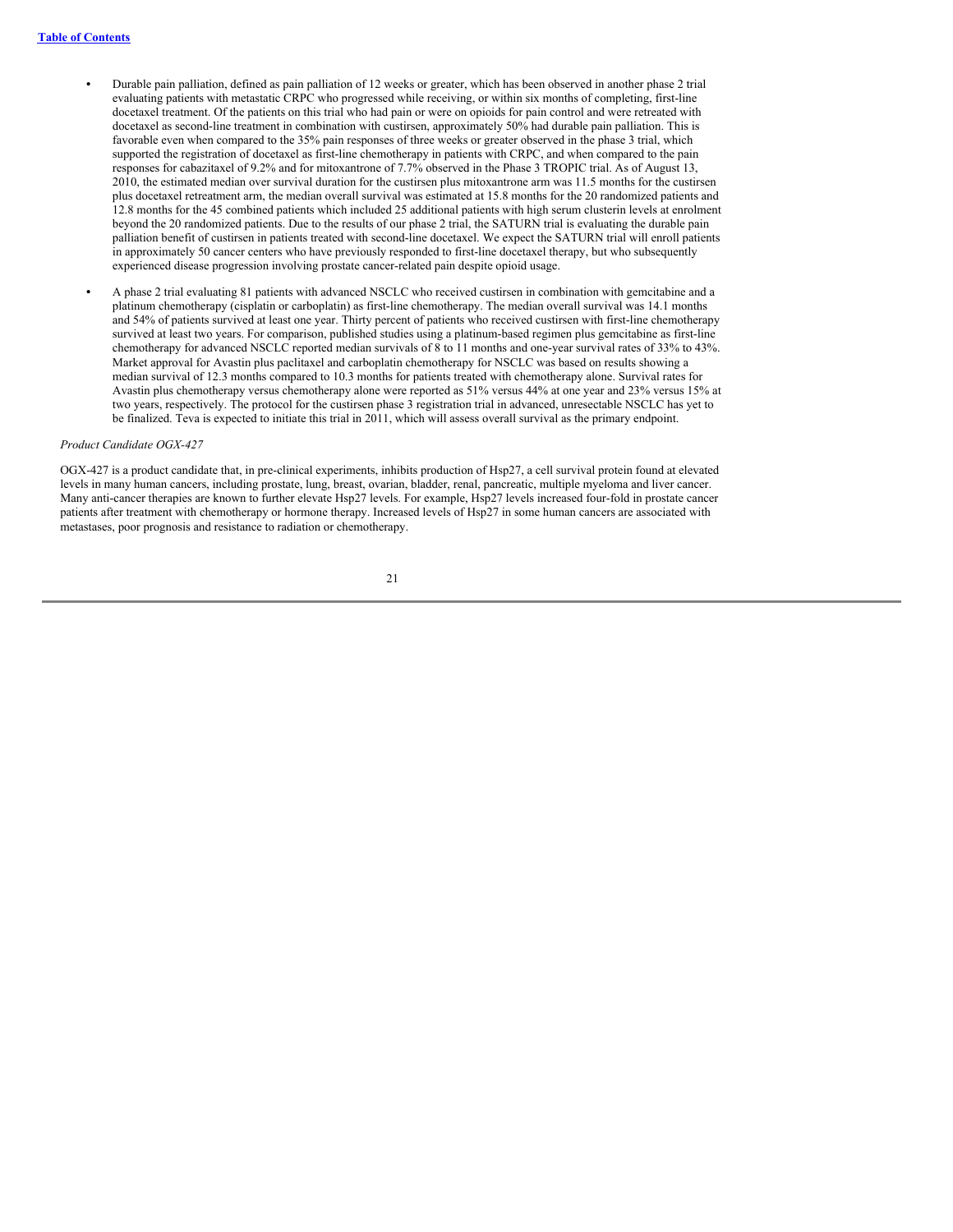- Durable pain palliation, defined as pain palliation of 12 weeks or greater, which has been observed in another phase 2 trial evaluating patients with metastatic CRPC who progressed while receiving, or within six months of completing, first-line docetaxel treatment. Of the patients on this trial who had pain or were on opioids for pain control and were retreated with docetaxel as second-line treatment in combination with custirsen, approximately 50% had durable pain palliation. This is favorable even when compared to the 35% pain responses of three weeks or greater observed in the phase 3 trial, which supported the registration of docetaxel as first-line chemotherapy in patients with CRPC, and when compared to the pain responses for cabazitaxel of 9.2% and for mitoxantrone of 7.7% observed in the Phase 3 TROPIC trial. As of August 13, 2010, the estimated median over survival duration for the custirsen plus mitoxantrone arm was 11.5 months for the custirsen plus docetaxel retreatment arm, the median overall survival was estimated at 15.8 months for the 20 randomized patients and 12.8 months for the 45 combined patients which included 25 additional patients with high serum clusterin levels at enrolment beyond the 20 randomized patients. Due to the results of our phase 2 trial, the SATURN trial is evaluating the durable pain palliation benefit of custirsen in patients treated with second-line docetaxel. We expect the SATURN trial will enroll patients in approximately 50 cancer centers who have previously responded to first-line docetaxel therapy, but who subsequently experienced disease progression involving prostate cancer-related pain despite opioid usage.

- A phase 2 trial evaluating 81 patients with advanced NSCLC who received custirsen in combination with gemcitabine and a platinum chemotherapy (cisplatin or carboplatin) as first-line chemotherapy. The median overall survival was 14.1 months and 54% of patients survived at least one year. Thirty percent of patients who received custirsen with first-line chemotherapy survived at least two years. For comparison, published studies using a platinum-based regimen plus gemcitabine as first-line chemotherapy for advanced NSCLC reported median survivals of 8 to 11 months and one-year survival rates of 33% to 43%. Market approval for Avastin plus paclitaxel and carboplatin chemotherapy for NSCLC was based on results showing a median survival of 12.3 months compared to 10.3 months for patients treated with chemotherapy alone. Survival rates for Avastin plus chemotherapy versus chemotherapy alone were reported as 51% versus 44% at one year and 23% versus 15% at two years, respectively. The protocol for the custirsen phase 3 registration trial in advanced, unresectable NSCLC has yet to be finalized. Teva is expected to initiate this trial in 2011, which will assess overall survival as the primary endpoint.

*Product Candidate OGX-427*

OGX-427 is a product candidate that, in pre-clinical experiments, inhibits production of Hsp27, a cell survival protein found at elevated levels in many human cancers, including prostate, lung, breast, ovarian, bladder, renal, pancreatic, multiple myeloma and liver cancer. Many anti-cancer therapies are known to further elevate Hsp27 levels. For example, Hsp27 levels increased four-fold in prostate cancer patients after treatment with chemotherapy or hormone therapy. Increased levels of Hsp27 in some human cancers are associated with metastases, poor prognosis and resistance to radiation or chemotherapy.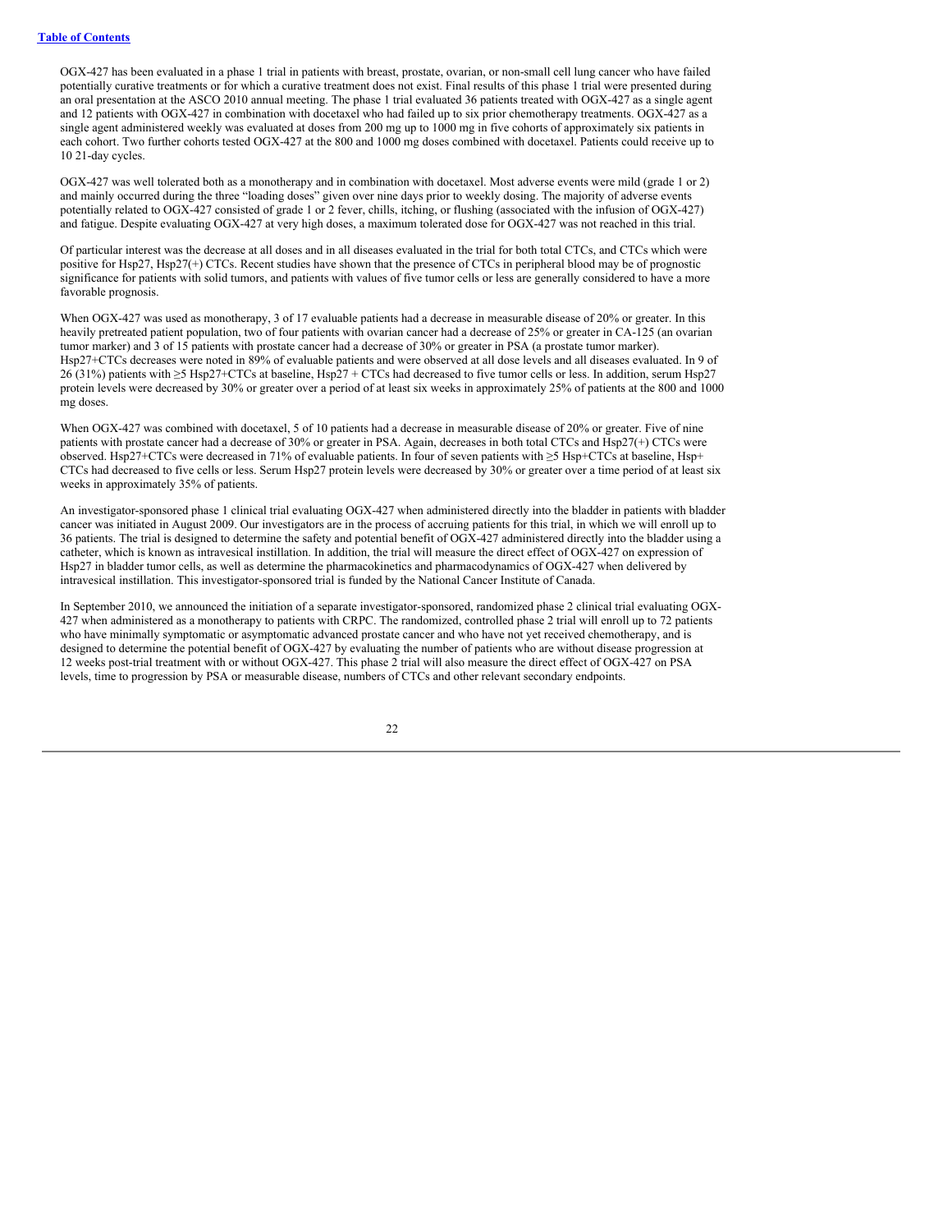OGX-427 has been evaluated in a phase 1 trial in patients with breast, prostate, ovarian, or non-small cell lung cancer who have failed potentially curative treatments or for which a curative treatment does not exist. Final results of this phase 1 trial were presented during an oral presentation at the ASCO 2010 annual meeting. The phase 1 trial evaluated 36 patients treated with OGX-427 as a single agent and 12 patients with OGX-427 in combination with docetaxel who had failed up to six prior chemotherapy treatments. OGX-427 as a single agent administered weekly was evaluated at doses from 200 mg up to 1000 mg in five cohorts of approximately six patients in each cohort. Two further cohorts tested OGX-427 at the 800 and 1000 mg doses combined with docetaxel. Patients could receive up to 10 21-day cycles.

OGX-427 was well tolerated both as a monotherapy and in combination with docetaxel. Most adverse events were mild (grade 1 or 2) and mainly occurred during the three "loading doses" given over nine days prior to weekly dosing. The majority of adverse events potentially related to OGX-427 consisted of grade 1 or 2 fever, chills, itching, or flushing (associated with the infusion of OGX-427) and fatigue. Despite evaluating OGX-427 at very high doses, a maximum tolerated dose for OGX-427 was not reached in this trial.

Of particular interest was the decrease at all doses and in all diseases evaluated in the trial for both total CTCs, and CTCs which were positive for Hsp27, Hsp27(+) CTCs. Recent studies have shown that the presence of CTCs in peripheral blood may be of prognostic significance for patients with solid tumors, and patients with values of five tumor cells or less are generally considered to have a more favorable prognosis.

When OGX-427 was used as monotherapy, 3 of 17 evaluable patients had a decrease in measurable disease of 20% or greater. In this heavily pretreated patient population, two of four patients with ovarian cancer had a decrease of 25% or greater in CA-125 (an ovarian tumor marker) and 3 of 15 patients with prostate cancer had a decrease of 30% or greater in PSA (a prostate tumor marker). Hsp27+CTCs decreases were noted in 89% of evaluable patients and were observed at all dose levels and all diseases evaluated. In 9 of 26 (31%) patients with ≥5 Hsp27+CTCs at baseline, Hsp27 + CTCs had decreased to five tumor cells or less. In addition, serum Hsp27 protein levels were decreased by 30% or greater over a period of at least six weeks in approximately 25% of patients at the 800 and 1000 mg doses.

When OGX-427 was combined with docetaxel, 5 of 10 patients had a decrease in measurable disease of 20% or greater. Five of nine patients with prostate cancer had a decrease of 30% or greater in PSA. Again, decreases in both total CTCs and Hsp27(+) CTCs were observed. Hsp27+CTCs were decreased in 71% of evaluable patients. In four of seven patients with ≥5 Hsp+CTCs at baseline, Hsp+ CTCs had decreased to five cells or less. Serum Hsp27 protein levels were decreased by 30% or greater over a time period of at least six weeks in approximately 35% of patients.

An investigator-sponsored phase 1 clinical trial evaluating OGX-427 when administered directly into the bladder in patients with bladder cancer was initiated in August 2009. Our investigators are in the process of accruing patients for this trial, in which we will enroll up to 36 patients. The trial is designed to determine the safety and potential benefit of OGX-427 administered directly into the bladder using a catheter, which is known as intravesical instillation. In addition, the trial will measure the direct effect of OGX-427 on expression of Hsp27 in bladder tumor cells, as well as determine the pharmacokinetics and pharmacodynamics of OGX-427 when delivered by intravesical instillation. This investigator-sponsored trial is funded by the National Cancer Institute of Canada.

In September 2010, we announced the initiation of a separate investigator-sponsored, randomized phase 2 clinical trial evaluating OGX-427 when administered as a monotherapy to patients with CRPC. The randomized, controlled phase 2 trial will enroll up to 72 patients who have minimally symptomatic or asymptomatic advanced prostate cancer and who have not yet received chemotherapy, and is designed to determine the potential benefit of OGX-427 by evaluating the number of patients who are without disease progression at 12 weeks post-trial treatment with or without OGX-427. This phase 2 trial will also measure the direct effect of OGX-427 on PSA levels, time to progression by PSA or measurable disease, numbers of CTCs and other relevant secondary endpoints.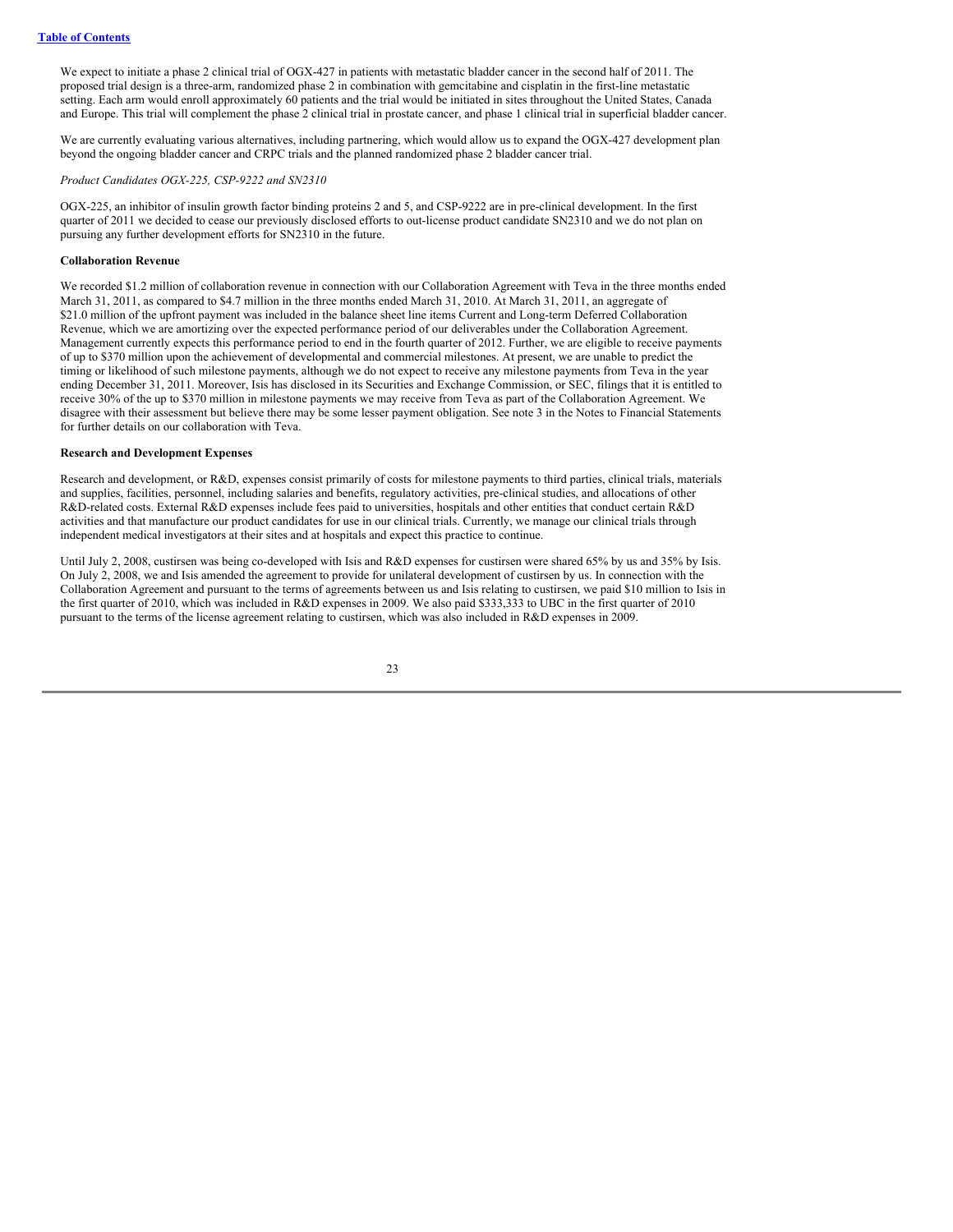We expect to initiate a phase 2 clinical trial of OGX-427 in patients with metastatic bladder cancer in the second half of 2011. The proposed trial design is a three-arm, randomized phase 2 in combination with gemcitabine and cisplatin in the first-line metastatic setting. Each arm would enroll approximately 60 patients and the trial would be initiated in sites throughout the United States, Canada and Europe. This trial will complement the phase 2 clinical trial in prostate cancer, and phase 1 clinical trial in superficial bladder cancer.

We are currently evaluating various alternatives, including partnering, which would allow us to expand the OGX-427 development plan beyond the ongoing bladder cancer and CRPC trials and the planned randomized phase 2 bladder cancer trial.

*Product Candidates OGX-225, CSP-9222 and SN2310*

OGX-225, an inhibitor of insulin growth factor binding proteins 2 and 5, and CSP-9222 are in pre-clinical development. In the first quarter of 2011 we decided to cease our previously disclosed efforts to out-license product candidate SN2310 and we do not plan on pursuing any further development efforts for SN2310 in the future.

**Collaboration Revenue**

We recorded $1.2 million of collaboration revenue in connection with our Collaboration Agreement with Teva in the three months ended March 31, 2011, as compared to $4.7 million in the three months ended March 31, 2010. At March 31, 2011, an aggregate of $21.0 million of the upfront payment was included in the balance sheet line items Current and Long-term Deferred Collaboration Revenue, which we are amortizing over the expected performance period of our deliverables under the Collaboration Agreement. Management currently expects this performance period to end in the fourth quarter of 2012. Further, we are eligible to receive payments of up to $370 million upon the achievement of developmental and commercial milestones. At present, we are unable to predict the timing or likelihood of such milestone payments, although we do not expect to receive any milestone payments from Teva in the year ending December 31, 2011. Moreover, Isis has disclosed in its Securities and Exchange Commission, or SEC, filings that it is entitled to receive 30% of the up to $370 million in milestone payments we may receive from Teva as part of the Collaboration Agreement. We disagree with their assessment but believe there may be some lesser payment obligation. See note 3 in the Notes to Financial Statements for further details on our collaboration with Teva.

**Research and Development Expenses**

Research and development, or R&D, expenses consist primarily of costs for milestone payments to third parties, clinical trials, materials and supplies, facilities, personnel, including salaries and benefits, regulatory activities, pre-clinical studies, and allocations of other R&D-related costs. External R&D expenses include fees paid to universities, hospitals and other entities that conduct certain R&D activities and that manufacture our product candidates for use in our clinical trials. Currently, we manage our clinical trials through independent medical investigators at their sites and at hospitals and expect this practice to continue.

Until July 2, 2008, custirsen was being co-developed with Isis and R&D expenses for custirsen were shared 65% by us and 35% by Isis. On July 2, 2008, we and Isis amended the agreement to provide for unilateral development of custirsen by us. In connection with the Collaboration Agreement and pursuant to the terms of agreements between us and Isis relating to custirsen, we paid $10 million to Isis in the first quarter of 2010, which was included in R&D expenses in 2009. We also paid $333,333 to UBC in the first quarter of 2010 pursuant to the terms of the license agreement relating to custirsen, which was also included in R&D expenses in 2009.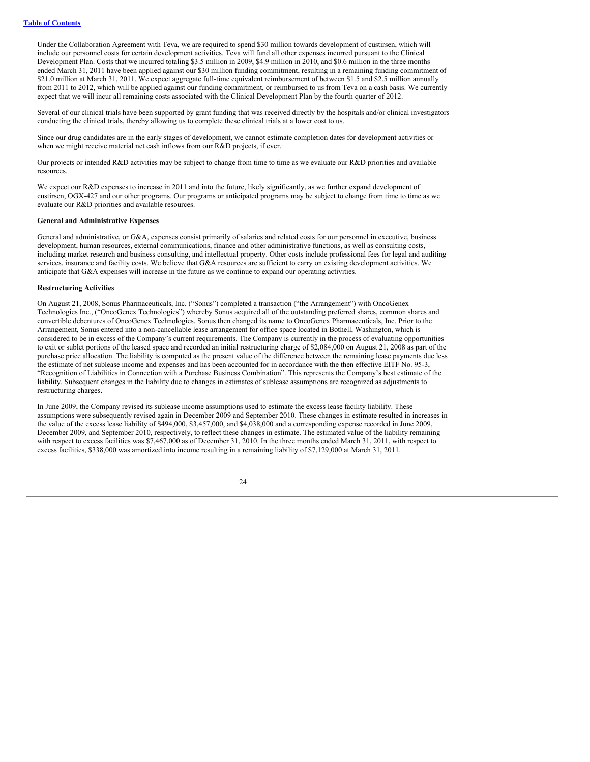Under the Collaboration Agreement with Teva, we are required to spend $30 million towards development of custirsen, which will include our personnel costs for certain development activities. Teva will fund all other expenses incurred pursuant to the Clinical Development Plan. Costs that we incurred totaling $3.5 million in 2009, $4.9 million in 2010, and $0.6 million in the three months ended March 31, 2011 have been applied against our $30 million funding commitment, resulting in a remaining funding commitment of $21.0 million at March 31, 2011. We expect aggregate full-time equivalent reimbursement of between $1.5 and $2.5 million annually from 2011 to 2012, which will be applied against our funding commitment, or reimbursed to us from Teva on a cash basis. We currently expect that we will incur all remaining costs associated with the Clinical Development Plan by the fourth quarter of 2012.

Several of our clinical trials have been supported by grant funding that was received directly by the hospitals and/or clinical investigators conducting the clinical trials, thereby allowing us to complete these clinical trials at a lower cost to us.

Since our drug candidates are in the early stages of development, we cannot estimate completion dates for development activities or when we might receive material net cash inflows from our R&D projects, if ever.

Our projects or intended R&D activities may be subject to change from time to time as we evaluate our R&D priorities and available resources.

We expect our R&D expenses to increase in 2011 and into the future, likely significantly, as we further expand development of custirsen, OGX-427 and our other programs. Our programs or anticipated programs may be subject to change from time to time as we evaluate our R&D priorities and available resources.

**General and Administrative Expenses**

General and administrative, or G&A, expenses consist primarily of salaries and related costs for our personnel in executive, business development, human resources, external communications, finance and other administrative functions, as well as consulting costs, including market research and business consulting, and intellectual property. Other costs include professional fees for legal and auditing services, insurance and facility costs. We believe that G&A resources are sufficient to carry on existing development activities. We anticipate that G&A expenses will increase in the future as we continue to expand our operating activities.

**Restructuring Activities**

On August 21, 2008, Sonus Pharmaceuticals, Inc. ("Sonus") completed a transaction ("the Arrangement") with OncoGenex Technologies Inc., ("OncoGenex Technologies") whereby Sonus acquired all of the outstanding preferred shares, common shares and convertible debentures of OncoGenex Technologies. Sonus then changed its name to OncoGenex Pharmaceuticals, Inc. Prior to the Arrangement, Sonus entered into a non-cancellable lease arrangement for office space located in Bothell, Washington, which is considered to be in excess of the Company's current requirements. The Company is currently in the process of evaluating opportunities to exit or sublet portions of the leased space and recorded an initial restructuring charge of $2,084,000 on August 21, 2008 as part of the purchase price allocation. The liability is computed as the present value of the difference between the remaining lease payments due less the estimate of net sublease income and expenses and has been accounted for in accordance with the then effective EITF No. 95-3, "Recognition of Liabilities in Connection with a Purchase Business Combination". This represents the Company's best estimate of the liability. Subsequent changes in the liability due to changes in estimates of sublease assumptions are recognized as adjustments to restructuring charges.

In June 2009, the Company revised its sublease income assumptions used to estimate the excess lease facility liability. These assumptions were subsequently revised again in December 2009 and September 2010. These changes in estimate resulted in increases in the value of the excess lease liability of $494,000, $3,457,000, and $4,038,000 and a corresponding expense recorded in June 2009, December 2009, and September 2010, respectively, to reflect these changes in estimate. The estimated value of the liability remaining with respect to excess facilities was $7,467,000 as of December 31, 2010. In the three months ended March 31, 2011, with respect to excess facilities, $338,000 was amortized into income resulting in a remaining liability of $7,129,000 at March 31, 2011.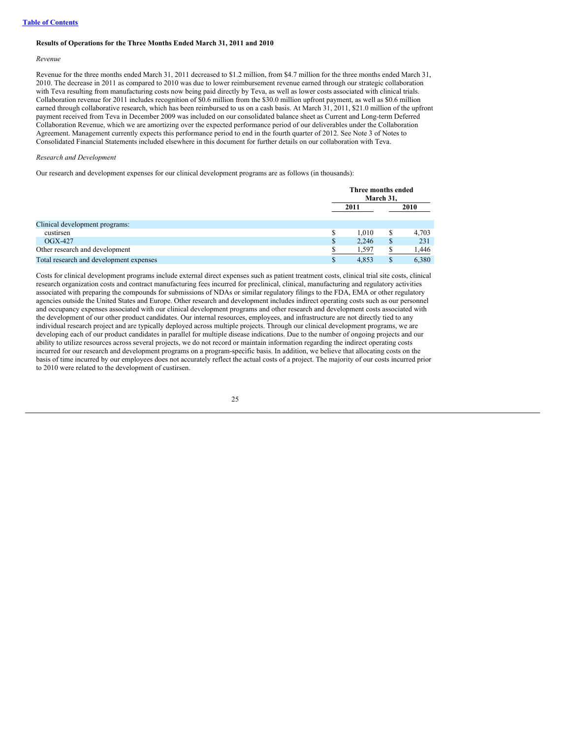[Table of Contents](#)

**Results of Operations for the Three Months Ended March 31, 2011 and 2010**

*Revenue*

Revenue for the three months ended March 31, 2011 decreased to $1.2 million, from $4.7 million for the three months ended March 31, 2010. The decrease in 2011 as compared to 2010 was due to lower reimbursement revenue earned through our strategic collaboration with Teva resulting from manufacturing costs now being paid directly by Teva, as well as lower costs associated with clinical trials. Collaboration revenue for 2011 includes recognition of $0.6 million from the $30.0 million upfront payment, as well as $0.6 million earned through collaborative research, which has been reimbursed to us on a cash basis. At March 31, 2011, $21.0 million of the upfront payment received from Teva in December 2009 was included on our consolidated balance sheet as Current and Long-term Deferred Collaboration Revenue, which we are amortizing over the expected performance period of our deliverables under the Collaboration Agreement. Management currently expects this performance period to end in the fourth quarter of 2012. See Note 3 of Notes to Consolidated Financial Statements included elsewhere in this document for further details on our collaboration with Teva.

*Research and Development*

Our research and development expenses for our clinical development programs are as follows (in thousands):

| | Three months ended March 31, | |
|---|---|---|
| | 2011 | 2010 |
| Clinical development programs: | | |
| custirsen | $ 1,010 | $ 4,703 |
| OGX-427 | $ 2,246 | $ 231 |
| Other research and development | $ 1,597 | $ 1,446 |
| Total research and development expenses | $ 4,853 | $ 6,380 |

Costs for clinical development programs include external direct expenses such as patient treatment costs, clinical trial site costs, clinical research organization costs and contract manufacturing fees incurred for preclinical, clinical, manufacturing and regulatory activities associated with preparing the compounds for submissions of NDAs or similar regulatory filings to the FDA, EMA or other regulatory agencies outside the United States and Europe. Other research and development includes indirect operating costs such as our personnel and occupancy expenses associated with our clinical development programs and other research and development costs associated with the development of our other product candidates. Our internal resources, employees, and infrastructure are not directly tied to any individual research project and are typically deployed across multiple projects. Through our clinical development programs, we are developing each of our product candidates in parallel for multiple disease indications. Due to the number of ongoing projects and our ability to utilize resources across several projects, we do not record or maintain information regarding the indirect operating costs incurred for our research and development programs on a program-specific basis. In addition, we believe that allocating costs on the basis of time incurred by our employees does not accurately reflect the actual costs of a project. The majority of our costs incurred prior to 2010 were related to the development of custirsen.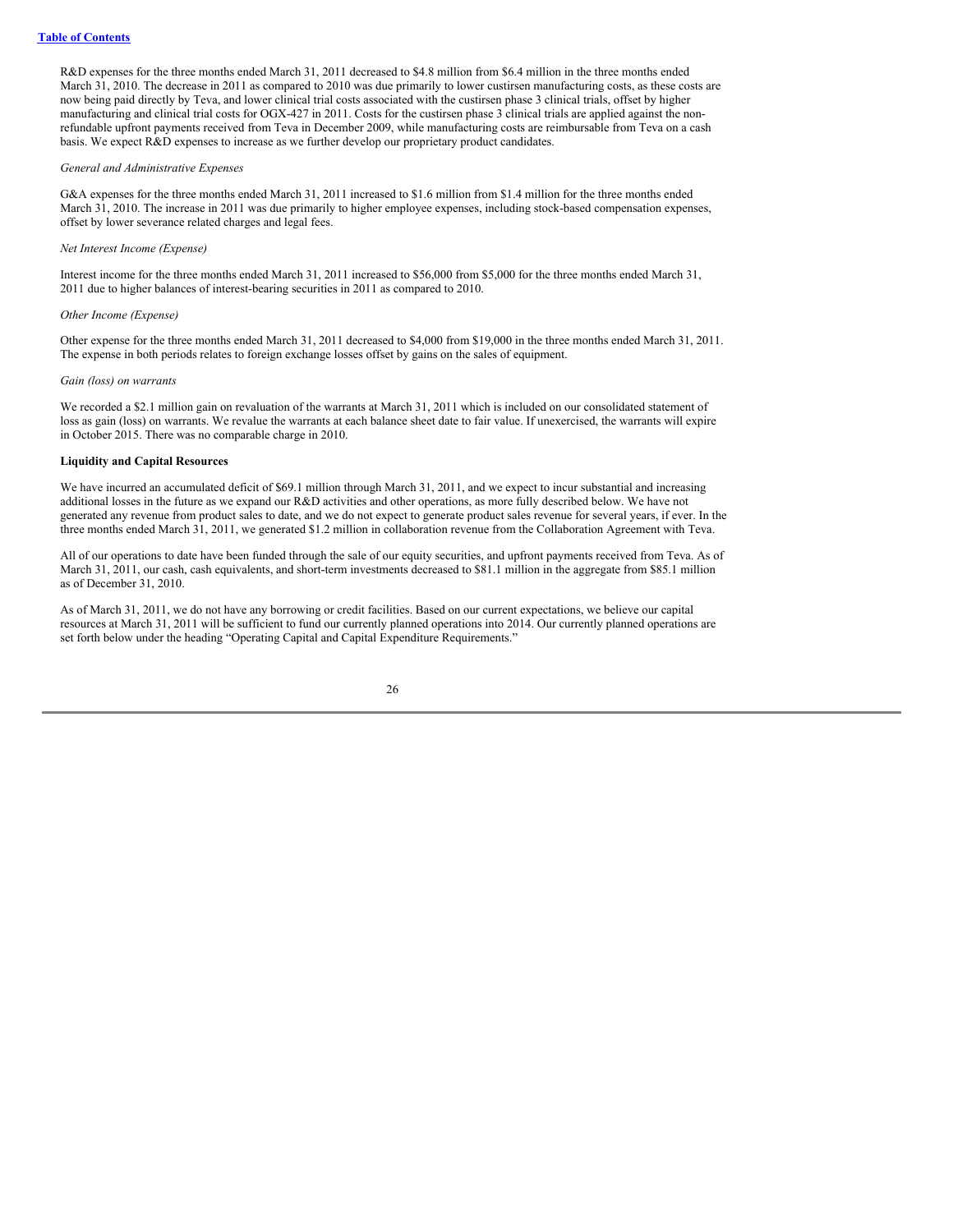R&D expenses for the three months ended March 31, 2011 decreased to $4.8 million from $6.4 million in the three months ended March 31, 2010. The decrease in 2011 as compared to 2010 was due primarily to lower custirsen manufacturing costs, as these costs are now being paid directly by Teva, and lower clinical trial costs associated with the custirsen phase 3 clinical trials, offset by higher manufacturing and clinical trial costs for OGX-427 in 2011. Costs for the custirsen phase 3 clinical trials are applied against the non-refundable upfront payments received from Teva in December 2009, while manufacturing costs are reimbursable from Teva on a cash basis. We expect R&D expenses to increase as we further develop our proprietary product candidates.

*General and Administrative Expenses*

G&A expenses for the three months ended March 31, 2011 increased to $1.6 million from $1.4 million for the three months ended March 31, 2010. The increase in 2011 was due primarily to higher employee expenses, including stock-based compensation expenses, offset by lower severance related charges and legal fees.

*Net Interest Income (Expense)*

Interest income for the three months ended March 31, 2011 increased to $56,000 from $5,000 for the three months ended March 31, 2011 due to higher balances of interest-bearing securities in 2011 as compared to 2010.

*Other Income (Expense)*

Other expense for the three months ended March 31, 2011 decreased to $4,000 from $19,000 in the three months ended March 31, 2011. The expense in both periods relates to foreign exchange losses offset by gains on the sales of equipment.

*Gain (loss) on warrants*

We recorded a $2.1 million gain on revaluation of the warrants at March 31, 2011 which is included on our consolidated statement of loss as gain (loss) on warrants. We revalue the warrants at each balance sheet date to fair value. If unexercised, the warrants will expire in October 2015. There was no comparable charge in 2010.

**Liquidity and Capital Resources**

We have incurred an accumulated deficit of $69.1 million through March 31, 2011, and we expect to incur substantial and increasing additional losses in the future as we expand our R&D activities and other operations, as more fully described below. We have not generated any revenue from product sales to date, and we do not expect to generate product sales revenue for several years, if ever. In the three months ended March 31, 2011, we generated $1.2 million in collaboration revenue from the Collaboration Agreement with Teva.

All of our operations to date have been funded through the sale of our equity securities, and upfront payments received from Teva. As of March 31, 2011, our cash, cash equivalents, and short-term investments decreased to $81.1 million in the aggregate from $85.1 million as of December 31, 2010.

As of March 31, 2011, we do not have any borrowing or credit facilities. Based on our current expectations, we believe our capital resources at March 31, 2011 will be sufficient to fund our currently planned operations into 2014. Our currently planned operations are set forth below under the heading "Operating Capital and Capital Expenditure Requirements."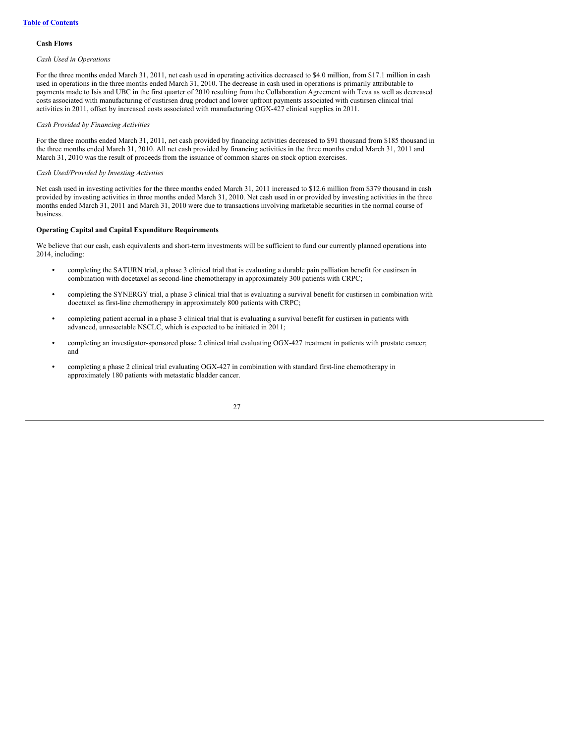**Cash Flows**

*Cash Used in Operations*

For the three months ended March 31, 2011, net cash used in operating activities decreased to $4.0 million, from $17.1 million in cash used in operations in the three months ended March 31, 2010. The decrease in cash used in operations is primarily attributable to payments made to Isis and UBC in the first quarter of 2010 resulting from the Collaboration Agreement with Teva as well as decreased costs associated with manufacturing of custirsen drug product and lower upfront payments associated with custirsen clinical trial activities in 2011, offset by increased costs associated with manufacturing OGX-427 clinical supplies in 2011.

*Cash Provided by Financing Activities*

For the three months ended March 31, 2011, net cash provided by financing activities decreased to $91 thousand from $185 thousand in the three months ended March 31, 2010. All net cash provided by financing activities in the three months ended March 31, 2011 and March 31, 2010 was the result of proceeds from the issuance of common shares on stock option exercises.

*Cash Used/Provided by Investing Activities*

Net cash used in investing activities for the three months ended March 31, 2011 increased to $12.6 million from $379 thousand in cash provided by investing activities in three months ended March 31, 2010. Net cash used in or provided by investing activities in the three months ended March 31, 2011 and March 31, 2010 were due to transactions involving marketable securities in the normal course of business.

**Operating Capital and Capital Expenditure Requirements**

We believe that our cash, cash equivalents and short-term investments will be sufficient to fund our currently planned operations into 2014, including:

- completing the SATURN trial, a phase 3 clinical trial that is evaluating a durable pain palliation benefit for custirsen in combination with docetaxel as second-line chemotherapy in approximately 300 patients with CRPC;
- completing the SYNERGY trial, a phase 3 clinical trial that is evaluating a survival benefit for custirsen in combination with docetaxel as first-line chemotherapy in approximately 800 patients with CRPC;
- completing patient accrual in a phase 3 clinical trial that is evaluating a survival benefit for custirsen in patients with advanced, unresectable NSCLC, which is expected to be initiated in 2011;
- completing an investigator-sponsored phase 2 clinical trial evaluating OGX-427 treatment in patients with prostate cancer; and
- completing a phase 2 clinical trial evaluating OGX-427 in combination with standard first-line chemotherapy in approximately 180 patients with metastatic bladder cancer.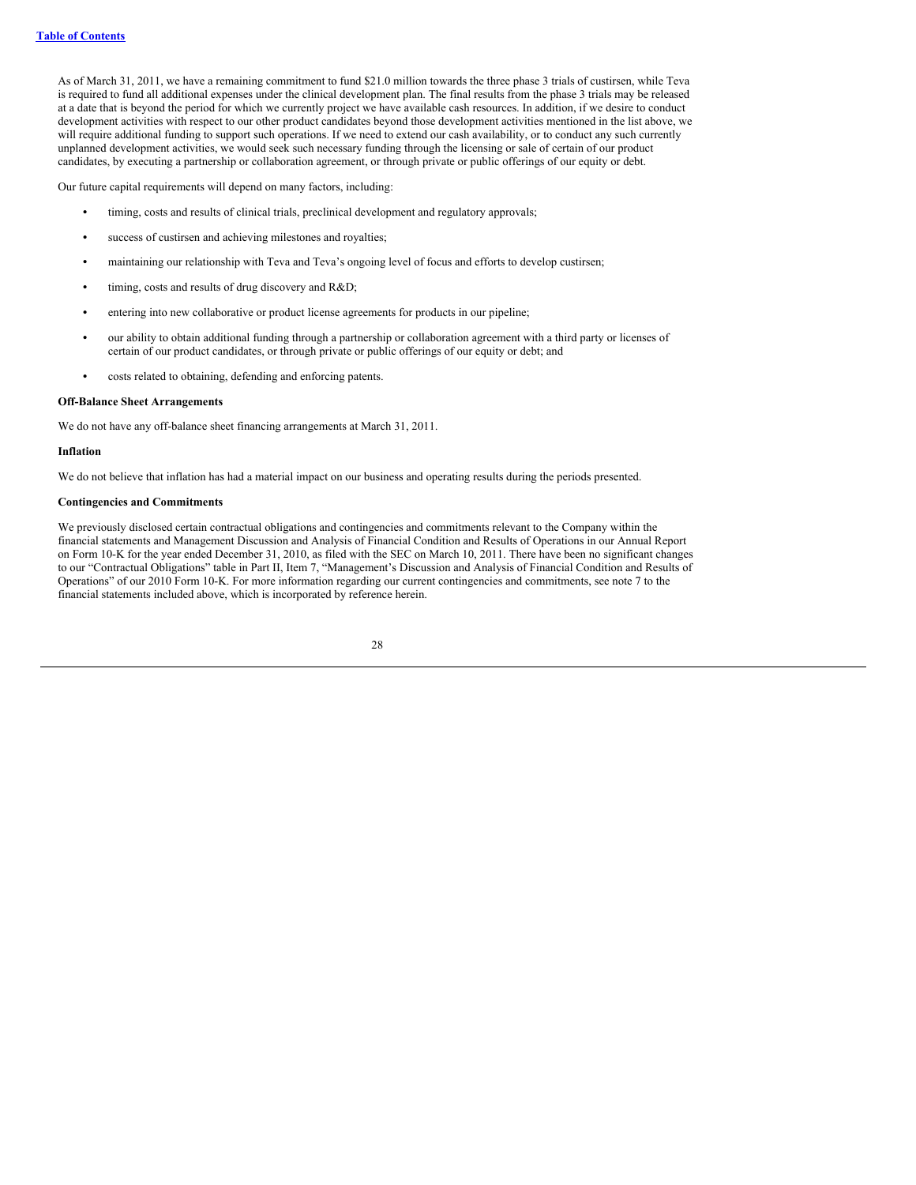As of March 31, 2011, we have a remaining commitment to fund $21.0 million towards the three phase 3 trials of custirsen, while Teva is required to fund all additional expenses under the clinical development plan. The final results from the phase 3 trials may be released at a date that is beyond the period for which we currently project we have available cash resources. In addition, if we desire to conduct development activities with respect to our other product candidates beyond those development activities mentioned in the list above, we will require additional funding to support such operations. If we need to extend our cash availability, or to conduct any such currently unplanned development activities, we would seek such necessary funding through the licensing or sale of certain of our product candidates, by executing a partnership or collaboration agreement, or through private or public offerings of our equity or debt.

Our future capital requirements will depend on many factors, including:

- timing, costs and results of clinical trials, preclinical development and regulatory approvals;
- success of custirsen and achieving milestones and royalties;
- maintaining our relationship with Teva and Teva's ongoing level of focus and efforts to develop custirsen;
- timing, costs and results of drug discovery and R&D;
- entering into new collaborative or product license agreements for products in our pipeline;
- our ability to obtain additional funding through a partnership or collaboration agreement with a third party or licenses of certain of our product candidates, or through private or public offerings of our equity or debt; and
- costs related to obtaining, defending and enforcing patents.

**Off-Balance Sheet Arrangements**

We do not have any off-balance sheet financing arrangements at March 31, 2011.

**Inflation**

We do not believe that inflation has had a material impact on our business and operating results during the periods presented.

**Contingencies and Commitments**

We previously disclosed certain contractual obligations and contingencies and commitments relevant to the Company within the financial statements and Management Discussion and Analysis of Financial Condition and Results of Operations in our Annual Report on Form 10-K for the year ended December 31, 2010, as filed with the SEC on March 10, 2011. There have been no significant changes to our "Contractual Obligations" table in Part II, Item 7, "Management's Discussion and Analysis of Financial Condition and Results of Operations" of our 2010 Form 10-K. For more information regarding our current contingencies and commitments, see note 7 to the financial statements included above, which is incorporated by reference herein.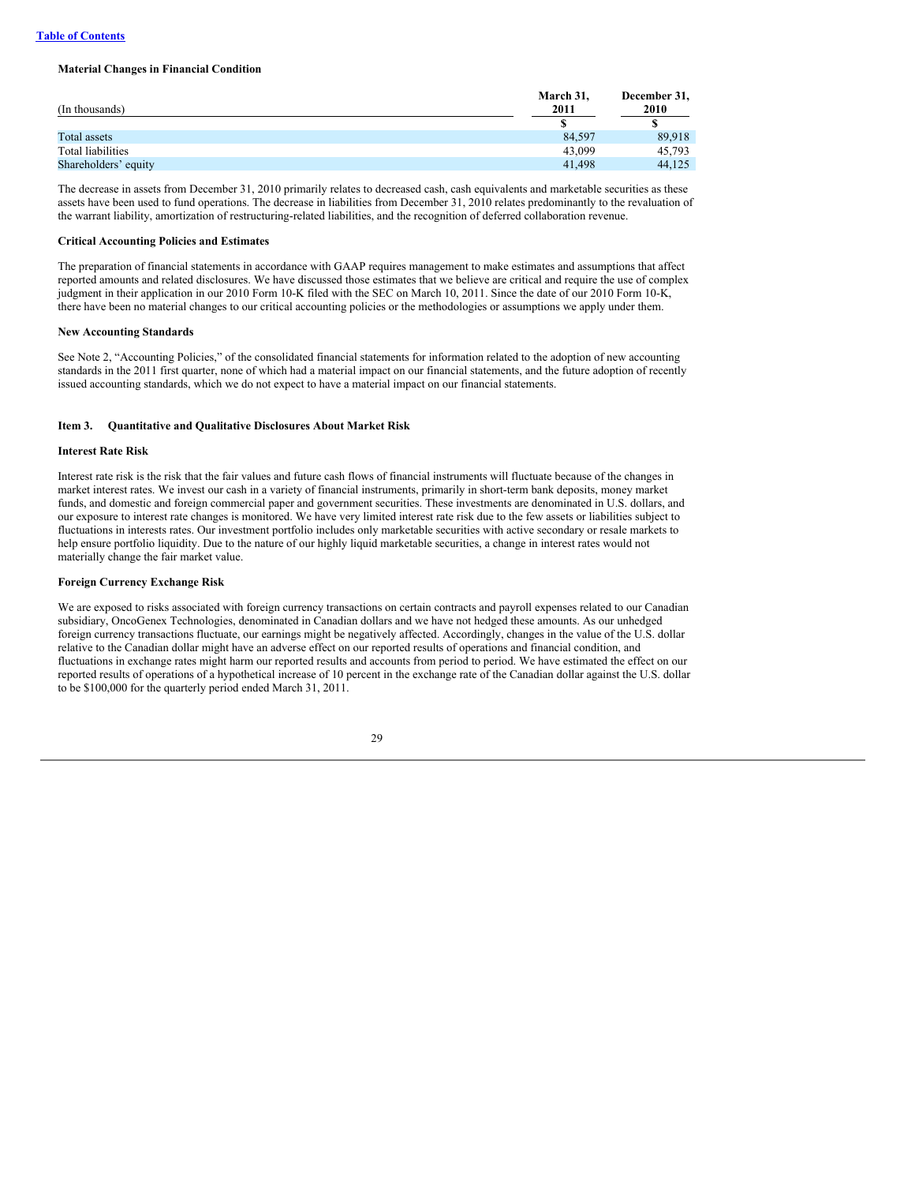[Table of Contents](#)

**Material Changes in Financial Condition**

| (In thousands) | March 31, 2011 | December 31, 2010 |
|---|---|---|
| | $ | $ |
| Total assets | 84,597 | 89,918 |
| Total liabilities | 43,099 | 45,793 |
| Shareholders' equity | 41,498 | 44,125 |

The decrease in assets from December 31, 2010 primarily relates to decreased cash, cash equivalents and marketable securities as these assets have been used to fund operations. The decrease in liabilities from December 31, 2010 relates predominantly to the revaluation of the warrant liability, amortization of restructuring-related liabilities, and the recognition of deferred collaboration revenue.

**Critical Accounting Policies and Estimates**

The preparation of financial statements in accordance with GAAP requires management to make estimates and assumptions that affect reported amounts and related disclosures. We have discussed those estimates that we believe are critical and require the use of complex judgment in their application in our 2010 Form 10-K filed with the SEC on March 10, 2011. Since the date of our 2010 Form 10-K, there have been no material changes to our critical accounting policies or the methodologies or assumptions we apply under them.

**New Accounting Standards**

See Note 2, "Accounting Policies," of the consolidated financial statements for information related to the adoption of new accounting standards in the 2011 first quarter, none of which had a material impact on our financial statements, and the future adoption of recently issued accounting standards, which we do not expect to have a material impact on our financial statements.

## Item 3. Quantitative and Qualitative Disclosures About Market Risk

**Interest Rate Risk**

Interest rate risk is the risk that the fair values and future cash flows of financial instruments will fluctuate because of the changes in market interest rates. We invest our cash in a variety of financial instruments, primarily in short-term bank deposits, money market funds, and domestic and foreign commercial paper and government securities. These investments are denominated in U.S. dollars, and our exposure to interest rate changes is monitored. We have very limited interest rate risk due to the few assets or liabilities subject to fluctuations in interests rates. Our investment portfolio includes only marketable securities with active secondary or resale markets to help ensure portfolio liquidity. Due to the nature of our highly liquid marketable securities, a change in interest rates would not materially change the fair market value.

**Foreign Currency Exchange Risk**

We are exposed to risks associated with foreign currency transactions on certain contracts and payroll expenses related to our Canadian subsidiary, OncoGenex Technologies, denominated in Canadian dollars and we have not hedged these amounts. As our unhedged foreign currency transactions fluctuate, our earnings might be negatively affected. Accordingly, changes in the value of the U.S. dollar relative to the Canadian dollar might have an adverse effect on our reported results of operations and financial condition, and fluctuations in exchange rates might harm our reported results and accounts from period to period. We have estimated the effect on our reported results of operations of a hypothetical increase of 10 percent in the exchange rate of the Canadian dollar against the U.S. dollar to be $100,000 for the quarterly period ended March 31, 2011.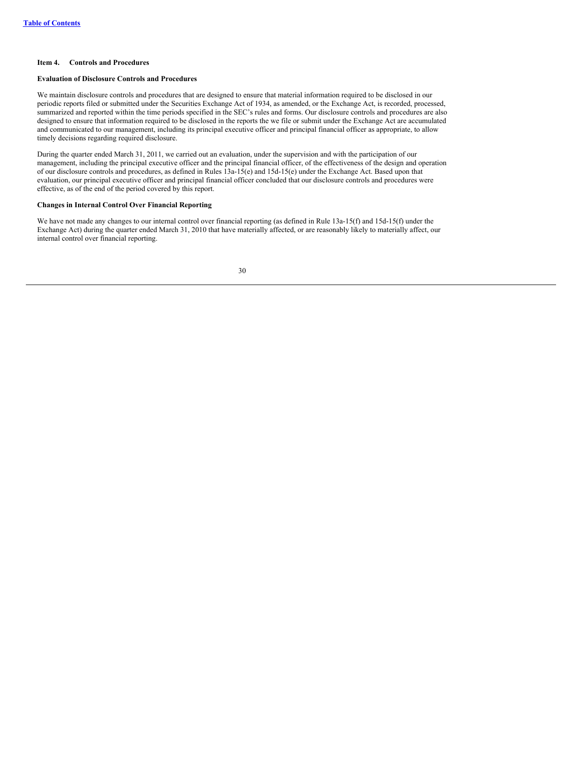### Item 4. Controls and Procedures

#### Evaluation of Disclosure Controls and Procedures

We maintain disclosure controls and procedures that are designed to ensure that material information required to be disclosed in our periodic reports filed or submitted under the Securities Exchange Act of 1934, as amended, or the Exchange Act, is recorded, processed, summarized and reported within the time periods specified in the SEC's rules and forms. Our disclosure controls and procedures are also designed to ensure that information required to be disclosed in the reports the we file or submit under the Exchange Act are accumulated and communicated to our management, including its principal executive officer and principal financial officer as appropriate, to allow timely decisions regarding required disclosure.

During the quarter ended March 31, 2011, we carried out an evaluation, under the supervision and with the participation of our management, including the principal executive officer and the principal financial officer, of the effectiveness of the design and operation of our disclosure controls and procedures, as defined in Rules 13a-15(e) and 15d-15(e) under the Exchange Act. Based upon that evaluation, our principal executive officer and principal financial officer concluded that our disclosure controls and procedures were effective, as of the end of the period covered by this report.

#### Changes in Internal Control Over Financial Reporting

We have not made any changes to our internal control over financial reporting (as defined in Rule 13a-15(f) and 15d-15(f) under the Exchange Act) during the quarter ended March 31, 2010 that have materially affected, or are reasonably likely to materially affect, our internal control over financial reporting.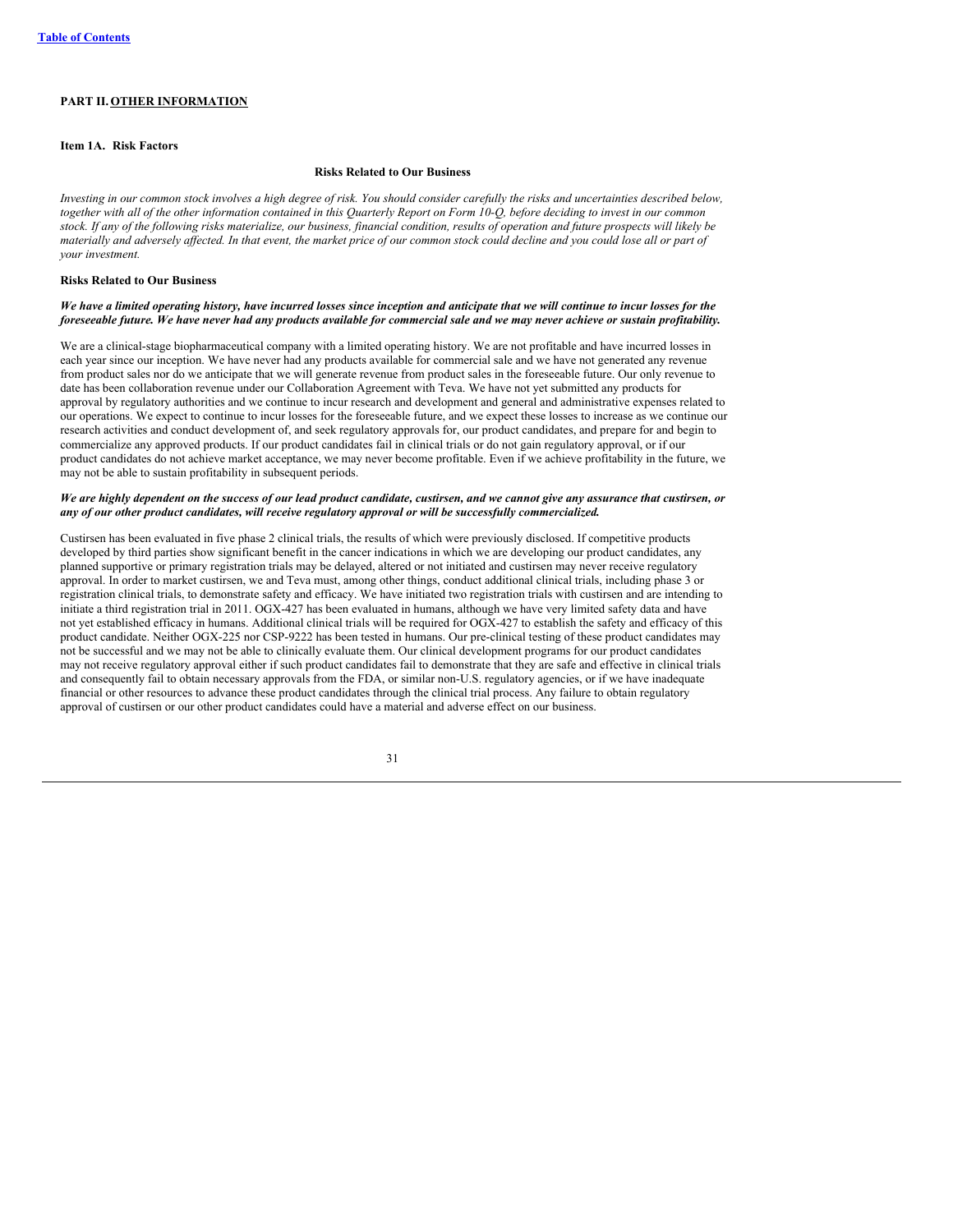## PART II. OTHER INFORMATION

### Item 1A. Risk Factors

**Risks Related to Our Business**

*Investing in our common stock involves a high degree of risk. You should consider carefully the risks and uncertainties described below, together with all of the other information contained in this Quarterly Report on Form 10-Q, before deciding to invest in our common stock. If any of the following risks materialize, our business, financial condition, results of operation and future prospects will likely be materially and adversely affected. In that event, the market price of our common stock could decline and you could lose all or part of your investment.*

**Risks Related to Our Business**

***We have a limited operating history, have incurred losses since inception and anticipate that we will continue to incur losses for the foreseeable future. We have never had any products available for commercial sale and we may never achieve or sustain profitability.***

We are a clinical-stage biopharmaceutical company with a limited operating history. We are not profitable and have incurred losses in each year since our inception. We have never had any products available for commercial sale and we have not generated any revenue from product sales nor do we anticipate that we will generate revenue from product sales in the foreseeable future. Our only revenue to date has been collaboration revenue under our Collaboration Agreement with Teva. We have not yet submitted any products for approval by regulatory authorities and we continue to incur research and development and general and administrative expenses related to our operations. We expect to continue to incur losses for the foreseeable future, and we expect these losses to increase as we continue our research activities and conduct development of, and seek regulatory approvals for, our product candidates, and prepare for and begin to commercialize any approved products. If our product candidates fail in clinical trials or do not gain regulatory approval, or if our product candidates do not achieve market acceptance, we may never become profitable. Even if we achieve profitability in the future, we may not be able to sustain profitability in subsequent periods.

***We are highly dependent on the success of our lead product candidate, custirsen, and we cannot give any assurance that custirsen, or any of our other product candidates, will receive regulatory approval or will be successfully commercialized.***

Custirsen has been evaluated in five phase 2 clinical trials, the results of which were previously disclosed. If competitive products developed by third parties show significant benefit in the cancer indications in which we are developing our product candidates, any planned supportive or primary registration trials may be delayed, altered or not initiated and custirsen may never receive regulatory approval. In order to market custirsen, we and Teva must, among other things, conduct additional clinical trials, including phase 3 or registration clinical trials, to demonstrate safety and efficacy. We have initiated two registration trials with custirsen and are intending to initiate a third registration trial in 2011. OGX-427 has been evaluated in humans, although we have very limited safety data and have not yet established efficacy in humans. Additional clinical trials will be required for OGX-427 to establish the safety and efficacy of this product candidate. Neither OGX-225 nor CSP-9222 has been tested in humans. Our pre-clinical testing of these product candidates may not be successful and we may not be able to clinically evaluate them. Our clinical development programs for our product candidates may not receive regulatory approval either if such product candidates fail to demonstrate that they are safe and effective in clinical trials and consequently fail to obtain necessary approvals from the FDA, or similar non-U.S. regulatory agencies, or if we have inadequate financial or other resources to advance these product candidates through the clinical trial process. Any failure to obtain regulatory approval of custirsen or our other product candidates could have a material and adverse effect on our business.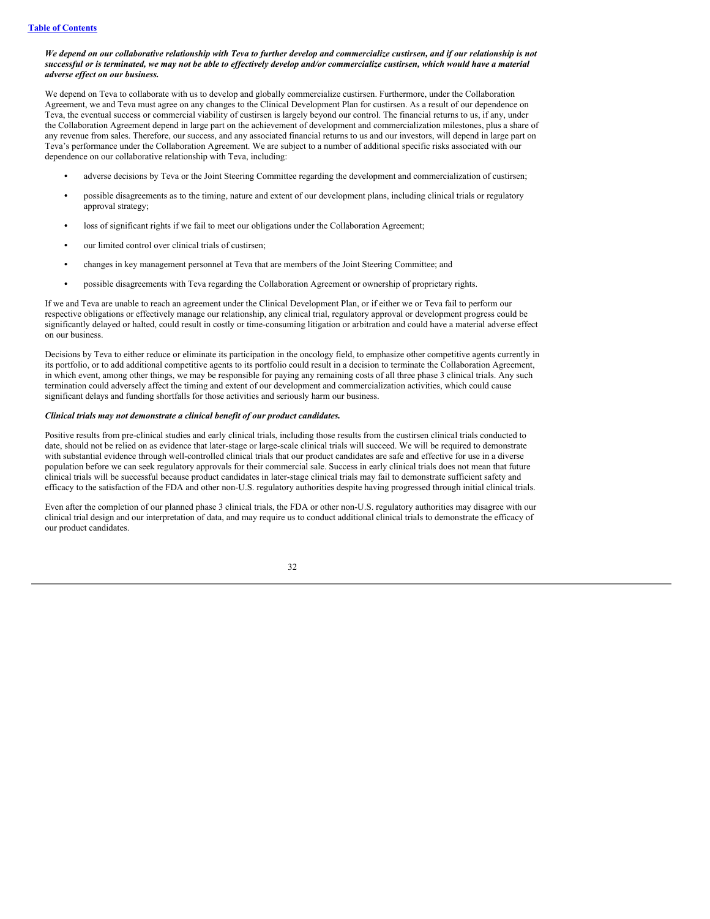***We depend on our collaborative relationship with Teva to further develop and commercialize custirsen, and if our relationship is not successful or is terminated, we may not be able to effectively develop and/or commercialize custirsen, which would have a material adverse effect on our business.***

We depend on Teva to collaborate with us to develop and globally commercialize custirsen. Furthermore, under the Collaboration Agreement, we and Teva must agree on any changes to the Clinical Development Plan for custirsen. As a result of our dependence on Teva, the eventual success or commercial viability of custirsen is largely beyond our control. The financial returns to us, if any, under the Collaboration Agreement depend in large part on the achievement of development and commercialization milestones, plus a share of any revenue from sales. Therefore, our success, and any associated financial returns to us and our investors, will depend in large part on Teva's performance under the Collaboration Agreement. We are subject to a number of additional specific risks associated with our dependence on our collaborative relationship with Teva, including:

- adverse decisions by Teva or the Joint Steering Committee regarding the development and commercialization of custirsen;
- possible disagreements as to the timing, nature and extent of our development plans, including clinical trials or regulatory approval strategy;
- loss of significant rights if we fail to meet our obligations under the Collaboration Agreement;
- our limited control over clinical trials of custirsen;
- changes in key management personnel at Teva that are members of the Joint Steering Committee; and
- possible disagreements with Teva regarding the Collaboration Agreement or ownership of proprietary rights.

If we and Teva are unable to reach an agreement under the Clinical Development Plan, or if either we or Teva fail to perform our respective obligations or effectively manage our relationship, any clinical trial, regulatory approval or development progress could be significantly delayed or halted, could result in costly or time-consuming litigation or arbitration and could have a material adverse effect on our business.

Decisions by Teva to either reduce or eliminate its participation in the oncology field, to emphasize other competitive agents currently in its portfolio, or to add additional competitive agents to its portfolio could result in a decision to terminate the Collaboration Agreement, in which event, among other things, we may be responsible for paying any remaining costs of all three phase 3 clinical trials. Any such termination could adversely affect the timing and extent of our development and commercialization activities, which could cause significant delays and funding shortfalls for those activities and seriously harm our business.

***Clinical trials may not demonstrate a clinical benefit of our product candidates.***

Positive results from pre-clinical studies and early clinical trials, including those results from the custirsen clinical trials conducted to date, should not be relied on as evidence that later-stage or large-scale clinical trials will succeed. We will be required to demonstrate with substantial evidence through well-controlled clinical trials that our product candidates are safe and effective for use in a diverse population before we can seek regulatory approvals for their commercial sale. Success in early clinical trials does not mean that future clinical trials will be successful because product candidates in later-stage clinical trials may fail to demonstrate sufficient safety and efficacy to the satisfaction of the FDA and other non-U.S. regulatory authorities despite having progressed through initial clinical trials.

Even after the completion of our planned phase 3 clinical trials, the FDA or other non-U.S. regulatory authorities may disagree with our clinical trial design and our interpretation of data, and may require us to conduct additional clinical trials to demonstrate the efficacy of our product candidates.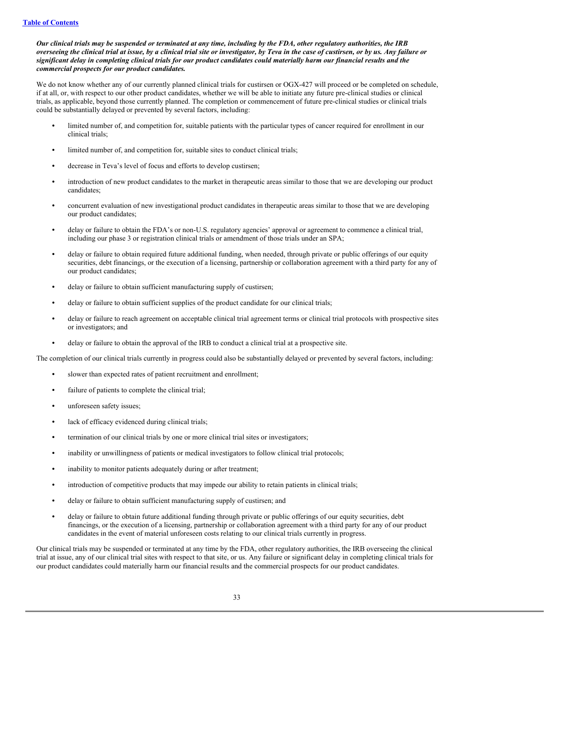***Our clinical trials may be suspended or terminated at any time, including by the FDA, other regulatory authorities, the IRB overseeing the clinical trial at issue, by a clinical trial site or investigator, by Teva in the case of custirsen, or by us. Any failure or significant delay in completing clinical trials for our product candidates could materially harm our financial results and the commercial prospects for our product candidates.***

We do not know whether any of our currently planned clinical trials for custirsen or OGX-427 will proceed or be completed on schedule, if at all, or, with respect to our other product candidates, whether we will be able to initiate any future pre-clinical studies or clinical trials, as applicable, beyond those currently planned. The completion or commencement of future pre-clinical studies or clinical trials could be substantially delayed or prevented by several factors, including:

- limited number of, and competition for, suitable patients with the particular types of cancer required for enrollment in our clinical trials;
- limited number of, and competition for, suitable sites to conduct clinical trials;
- decrease in Teva's level of focus and efforts to develop custirsen;
- introduction of new product candidates to the market in therapeutic areas similar to those that we are developing our product candidates;
- concurrent evaluation of new investigational product candidates in therapeutic areas similar to those that we are developing our product candidates;
- delay or failure to obtain the FDA's or non-U.S. regulatory agencies' approval or agreement to commence a clinical trial, including our phase 3 or registration clinical trials or amendment of those trials under an SPA;
- delay or failure to obtain required future additional funding, when needed, through private or public offerings of our equity securities, debt financings, or the execution of a licensing, partnership or collaboration agreement with a third party for any of our product candidates;
- delay or failure to obtain sufficient manufacturing supply of custirsen;
- delay or failure to obtain sufficient supplies of the product candidate for our clinical trials;
- delay or failure to reach agreement on acceptable clinical trial agreement terms or clinical trial protocols with prospective sites or investigators; and
- delay or failure to obtain the approval of the IRB to conduct a clinical trial at a prospective site.

The completion of our clinical trials currently in progress could also be substantially delayed or prevented by several factors, including:

- slower than expected rates of patient recruitment and enrollment;
- failure of patients to complete the clinical trial;
- unforeseen safety issues;
- lack of efficacy evidenced during clinical trials;
- termination of our clinical trials by one or more clinical trial sites or investigators;
- inability or unwillingness of patients or medical investigators to follow clinical trial protocols;
- inability to monitor patients adequately during or after treatment;
- introduction of competitive products that may impede our ability to retain patients in clinical trials;
- delay or failure to obtain sufficient manufacturing supply of custirsen; and
- delay or failure to obtain future additional funding through private or public offerings of our equity securities, debt financings, or the execution of a licensing, partnership or collaboration agreement with a third party for any of our product candidates in the event of material unforeseen costs relating to our clinical trials currently in progress.

Our clinical trials may be suspended or terminated at any time by the FDA, other regulatory authorities, the IRB overseeing the clinical trial at issue, any of our clinical trial sites with respect to that site, or us. Any failure or significant delay in completing clinical trials for our product candidates could materially harm our financial results and the commercial prospects for our product candidates.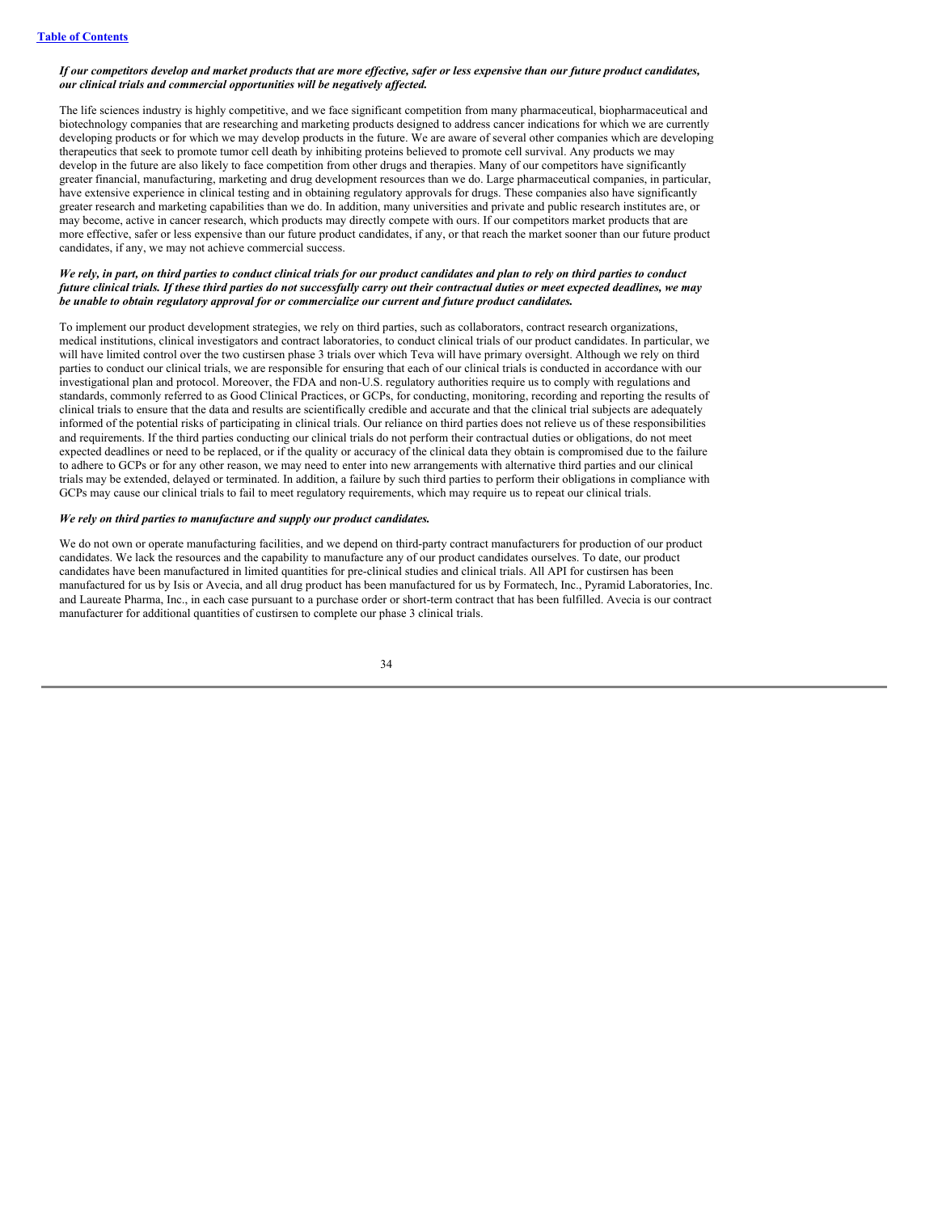***If our competitors develop and market products that are more effective, safer or less expensive than our future product candidates, our clinical trials and commercial opportunities will be negatively affected.***

The life sciences industry is highly competitive, and we face significant competition from many pharmaceutical, biopharmaceutical and biotechnology companies that are researching and marketing products designed to address cancer indications for which we are currently developing products or for which we may develop products in the future. We are aware of several other companies which are developing therapeutics that seek to promote tumor cell death by inhibiting proteins believed to promote cell survival. Any products we may develop in the future are also likely to face competition from other drugs and therapies. Many of our competitors have significantly greater financial, manufacturing, marketing and drug development resources than we do. Large pharmaceutical companies, in particular, have extensive experience in clinical testing and in obtaining regulatory approvals for drugs. These companies also have significantly greater research and marketing capabilities than we do. In addition, many universities and private and public research institutes are, or may become, active in cancer research, which products may directly compete with ours. If our competitors market products that are more effective, safer or less expensive than our future product candidates, if any, or that reach the market sooner than our future product candidates, if any, we may not achieve commercial success.

***We rely, in part, on third parties to conduct clinical trials for our product candidates and plan to rely on third parties to conduct future clinical trials. If these third parties do not successfully carry out their contractual duties or meet expected deadlines, we may be unable to obtain regulatory approval for or commercialize our current and future product candidates.***

To implement our product development strategies, we rely on third parties, such as collaborators, contract research organizations, medical institutions, clinical investigators and contract laboratories, to conduct clinical trials of our product candidates. In particular, we will have limited control over the two custirsen phase 3 trials over which Teva will have primary oversight. Although we rely on third parties to conduct our clinical trials, we are responsible for ensuring that each of our clinical trials is conducted in accordance with our investigational plan and protocol. Moreover, the FDA and non-U.S. regulatory authorities require us to comply with regulations and standards, commonly referred to as Good Clinical Practices, or GCPs, for conducting, monitoring, recording and reporting the results of clinical trials to ensure that the data and results are scientifically credible and accurate and that the clinical trial subjects are adequately informed of the potential risks of participating in clinical trials. Our reliance on third parties does not relieve us of these responsibilities and requirements. If the third parties conducting our clinical trials do not perform their contractual duties or obligations, do not meet expected deadlines or need to be replaced, or if the quality or accuracy of the clinical data they obtain is compromised due to the failure to adhere to GCPs or for any other reason, we may need to enter into new arrangements with alternative third parties and our clinical trials may be extended, delayed or terminated. In addition, a failure by such third parties to perform their obligations in compliance with GCPs may cause our clinical trials to fail to meet regulatory requirements, which may require us to repeat our clinical trials.

***We rely on third parties to manufacture and supply our product candidates.***

We do not own or operate manufacturing facilities, and we depend on third-party contract manufacturers for production of our product candidates. We lack the resources and the capability to manufacture any of our product candidates ourselves. To date, our product candidates have been manufactured in limited quantities for pre-clinical studies and clinical trials. All API for custirsen has been manufactured for us by Isis or Avecia, and all drug product has been manufactured for us by Formatech, Inc., Pyramid Laboratories, Inc. and Laureate Pharma, Inc., in each case pursuant to a purchase order or short-term contract that has been fulfilled. Avecia is our contract manufacturer for additional quantities of custirsen to complete our phase 3 clinical trials.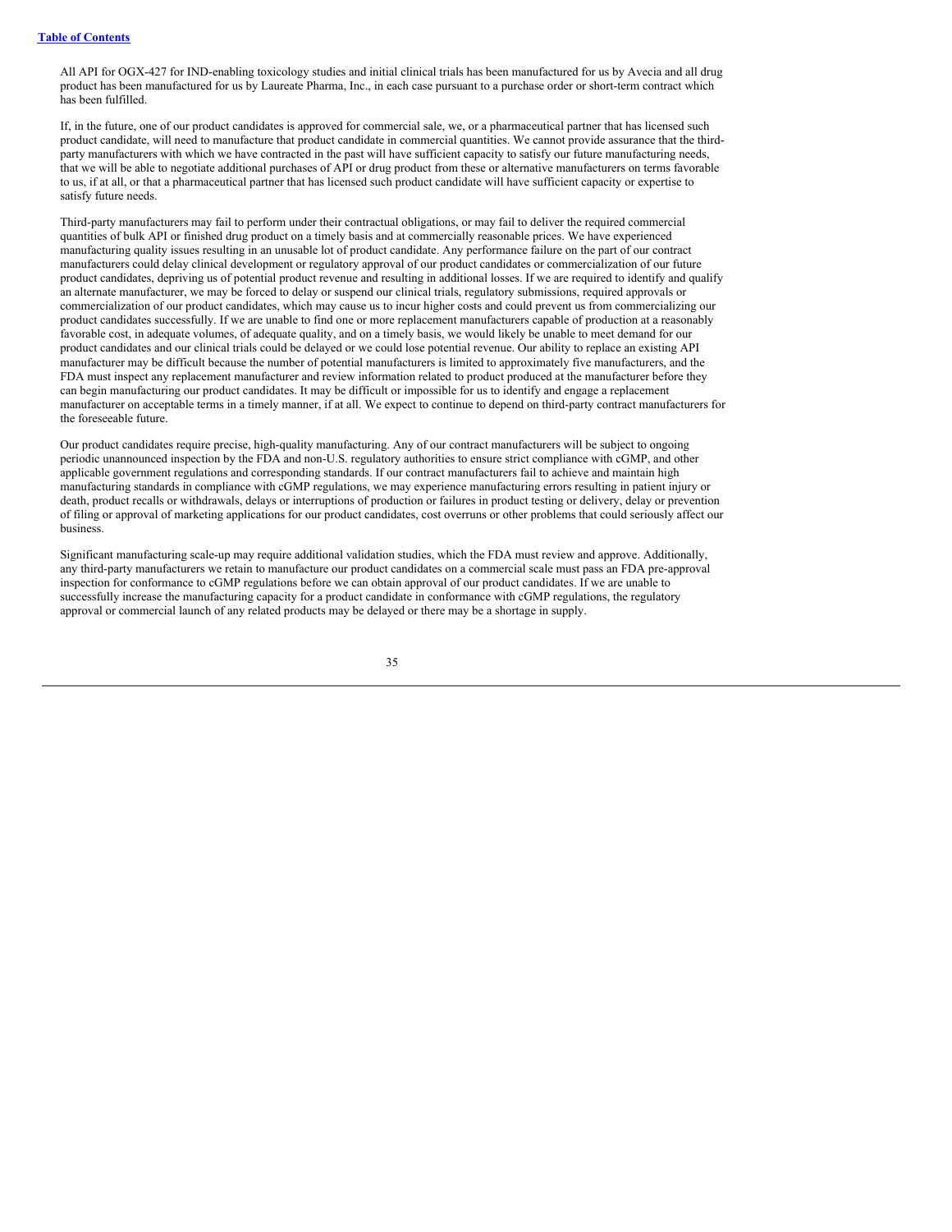All API for OGX-427 for IND-enabling toxicology studies and initial clinical trials has been manufactured for us by Avecia and all drug product has been manufactured for us by Laureate Pharma, Inc., in each case pursuant to a purchase order or short-term contract which has been fulfilled.

If, in the future, one of our product candidates is approved for commercial sale, we, or a pharmaceutical partner that has licensed such product candidate, will need to manufacture that product candidate in commercial quantities. We cannot provide assurance that the third-party manufacturers with which we have contracted in the past will have sufficient capacity to satisfy our future manufacturing needs, that we will be able to negotiate additional purchases of API or drug product from these or alternative manufacturers on terms favorable to us, if at all, or that a pharmaceutical partner that has licensed such product candidate will have sufficient capacity or expertise to satisfy future needs.

Third-party manufacturers may fail to perform under their contractual obligations, or may fail to deliver the required commercial quantities of bulk API or finished drug product on a timely basis and at commercially reasonable prices. We have experienced manufacturing quality issues resulting in an unusable lot of product candidate. Any performance failure on the part of our contract manufacturers could delay clinical development or regulatory approval of our product candidates or commercialization of our future product candidates, depriving us of potential product revenue and resulting in additional losses. If we are required to identify and qualify an alternate manufacturer, we may be forced to delay or suspend our clinical trials, regulatory submissions, required approvals or commercialization of our product candidates, which may cause us to incur higher costs and could prevent us from commercializing our product candidates successfully. If we are unable to find one or more replacement manufacturers capable of production at a reasonably favorable cost, in adequate volumes, of adequate quality, and on a timely basis, we would likely be unable to meet demand for our product candidates and our clinical trials could be delayed or we could lose potential revenue. Our ability to replace an existing API manufacturer may be difficult because the number of potential manufacturers is limited to approximately five manufacturers, and the FDA must inspect any replacement manufacturer and review information related to product produced at the manufacturer before they can begin manufacturing our product candidates. It may be difficult or impossible for us to identify and engage a replacement manufacturer on acceptable terms in a timely manner, if at all. We expect to continue to depend on third-party contract manufacturers for the foreseeable future.

Our product candidates require precise, high-quality manufacturing. Any of our contract manufacturers will be subject to ongoing periodic unannounced inspection by the FDA and non-U.S. regulatory authorities to ensure strict compliance with cGMP, and other applicable government regulations and corresponding standards. If our contract manufacturers fail to achieve and maintain high manufacturing standards in compliance with cGMP regulations, we may experience manufacturing errors resulting in patient injury or death, product recalls or withdrawals, delays or interruptions of production or failures in product testing or delivery, delay or prevention of filing or approval of marketing applications for our product candidates, cost overruns or other problems that could seriously affect our business.

Significant manufacturing scale-up may require additional validation studies, which the FDA must review and approve. Additionally, any third-party manufacturers we retain to manufacture our product candidates on a commercial scale must pass an FDA pre-approval inspection for conformance to cGMP regulations before we can obtain approval of our product candidates. If we are unable to successfully increase the manufacturing capacity for a product candidate in conformance with cGMP regulations, the regulatory approval or commercial launch of any related products may be delayed or there may be a shortage in supply.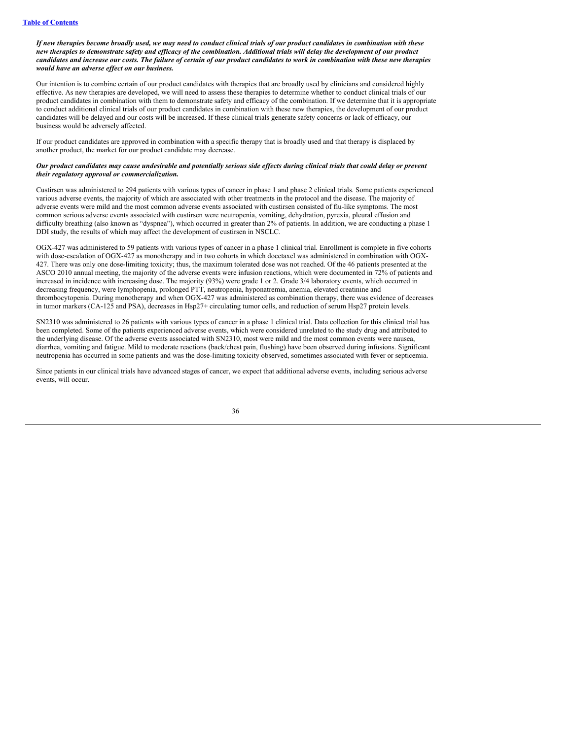***If new therapies become broadly used, we may need to conduct clinical trials of our product candidates in combination with these new therapies to demonstrate safety and efficacy of the combination. Additional trials will delay the development of our product candidates and increase our costs. The failure of certain of our product candidates to work in combination with these new therapies would have an adverse effect on our business.***

Our intention is to combine certain of our product candidates with therapies that are broadly used by clinicians and considered highly effective. As new therapies are developed, we will need to assess these therapies to determine whether to conduct clinical trials of our product candidates in combination with them to demonstrate safety and efficacy of the combination. If we determine that it is appropriate to conduct additional clinical trials of our product candidates in combination with these new therapies, the development of our product candidates will be delayed and our costs will be increased. If these clinical trials generate safety concerns or lack of efficacy, our business would be adversely affected.

If our product candidates are approved in combination with a specific therapy that is broadly used and that therapy is displaced by another product, the market for our product candidate may decrease.

***Our product candidates may cause undesirable and potentially serious side effects during clinical trials that could delay or prevent their regulatory approval or commercialization.***

Custirsen was administered to 294 patients with various types of cancer in phase 1 and phase 2 clinical trials. Some patients experienced various adverse events, the majority of which are associated with other treatments in the protocol and the disease. The majority of adverse events were mild and the most common adverse events associated with custirsen consisted of flu-like symptoms. The most common serious adverse events associated with custirsen were neutropenia, vomiting, dehydration, pyrexia, pleural effusion and difficulty breathing (also known as "dyspnea"), which occurred in greater than 2% of patients. In addition, we are conducting a phase 1 DDI study, the results of which may affect the development of custirsen in NSCLC.

OGX-427 was administered to 59 patients with various types of cancer in a phase 1 clinical trial. Enrollment is complete in five cohorts with dose-escalation of OGX-427 as monotherapy and in two cohorts in which docetaxel was administered in combination with OGX-427. There was only one dose-limiting toxicity; thus, the maximum tolerated dose was not reached. Of the 46 patients presented at the ASCO 2010 annual meeting, the majority of the adverse events were infusion reactions, which were documented in 72% of patients and increased in incidence with increasing dose. The majority (93%) were grade 1 or 2. Grade 3/4 laboratory events, which occurred in decreasing frequency, were lymphopenia, prolonged PTT, neutropenia, hyponatremia, anemia, elevated creatinine and thrombocytopenia. During monotherapy and when OGX-427 was administered as combination therapy, there was evidence of decreases in tumor markers (CA-125 and PSA), decreases in Hsp27+ circulating tumor cells, and reduction of serum Hsp27 protein levels.

SN2310 was administered to 26 patients with various types of cancer in a phase 1 clinical trial. Data collection for this clinical trial has been completed. Some of the patients experienced adverse events, which were considered unrelated to the study drug and attributed to the underlying disease. Of the adverse events associated with SN2310, most were mild and the most common events were nausea, diarrhea, vomiting and fatigue. Mild to moderate reactions (back/chest pain, flushing) have been observed during infusions. Significant neutropenia has occurred in some patients and was the dose-limiting toxicity observed, sometimes associated with fever or septicemia.

Since patients in our clinical trials have advanced stages of cancer, we expect that additional adverse events, including serious adverse events, will occur.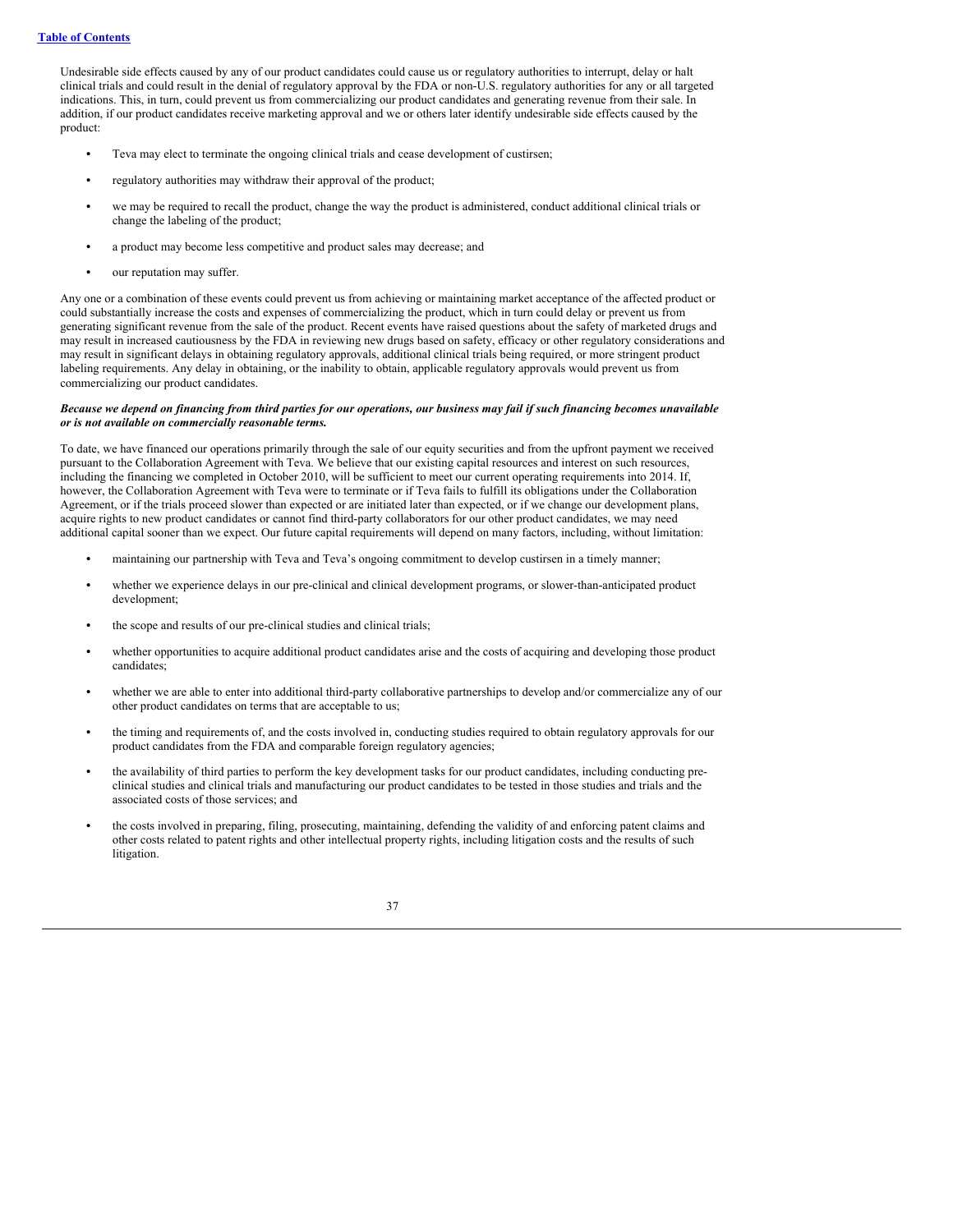Undesirable side effects caused by any of our product candidates could cause us or regulatory authorities to interrupt, delay or halt clinical trials and could result in the denial of regulatory approval by the FDA or non-U.S. regulatory authorities for any or all targeted indications. This, in turn, could prevent us from commercializing our product candidates and generating revenue from their sale. In addition, if our product candidates receive marketing approval and we or others later identify undesirable side effects caused by the product:

- Teva may elect to terminate the ongoing clinical trials and cease development of custirsen;
- regulatory authorities may withdraw their approval of the product;
- we may be required to recall the product, change the way the product is administered, conduct additional clinical trials or change the labeling of the product;
- a product may become less competitive and product sales may decrease; and
- our reputation may suffer.

Any one or a combination of these events could prevent us from achieving or maintaining market acceptance of the affected product or could substantially increase the costs and expenses of commercializing the product, which in turn could delay or prevent us from generating significant revenue from the sale of the product. Recent events have raised questions about the safety of marketed drugs and may result in increased cautiousness by the FDA in reviewing new drugs based on safety, efficacy or other regulatory considerations and may result in significant delays in obtaining regulatory approvals, additional clinical trials being required, or more stringent product labeling requirements. Any delay in obtaining, or the inability to obtain, applicable regulatory approvals would prevent us from commercializing our product candidates.

***Because we depend on financing from third parties for our operations, our business may fail if such financing becomes unavailable or is not available on commercially reasonable terms.***

To date, we have financed our operations primarily through the sale of our equity securities and from the upfront payment we received pursuant to the Collaboration Agreement with Teva. We believe that our existing capital resources and interest on such resources, including the financing we completed in October 2010, will be sufficient to meet our current operating requirements into 2014. If, however, the Collaboration Agreement with Teva were to terminate or if Teva fails to fulfill its obligations under the Collaboration Agreement, or if the trials proceed slower than expected or are initiated later than expected, or if we change our development plans, acquire rights to new product candidates or cannot find third-party collaborators for our other product candidates, we may need additional capital sooner than we expect. Our future capital requirements will depend on many factors, including, without limitation:

- maintaining our partnership with Teva and Teva's ongoing commitment to develop custirsen in a timely manner;
- whether we experience delays in our pre-clinical and clinical development programs, or slower-than-anticipated product development;
- the scope and results of our pre-clinical studies and clinical trials;
- whether opportunities to acquire additional product candidates arise and the costs of acquiring and developing those product candidates;
- whether we are able to enter into additional third-party collaborative partnerships to develop and/or commercialize any of our other product candidates on terms that are acceptable to us;
- the timing and requirements of, and the costs involved in, conducting studies required to obtain regulatory approvals for our product candidates from the FDA and comparable foreign regulatory agencies;
- the availability of third parties to perform the key development tasks for our product candidates, including conducting pre-clinical studies and clinical trials and manufacturing our product candidates to be tested in those studies and trials and the associated costs of those services; and
- the costs involved in preparing, filing, prosecuting, maintaining, defending the validity of and enforcing patent claims and other costs related to patent rights and other intellectual property rights, including litigation costs and the results of such litigation.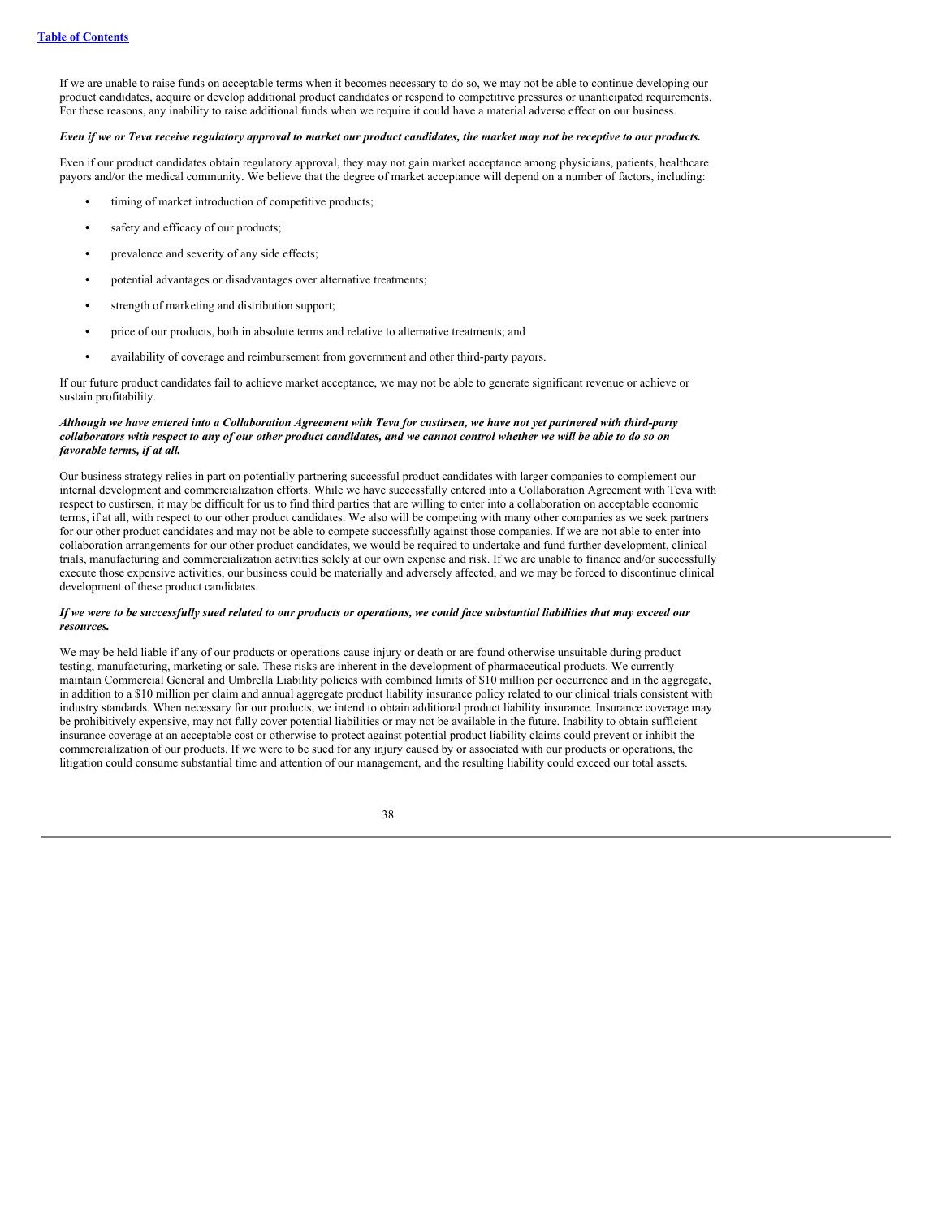If we are unable to raise funds on acceptable terms when it becomes necessary to do so, we may not be able to continue developing our product candidates, acquire or develop additional product candidates or respond to competitive pressures or unanticipated requirements. For these reasons, any inability to raise additional funds when we require it could have a material adverse effect on our business.

***Even if we or Teva receive regulatory approval to market our product candidates, the market may not be receptive to our products.***

Even if our product candidates obtain regulatory approval, they may not gain market acceptance among physicians, patients, healthcare payors and/or the medical community. We believe that the degree of market acceptance will depend on a number of factors, including:

- timing of market introduction of competitive products;
- safety and efficacy of our products;
- prevalence and severity of any side effects;
- potential advantages or disadvantages over alternative treatments;
- strength of marketing and distribution support;
- price of our products, both in absolute terms and relative to alternative treatments; and
- availability of coverage and reimbursement from government and other third-party payors.

If our future product candidates fail to achieve market acceptance, we may not be able to generate significant revenue or achieve or sustain profitability.

***Although we have entered into a Collaboration Agreement with Teva for custirsen, we have not yet partnered with third-party collaborators with respect to any of our other product candidates, and we cannot control whether we will be able to do so on favorable terms, if at all.***

Our business strategy relies in part on potentially partnering successful product candidates with larger companies to complement our internal development and commercialization efforts. While we have successfully entered into a Collaboration Agreement with Teva with respect to custirsen, it may be difficult for us to find third parties that are willing to enter into a collaboration on acceptable economic terms, if at all, with respect to our other product candidates. We also will be competing with many other companies as we seek partners for our other product candidates and may not be able to compete successfully against those companies. If we are not able to enter into collaboration arrangements for our other product candidates, we would be required to undertake and fund further development, clinical trials, manufacturing and commercialization activities solely at our own expense and risk. If we are unable to finance and/or successfully execute those expensive activities, our business could be materially and adversely affected, and we may be forced to discontinue clinical development of these product candidates.

***If we were to be successfully sued related to our products or operations, we could face substantial liabilities that may exceed our resources.***

We may be held liable if any of our products or operations cause injury or death or are found otherwise unsuitable during product testing, manufacturing, marketing or sale. These risks are inherent in the development of pharmaceutical products. We currently maintain Commercial General and Umbrella Liability policies with combined limits of $10 million per occurrence and in the aggregate, in addition to a $10 million per claim and annual aggregate product liability insurance policy related to our clinical trials consistent with industry standards. When necessary for our products, we intend to obtain additional product liability insurance. Insurance coverage may be prohibitively expensive, may not fully cover potential liabilities or may not be available in the future. Inability to obtain sufficient insurance coverage at an acceptable cost or otherwise to protect against potential product liability claims could prevent or inhibit the commercialization of our products. If we were to be sued for any injury caused by or associated with our products or operations, the litigation could consume substantial time and attention of our management, and the resulting liability could exceed our total assets.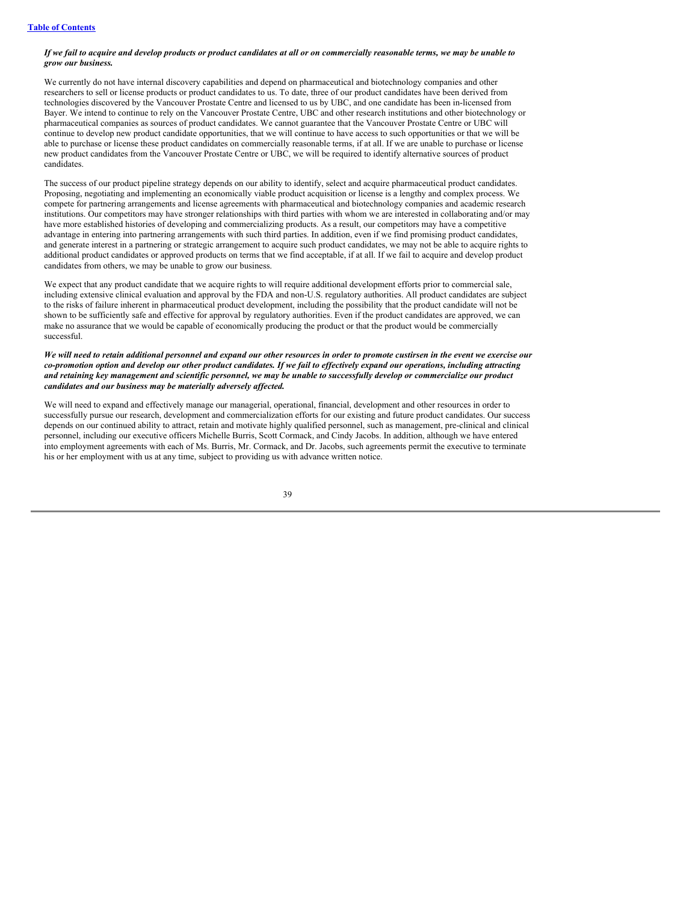***If we fail to acquire and develop products or product candidates at all or on commercially reasonable terms, we may be unable to grow our business.***

We currently do not have internal discovery capabilities and depend on pharmaceutical and biotechnology companies and other researchers to sell or license products or product candidates to us. To date, three of our product candidates have been derived from technologies discovered by the Vancouver Prostate Centre and licensed to us by UBC, and one candidate has been in-licensed from Bayer. We intend to continue to rely on the Vancouver Prostate Centre, UBC and other research institutions and other biotechnology or pharmaceutical companies as sources of product candidates. We cannot guarantee that the Vancouver Prostate Centre or UBC will continue to develop new product candidate opportunities, that we will continue to have access to such opportunities or that we will be able to purchase or license these product candidates on commercially reasonable terms, if at all. If we are unable to purchase or license new product candidates from the Vancouver Prostate Centre or UBC, we will be required to identify alternative sources of product candidates.

The success of our product pipeline strategy depends on our ability to identify, select and acquire pharmaceutical product candidates. Proposing, negotiating and implementing an economically viable product acquisition or license is a lengthy and complex process. We compete for partnering arrangements and license agreements with pharmaceutical and biotechnology companies and academic research institutions. Our competitors may have stronger relationships with third parties with whom we are interested in collaborating and/or may have more established histories of developing and commercializing products. As a result, our competitors may have a competitive advantage in entering into partnering arrangements with such third parties. In addition, even if we find promising product candidates, and generate interest in a partnering or strategic arrangement to acquire such product candidates, we may not be able to acquire rights to additional product candidates or approved products on terms that we find acceptable, if at all. If we fail to acquire and develop product candidates from others, we may be unable to grow our business.

We expect that any product candidate that we acquire rights to will require additional development efforts prior to commercial sale, including extensive clinical evaluation and approval by the FDA and non-U.S. regulatory authorities. All product candidates are subject to the risks of failure inherent in pharmaceutical product development, including the possibility that the product candidate will not be shown to be sufficiently safe and effective for approval by regulatory authorities. Even if the product candidates are approved, we can make no assurance that we would be capable of economically producing the product or that the product would be commercially successful.

***We will need to retain additional personnel and expand our other resources in order to promote custirsen in the event we exercise our co-promotion option and develop our other product candidates. If we fail to effectively expand our operations, including attracting and retaining key management and scientific personnel, we may be unable to successfully develop or commercialize our product candidates and our business may be materially adversely affected.***

We will need to expand and effectively manage our managerial, operational, financial, development and other resources in order to successfully pursue our research, development and commercialization efforts for our existing and future product candidates. Our success depends on our continued ability to attract, retain and motivate highly qualified personnel, such as management, pre-clinical and clinical personnel, including our executive officers Michelle Burris, Scott Cormack, and Cindy Jacobs. In addition, although we have entered into employment agreements with each of Ms. Burris, Mr. Cormack, and Dr. Jacobs, such agreements permit the executive to terminate his or her employment with us at any time, subject to providing us with advance written notice.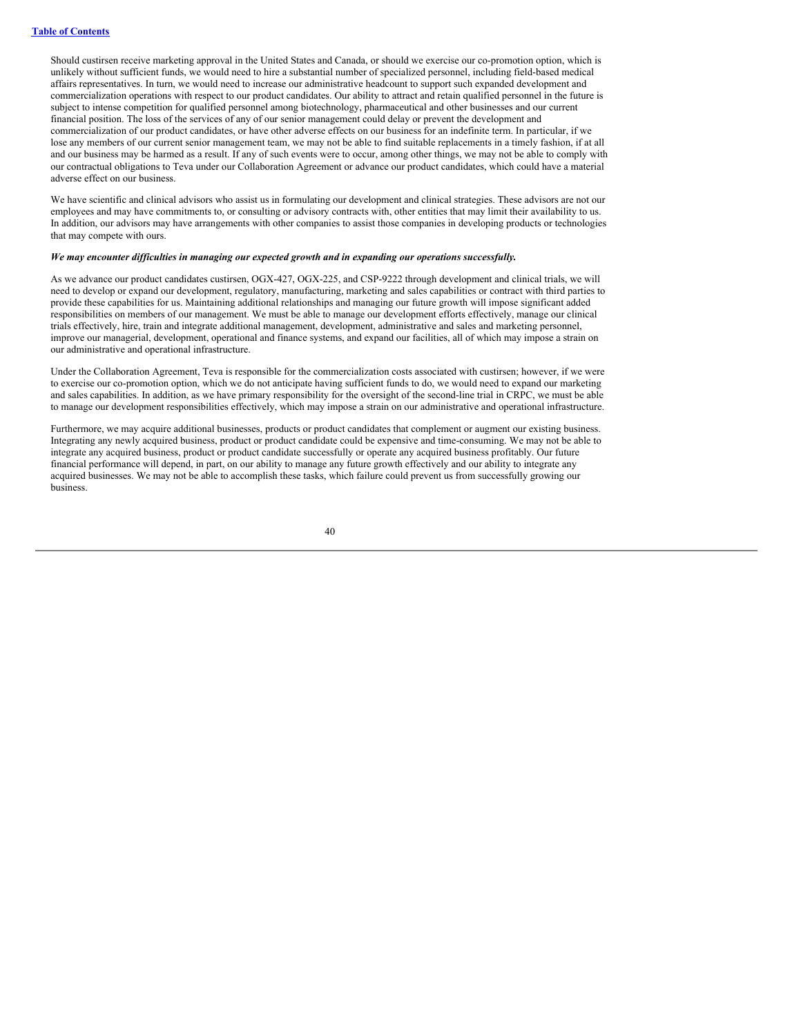Should custirsen receive marketing approval in the United States and Canada, or should we exercise our co-promotion option, which is unlikely without sufficient funds, we would need to hire a substantial number of specialized personnel, including field-based medical affairs representatives. In turn, we would need to increase our administrative headcount to support such expanded development and commercialization operations with respect to our product candidates. Our ability to attract and retain qualified personnel in the future is subject to intense competition for qualified personnel among biotechnology, pharmaceutical and other businesses and our current financial position. The loss of the services of any of our senior management could delay or prevent the development and commercialization of our product candidates, or have other adverse effects on our business for an indefinite term. In particular, if we lose any members of our current senior management team, we may not be able to find suitable replacements in a timely fashion, if at all and our business may be harmed as a result. If any of such events were to occur, among other things, we may not be able to comply with our contractual obligations to Teva under our Collaboration Agreement or advance our product candidates, which could have a material adverse effect on our business.

We have scientific and clinical advisors who assist us in formulating our development and clinical strategies. These advisors are not our employees and may have commitments to, or consulting or advisory contracts with, other entities that may limit their availability to us. In addition, our advisors may have arrangements with other companies to assist those companies in developing products or technologies that may compete with ours.

***We may encounter difficulties in managing our expected growth and in expanding our operations successfully.***

As we advance our product candidates custirsen, OGX-427, OGX-225, and CSP-9222 through development and clinical trials, we will need to develop or expand our development, regulatory, manufacturing, marketing and sales capabilities or contract with third parties to provide these capabilities for us. Maintaining additional relationships and managing our future growth will impose significant added responsibilities on members of our management. We must be able to manage our development efforts effectively, manage our clinical trials effectively, hire, train and integrate additional management, development, administrative and sales and marketing personnel, improve our managerial, development, operational and finance systems, and expand our facilities, all of which may impose a strain on our administrative and operational infrastructure.

Under the Collaboration Agreement, Teva is responsible for the commercialization costs associated with custirsen; however, if we were to exercise our co-promotion option, which we do not anticipate having sufficient funds to do, we would need to expand our marketing and sales capabilities. In addition, as we have primary responsibility for the oversight of the second-line trial in CRPC, we must be able to manage our development responsibilities effectively, which may impose a strain on our administrative and operational infrastructure.

Furthermore, we may acquire additional businesses, products or product candidates that complement or augment our existing business. Integrating any newly acquired business, product or product candidate could be expensive and time-consuming. We may not be able to integrate any acquired business, product or product candidate successfully or operate any acquired business profitably. Our future financial performance will depend, in part, on our ability to manage any future growth effectively and our ability to integrate any acquired businesses. We may not be able to accomplish these tasks, which failure could prevent us from successfully growing our business.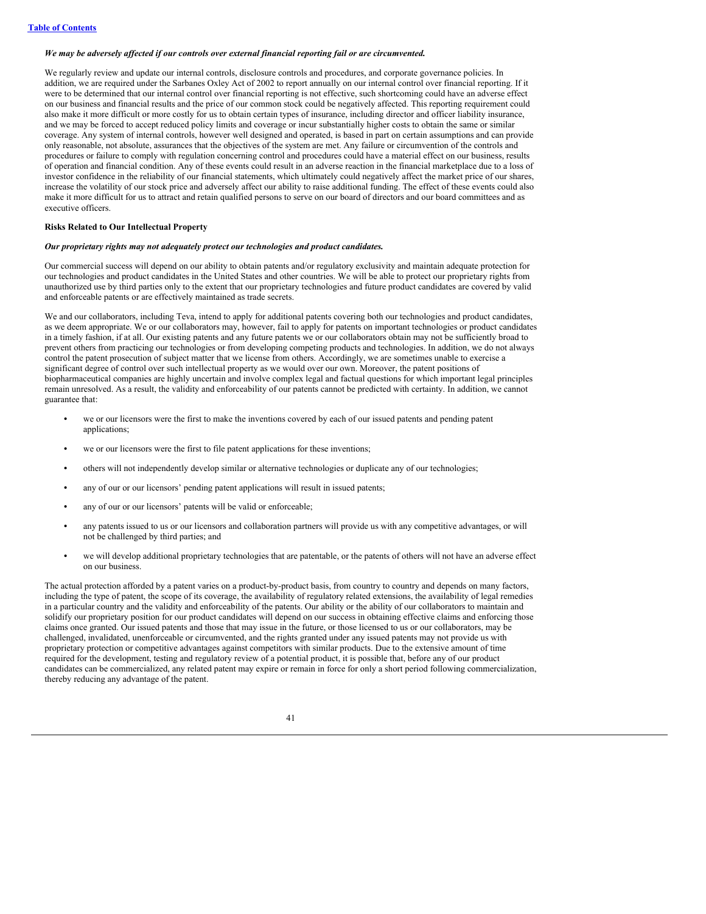*We may be adversely affected if our controls over external financial reporting fail or are circumvented.*

We regularly review and update our internal controls, disclosure controls and procedures, and corporate governance policies. In addition, we are required under the Sarbanes Oxley Act of 2002 to report annually on our internal control over financial reporting. If it were to be determined that our internal control over financial reporting is not effective, such shortcoming could have an adverse effect on our business and financial results and the price of our common stock could be negatively affected. This reporting requirement could also make it more difficult or more costly for us to obtain certain types of insurance, including director and officer liability insurance, and we may be forced to accept reduced policy limits and coverage or incur substantially higher costs to obtain the same or similar coverage. Any system of internal controls, however well designed and operated, is based in part on certain assumptions and can provide only reasonable, not absolute, assurances that the objectives of the system are met. Any failure or circumvention of the controls and procedures or failure to comply with regulation concerning control and procedures could have a material effect on our business, results of operation and financial condition. Any of these events could result in an adverse reaction in the financial marketplace due to a loss of investor confidence in the reliability of our financial statements, which ultimately could negatively affect the market price of our shares, increase the volatility of our stock price and adversely affect our ability to raise additional funding. The effect of these events could also make it more difficult for us to attract and retain qualified persons to serve on our board of directors and our board committees and as executive officers.

**Risks Related to Our Intellectual Property**

*Our proprietary rights may not adequately protect our technologies and product candidates.*

Our commercial success will depend on our ability to obtain patents and/or regulatory exclusivity and maintain adequate protection for our technologies and product candidates in the United States and other countries. We will be able to protect our proprietary rights from unauthorized use by third parties only to the extent that our proprietary technologies and future product candidates are covered by valid and enforceable patents or are effectively maintained as trade secrets.

We and our collaborators, including Teva, intend to apply for additional patents covering both our technologies and product candidates, as we deem appropriate. We or our collaborators may, however, fail to apply for patents on important technologies or product candidates in a timely fashion, if at all. Our existing patents and any future patents we or our collaborators obtain may not be sufficiently broad to prevent others from practicing our technologies or from developing competing products and technologies. In addition, we do not always control the patent prosecution of subject matter that we license from others. Accordingly, we are sometimes unable to exercise a significant degree of control over such intellectual property as we would over our own. Moreover, the patent positions of biopharmaceutical companies are highly uncertain and involve complex legal and factual questions for which important legal principles remain unresolved. As a result, the validity and enforceability of our patents cannot be predicted with certainty. In addition, we cannot guarantee that:

- we or our licensors were the first to make the inventions covered by each of our issued patents and pending patent applications;
- we or our licensors were the first to file patent applications for these inventions;
- others will not independently develop similar or alternative technologies or duplicate any of our technologies;
- any of our or our licensors' pending patent applications will result in issued patents;
- any of our or our licensors' patents will be valid or enforceable;
- any patents issued to us or our licensors and collaboration partners will provide us with any competitive advantages, or will not be challenged by third parties; and
- we will develop additional proprietary technologies that are patentable, or the patents of others will not have an adverse effect on our business.

The actual protection afforded by a patent varies on a product-by-product basis, from country to country and depends on many factors, including the type of patent, the scope of its coverage, the availability of regulatory related extensions, the availability of legal remedies in a particular country and the validity and enforceability of the patents. Our ability or the ability of our collaborators to maintain and solidify our proprietary position for our product candidates will depend on our success in obtaining effective claims and enforcing those claims once granted. Our issued patents and those that may issue in the future, or those licensed to us or our collaborators, may be challenged, invalidated, unenforceable or circumvented, and the rights granted under any issued patents may not provide us with proprietary protection or competitive advantages against competitors with similar products. Due to the extensive amount of time required for the development, testing and regulatory review of a potential product, it is possible that, before any of our product candidates can be commercialized, any related patent may expire or remain in force for only a short period following commercialization, thereby reducing any advantage of the patent.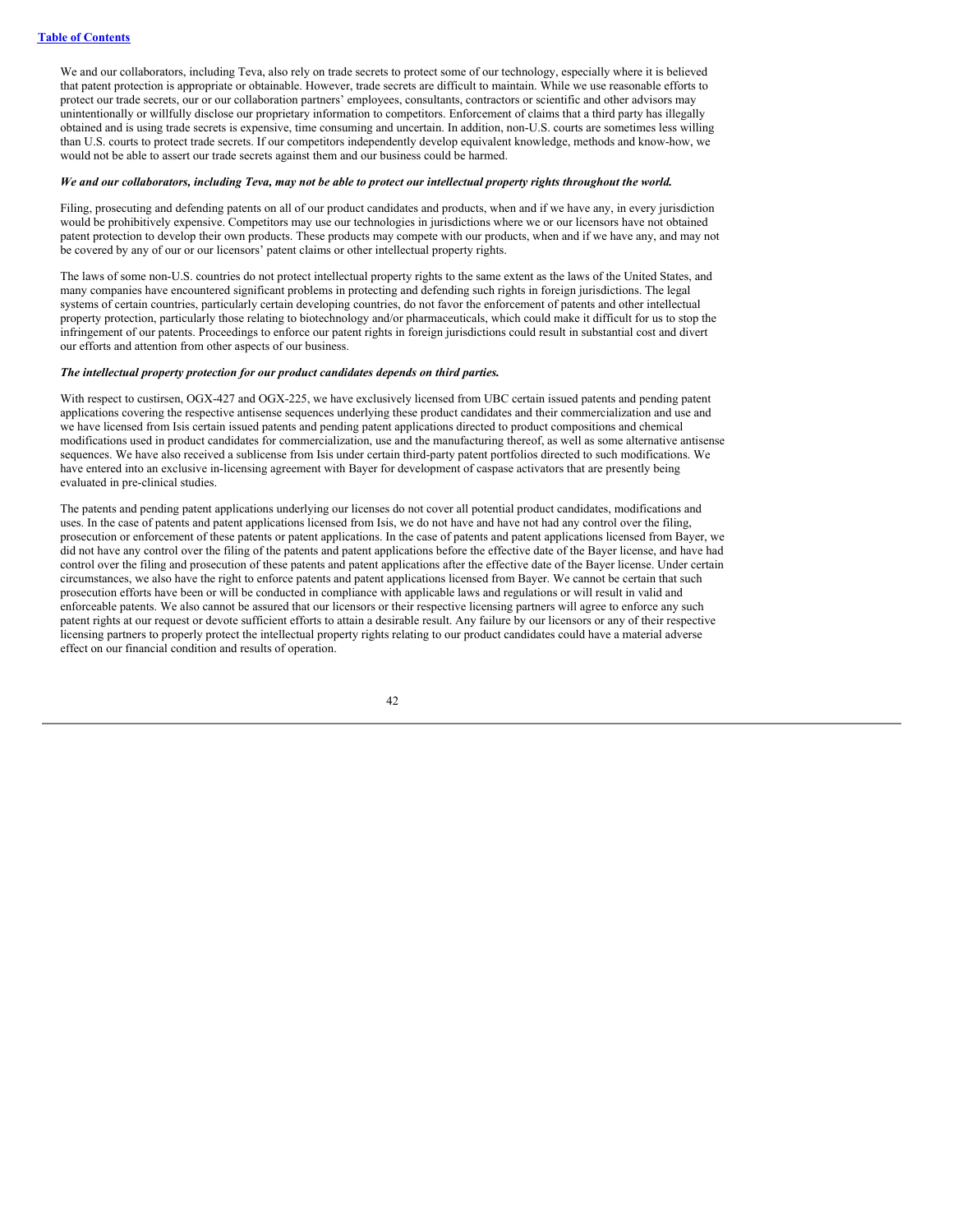We and our collaborators, including Teva, also rely on trade secrets to protect some of our technology, especially where it is believed that patent protection is appropriate or obtainable. However, trade secrets are difficult to maintain. While we use reasonable efforts to protect our trade secrets, our or our collaboration partners' employees, consultants, contractors or scientific and other advisors may unintentionally or willfully disclose our proprietary information to competitors. Enforcement of claims that a third party has illegally obtained and is using trade secrets is expensive, time consuming and uncertain. In addition, non-U.S. courts are sometimes less willing than U.S. courts to protect trade secrets. If our competitors independently develop equivalent knowledge, methods and know-how, we would not be able to assert our trade secrets against them and our business could be harmed.

***We and our collaborators, including Teva, may not be able to protect our intellectual property rights throughout the world.***

Filing, prosecuting and defending patents on all of our product candidates and products, when and if we have any, in every jurisdiction would be prohibitively expensive. Competitors may use our technologies in jurisdictions where we or our licensors have not obtained patent protection to develop their own products. These products may compete with our products, when and if we have any, and may not be covered by any of our or our licensors' patent claims or other intellectual property rights.

The laws of some non-U.S. countries do not protect intellectual property rights to the same extent as the laws of the United States, and many companies have encountered significant problems in protecting and defending such rights in foreign jurisdictions. The legal systems of certain countries, particularly certain developing countries, do not favor the enforcement of patents and other intellectual property protection, particularly those relating to biotechnology and/or pharmaceuticals, which could make it difficult for us to stop the infringement of our patents. Proceedings to enforce our patent rights in foreign jurisdictions could result in substantial cost and divert our efforts and attention from other aspects of our business.

***The intellectual property protection for our product candidates depends on third parties.***

With respect to custirsen, OGX-427 and OGX-225, we have exclusively licensed from UBC certain issued patents and pending patent applications covering the respective antisense sequences underlying these product candidates and their commercialization and use and we have licensed from Isis certain issued patents and pending patent applications directed to product compositions and chemical modifications used in product candidates for commercialization, use and the manufacturing thereof, as well as some alternative antisense sequences. We have also received a sublicense from Isis under certain third-party patent portfolios directed to such modifications. We have entered into an exclusive in-licensing agreement with Bayer for development of caspase activators that are presently being evaluated in pre-clinical studies.

The patents and pending patent applications underlying our licenses do not cover all potential product candidates, modifications and uses. In the case of patents and patent applications licensed from Isis, we do not have and have not had any control over the filing, prosecution or enforcement of these patents or patent applications. In the case of patents and patent applications licensed from Bayer, we did not have any control over the filing of the patents and patent applications before the effective date of the Bayer license, and have had control over the filing and prosecution of these patents and patent applications after the effective date of the Bayer license. Under certain circumstances, we also have the right to enforce patents and patent applications licensed from Bayer. We cannot be certain that such prosecution efforts have been or will be conducted in compliance with applicable laws and regulations or will result in valid and enforceable patents. We also cannot be assured that our licensors or their respective licensing partners will agree to enforce any such patent rights at our request or devote sufficient efforts to attain a desirable result. Any failure by our licensors or any of their respective licensing partners to properly protect the intellectual property rights relating to our product candidates could have a material adverse effect on our financial condition and results of operation.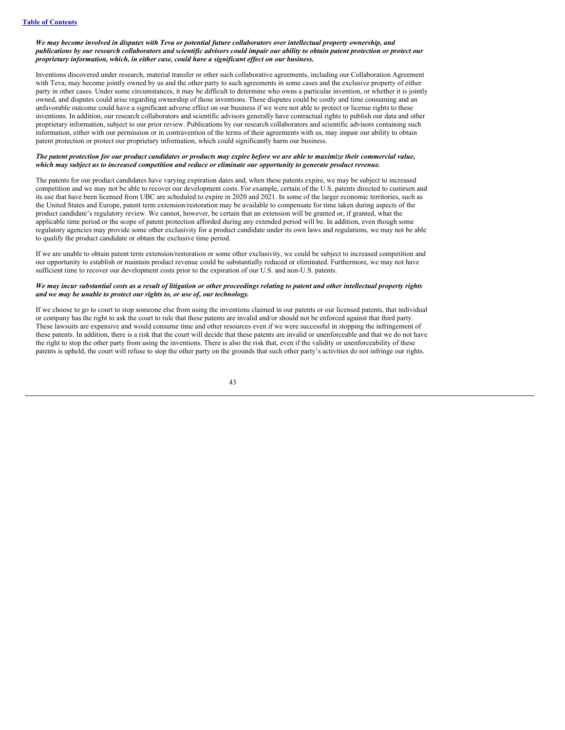***We may become involved in disputes with Teva or potential future collaborators over intellectual property ownership, and publications by our research collaborators and scientific advisors could impair our ability to obtain patent protection or protect our proprietary information, which, in either case, could have a significant effect on our business.***

Inventions discovered under research, material transfer or other such collaborative agreements, including our Collaboration Agreement with Teva, may become jointly owned by us and the other party to such agreements in some cases and the exclusive property of either party in other cases. Under some circumstances, it may be difficult to determine who owns a particular invention, or whether it is jointly owned, and disputes could arise regarding ownership of those inventions. These disputes could be costly and time consuming and an unfavorable outcome could have a significant adverse effect on our business if we were not able to protect or license rights to these inventions. In addition, our research collaborators and scientific advisors generally have contractual rights to publish our data and other proprietary information, subject to our prior review. Publications by our research collaborators and scientific advisors containing such information, either with our permission or in contravention of the terms of their agreements with us, may impair our ability to obtain patent protection or protect our proprietary information, which could significantly harm our business.

***The patent protection for our product candidates or products may expire before we are able to maximize their commercial value, which may subject us to increased competition and reduce or eliminate our opportunity to generate product revenue.***

The patents for our product candidates have varying expiration dates and, when these patents expire, we may be subject to increased competition and we may not be able to recover our development costs. For example, certain of the U.S. patents directed to custirsen and its use that have been licensed from UBC are scheduled to expire in 2020 and 2021. In some of the larger economic territories, such as the United States and Europe, patent term extension/restoration may be available to compensate for time taken during aspects of the product candidate's regulatory review. We cannot, however, be certain that an extension will be granted or, if granted, what the applicable time period or the scope of patent protection afforded during any extended period will be. In addition, even though some regulatory agencies may provide some other exclusivity for a product candidate under its own laws and regulations, we may not be able to qualify the product candidate or obtain the exclusive time period.

If we are unable to obtain patent term extension/restoration or some other exclusivity, we could be subject to increased competition and our opportunity to establish or maintain product revenue could be substantially reduced or eliminated. Furthermore, we may not have sufficient time to recover our development costs prior to the expiration of our U.S. and non-U.S. patents.

***We may incur substantial costs as a result of litigation or other proceedings relating to patent and other intellectual property rights and we may be unable to protect our rights to, or use of, our technology.***

If we choose to go to court to stop someone else from using the inventions claimed in our patents or our licensed patents, that individual or company has the right to ask the court to rule that these patents are invalid and/or should not be enforced against that third party. These lawsuits are expensive and would consume time and other resources even if we were successful in stopping the infringement of these patents. In addition, there is a risk that the court will decide that these patents are invalid or unenforceable and that we do not have the right to stop the other party from using the inventions. There is also the risk that, even if the validity or unenforceability of these patents is upheld, the court will refuse to stop the other party on the grounds that such other party's activities do not infringe our rights.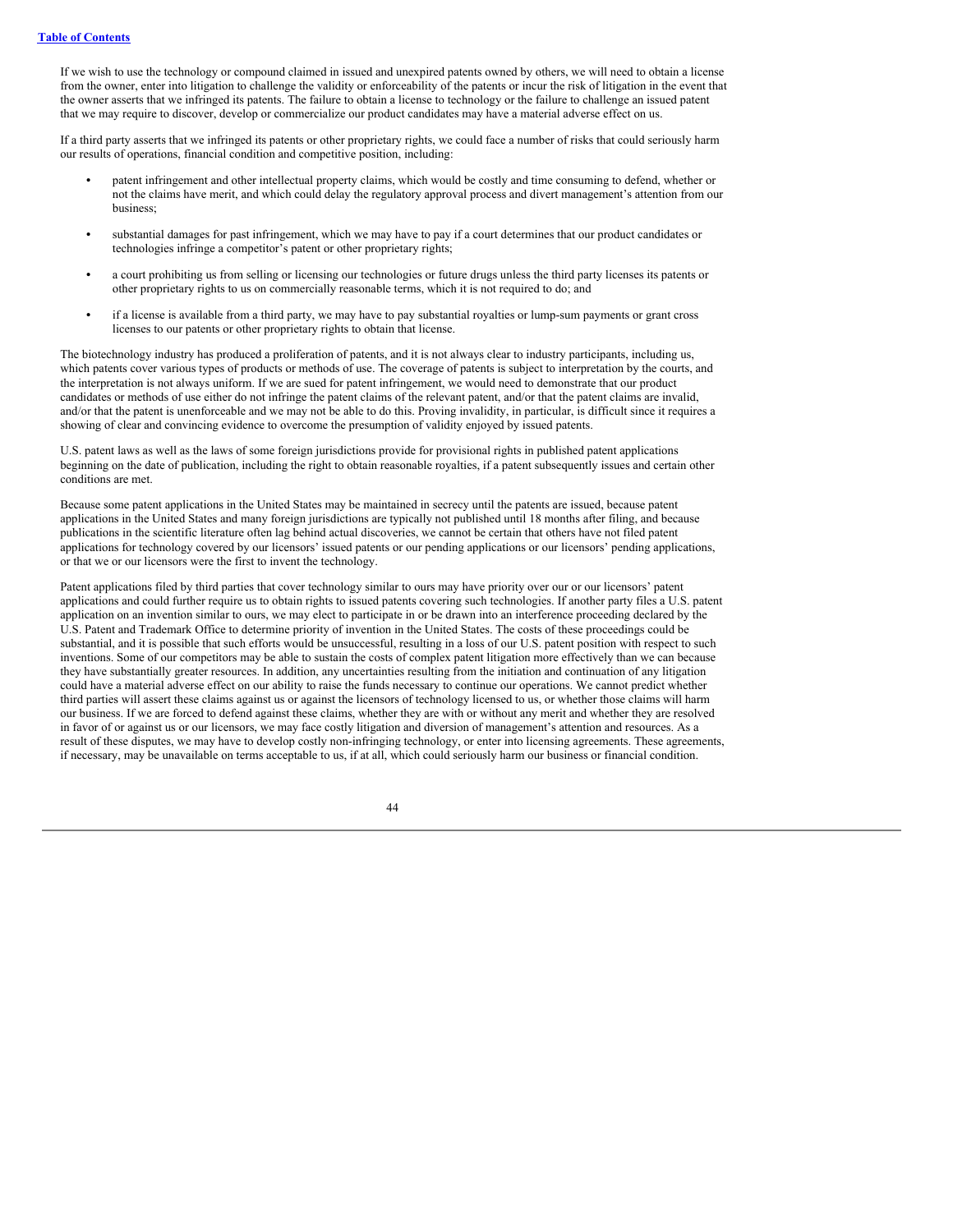If we wish to use the technology or compound claimed in issued and unexpired patents owned by others, we will need to obtain a license from the owner, enter into litigation to challenge the validity or enforceability of the patents or incur the risk of litigation in the event that the owner asserts that we infringed its patents. The failure to obtain a license to technology or the failure to challenge an issued patent that we may require to discover, develop or commercialize our product candidates may have a material adverse effect on us.

If a third party asserts that we infringed its patents or other proprietary rights, we could face a number of risks that could seriously harm our results of operations, financial condition and competitive position, including:

- patent infringement and other intellectual property claims, which would be costly and time consuming to defend, whether or not the claims have merit, and which could delay the regulatory approval process and divert management's attention from our business;
- substantial damages for past infringement, which we may have to pay if a court determines that our product candidates or technologies infringe a competitor's patent or other proprietary rights;
- a court prohibiting us from selling or licensing our technologies or future drugs unless the third party licenses its patents or other proprietary rights to us on commercially reasonable terms, which it is not required to do; and
- if a license is available from a third party, we may have to pay substantial royalties or lump-sum payments or grant cross licenses to our patents or other proprietary rights to obtain that license.

The biotechnology industry has produced a proliferation of patents, and it is not always clear to industry participants, including us, which patents cover various types of products or methods of use. The coverage of patents is subject to interpretation by the courts, and the interpretation is not always uniform. If we are sued for patent infringement, we would need to demonstrate that our product candidates or methods of use either do not infringe the patent claims of the relevant patent, and/or that the patent claims are invalid, and/or that the patent is unenforceable and we may not be able to do this. Proving invalidity, in particular, is difficult since it requires a showing of clear and convincing evidence to overcome the presumption of validity enjoyed by issued patents.

U.S. patent laws as well as the laws of some foreign jurisdictions provide for provisional rights in published patent applications beginning on the date of publication, including the right to obtain reasonable royalties, if a patent subsequently issues and certain other conditions are met.

Because some patent applications in the United States may be maintained in secrecy until the patents are issued, because patent applications in the United States and many foreign jurisdictions are typically not published until 18 months after filing, and because publications in the scientific literature often lag behind actual discoveries, we cannot be certain that others have not filed patent applications for technology covered by our licensors' issued patents or our pending applications or our licensors' pending applications, or that we or our licensors were the first to invent the technology.

Patent applications filed by third parties that cover technology similar to ours may have priority over our or our licensors' patent applications and could further require us to obtain rights to issued patents covering such technologies. If another party files a U.S. patent application on an invention similar to ours, we may elect to participate in or be drawn into an interference proceeding declared by the U.S. Patent and Trademark Office to determine priority of invention in the United States. The costs of these proceedings could be substantial, and it is possible that such efforts would be unsuccessful, resulting in a loss of our U.S. patent position with respect to such inventions. Some of our competitors may be able to sustain the costs of complex patent litigation more effectively than we can because they have substantially greater resources. In addition, any uncertainties resulting from the initiation and continuation of any litigation could have a material adverse effect on our ability to raise the funds necessary to continue our operations. We cannot predict whether third parties will assert these claims against us or against the licensors of technology licensed to us, or whether those claims will harm our business. If we are forced to defend against these claims, whether they are with or without any merit and whether they are resolved in favor of or against us or our licensors, we may face costly litigation and diversion of management's attention and resources. As a result of these disputes, we may have to develop costly non-infringing technology, or enter into licensing agreements. These agreements, if necessary, may be unavailable on terms acceptable to us, if at all, which could seriously harm our business or financial condition.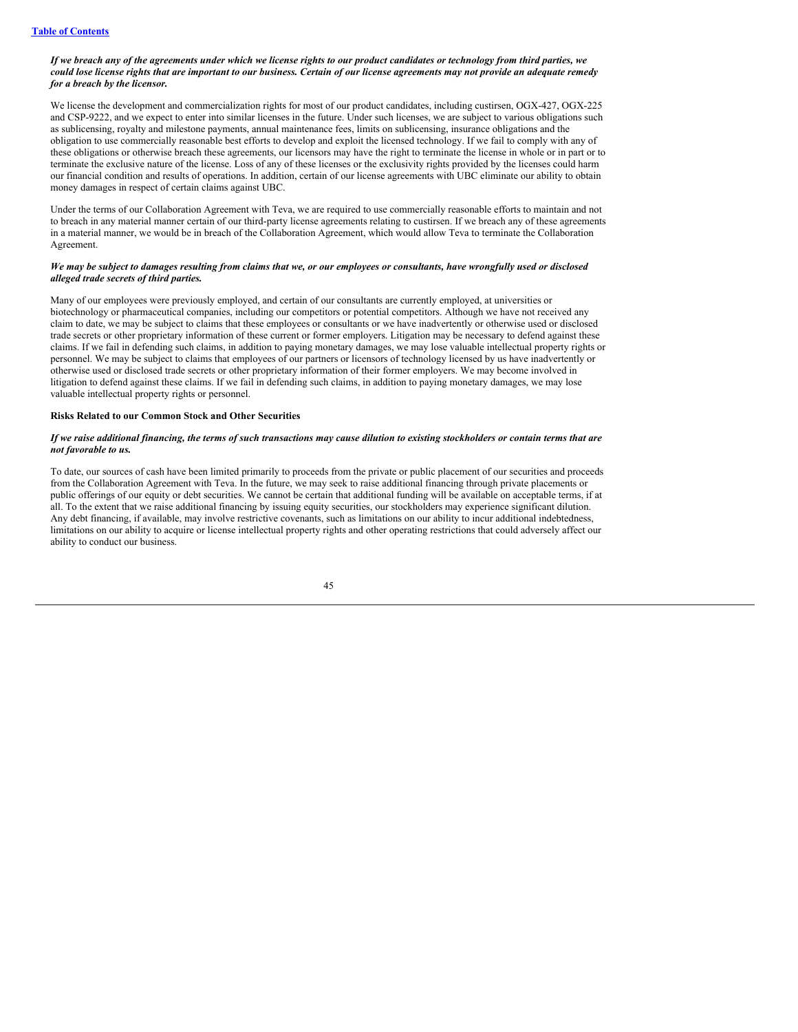*If we breach any of the agreements under which we license rights to our product candidates or technology from third parties, we could lose license rights that are important to our business. Certain of our license agreements may not provide an adequate remedy for a breach by the licensor.*

We license the development and commercialization rights for most of our product candidates, including custirsen, OGX-427, OGX-225 and CSP-9222, and we expect to enter into similar licenses in the future. Under such licenses, we are subject to various obligations such as sublicensing, royalty and milestone payments, annual maintenance fees, limits on sublicensing, insurance obligations and the obligation to use commercially reasonable best efforts to develop and exploit the licensed technology. If we fail to comply with any of these obligations or otherwise breach these agreements, our licensors may have the right to terminate the license in whole or in part or to terminate the exclusive nature of the license. Loss of any of these licenses or the exclusivity rights provided by the licenses could harm our financial condition and results of operations. In addition, certain of our license agreements with UBC eliminate our ability to obtain money damages in respect of certain claims against UBC.

Under the terms of our Collaboration Agreement with Teva, we are required to use commercially reasonable efforts to maintain and not to breach in any material manner certain of our third-party license agreements relating to custirsen. If we breach any of these agreements in a material manner, we would be in breach of the Collaboration Agreement, which would allow Teva to terminate the Collaboration Agreement.

*We may be subject to damages resulting from claims that we, or our employees or consultants, have wrongfully used or disclosed alleged trade secrets of third parties.*

Many of our employees were previously employed, and certain of our consultants are currently employed, at universities or biotechnology or pharmaceutical companies, including our competitors or potential competitors. Although we have not received any claim to date, we may be subject to claims that these employees or consultants or we have inadvertently or otherwise used or disclosed trade secrets or other proprietary information of these current or former employers. Litigation may be necessary to defend against these claims. If we fail in defending such claims, in addition to paying monetary damages, we may lose valuable intellectual property rights or personnel. We may be subject to claims that employees of our partners or licensors of technology licensed by us have inadvertently or otherwise used or disclosed trade secrets or other proprietary information of their former employers. We may become involved in litigation to defend against these claims. If we fail in defending such claims, in addition to paying monetary damages, we may lose valuable intellectual property rights or personnel.

**Risks Related to our Common Stock and Other Securities**

*If we raise additional financing, the terms of such transactions may cause dilution to existing stockholders or contain terms that are not favorable to us.*

To date, our sources of cash have been limited primarily to proceeds from the private or public placement of our securities and proceeds from the Collaboration Agreement with Teva. In the future, we may seek to raise additional financing through private placements or public offerings of our equity or debt securities. We cannot be certain that additional funding will be available on acceptable terms, if at all. To the extent that we raise additional financing by issuing equity securities, our stockholders may experience significant dilution. Any debt financing, if available, may involve restrictive covenants, such as limitations on our ability to incur additional indebtedness, limitations on our ability to acquire or license intellectual property rights and other operating restrictions that could adversely affect our ability to conduct our business.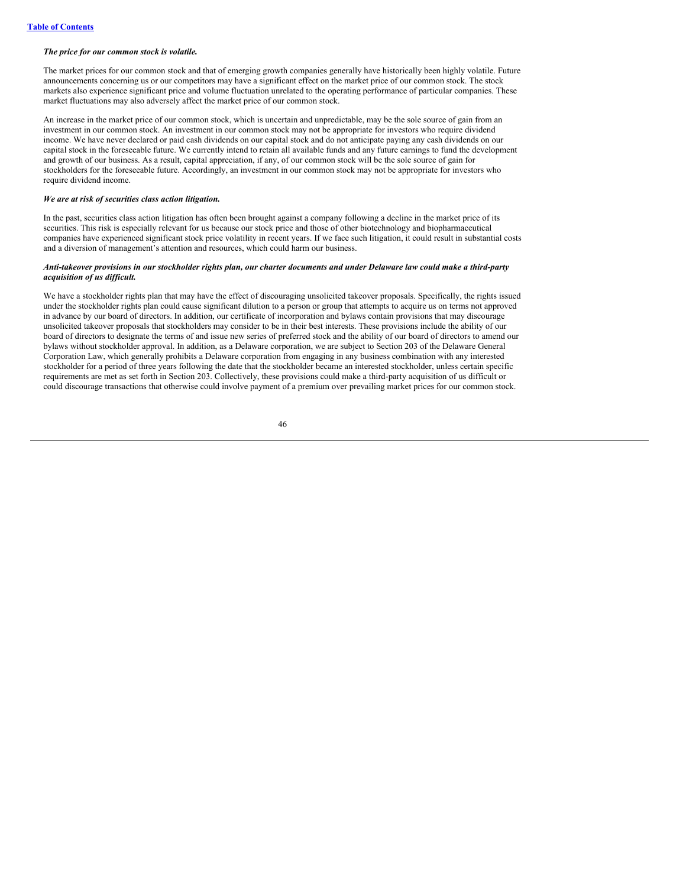***The price for our common stock is volatile.***

The market prices for our common stock and that of emerging growth companies generally have historically been highly volatile. Future announcements concerning us or our competitors may have a significant effect on the market price of our common stock. The stock markets also experience significant price and volume fluctuation unrelated to the operating performance of particular companies. These market fluctuations may also adversely affect the market price of our common stock.

An increase in the market price of our common stock, which is uncertain and unpredictable, may be the sole source of gain from an investment in our common stock. An investment in our common stock may not be appropriate for investors who require dividend income. We have never declared or paid cash dividends on our capital stock and do not anticipate paying any cash dividends on our capital stock in the foreseeable future. We currently intend to retain all available funds and any future earnings to fund the development and growth of our business. As a result, capital appreciation, if any, of our common stock will be the sole source of gain for stockholders for the foreseeable future. Accordingly, an investment in our common stock may not be appropriate for investors who require dividend income.

***We are at risk of securities class action litigation.***

In the past, securities class action litigation has often been brought against a company following a decline in the market price of its securities. This risk is especially relevant for us because our stock price and those of other biotechnology and biopharmaceutical companies have experienced significant stock price volatility in recent years. If we face such litigation, it could result in substantial costs and a diversion of management's attention and resources, which could harm our business.

***Anti-takeover provisions in our stockholder rights plan, our charter documents and under Delaware law could make a third-party acquisition of us difficult.***

We have a stockholder rights plan that may have the effect of discouraging unsolicited takeover proposals. Specifically, the rights issued under the stockholder rights plan could cause significant dilution to a person or group that attempts to acquire us on terms not approved in advance by our board of directors. In addition, our certificate of incorporation and bylaws contain provisions that may discourage unsolicited takeover proposals that stockholders may consider to be in their best interests. These provisions include the ability of our board of directors to designate the terms of and issue new series of preferred stock and the ability of our board of directors to amend our bylaws without stockholder approval. In addition, as a Delaware corporation, we are subject to Section 203 of the Delaware General Corporation Law, which generally prohibits a Delaware corporation from engaging in any business combination with any interested stockholder for a period of three years following the date that the stockholder became an interested stockholder, unless certain specific requirements are met as set forth in Section 203. Collectively, these provisions could make a third-party acquisition of us difficult or could discourage transactions that otherwise could involve payment of a premium over prevailing market prices for our common stock.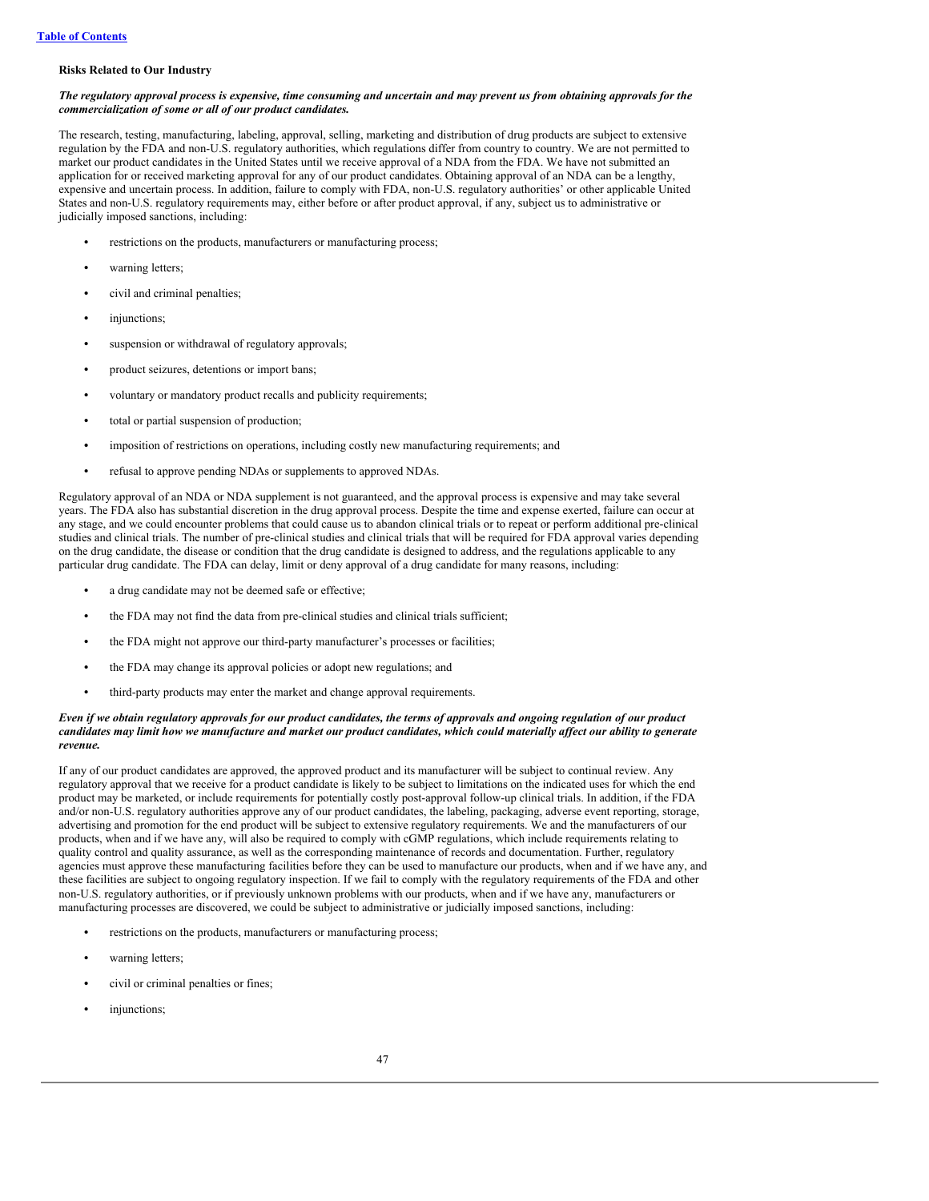### Risks Related to Our Industry

***The regulatory approval process is expensive, time consuming and uncertain and may prevent us from obtaining approvals for the commercialization of some or all of our product candidates.***

The research, testing, manufacturing, labeling, approval, selling, marketing and distribution of drug products are subject to extensive regulation by the FDA and non-U.S. regulatory authorities, which regulations differ from country to country. We are not permitted to market our product candidates in the United States until we receive approval of a NDA from the FDA. We have not submitted an application for or received marketing approval for any of our product candidates. Obtaining approval of an NDA can be a lengthy, expensive and uncertain process. In addition, failure to comply with FDA, non-U.S. regulatory authorities' or other applicable United States and non-U.S. regulatory requirements may, either before or after product approval, if any, subject us to administrative or judicially imposed sanctions, including:

- restrictions on the products, manufacturers or manufacturing process;
- warning letters;
- civil and criminal penalties;
- injunctions;
- suspension or withdrawal of regulatory approvals;
- product seizures, detentions or import bans;
- voluntary or mandatory product recalls and publicity requirements;
- total or partial suspension of production;
- imposition of restrictions on operations, including costly new manufacturing requirements; and
- refusal to approve pending NDAs or supplements to approved NDAs.

Regulatory approval of an NDA or NDA supplement is not guaranteed, and the approval process is expensive and may take several years. The FDA also has substantial discretion in the drug approval process. Despite the time and expense exerted, failure can occur at any stage, and we could encounter problems that could cause us to abandon clinical trials or to repeat or perform additional pre-clinical studies and clinical trials. The number of pre-clinical studies and clinical trials that will be required for FDA approval varies depending on the drug candidate, the disease or condition that the drug candidate is designed to address, and the regulations applicable to any particular drug candidate. The FDA can delay, limit or deny approval of a drug candidate for many reasons, including:

- a drug candidate may not be deemed safe or effective;
- the FDA may not find the data from pre-clinical studies and clinical trials sufficient;
- the FDA might not approve our third-party manufacturer's processes or facilities;
- the FDA may change its approval policies or adopt new regulations; and
- third-party products may enter the market and change approval requirements.

***Even if we obtain regulatory approvals for our product candidates, the terms of approvals and ongoing regulation of our product candidates may limit how we manufacture and market our product candidates, which could materially affect our ability to generate revenue.***

If any of our product candidates are approved, the approved product and its manufacturer will be subject to continual review. Any regulatory approval that we receive for a product candidate is likely to be subject to limitations on the indicated uses for which the end product may be marketed, or include requirements for potentially costly post-approval follow-up clinical trials. In addition, if the FDA and/or non-U.S. regulatory authorities approve any of our product candidates, the labeling, packaging, adverse event reporting, storage, advertising and promotion for the end product will be subject to extensive regulatory requirements. We and the manufacturers of our products, when and if we have any, will also be required to comply with cGMP regulations, which include requirements relating to quality control and quality assurance, as well as the corresponding maintenance of records and documentation. Further, regulatory agencies must approve these manufacturing facilities before they can be used to manufacture our products, when and if we have any, and these facilities are subject to ongoing regulatory inspection. If we fail to comply with the regulatory requirements of the FDA and other non-U.S. regulatory authorities, or if previously unknown problems with our products, when and if we have any, manufacturers or manufacturing processes are discovered, we could be subject to administrative or judicially imposed sanctions, including:

- restrictions on the products, manufacturers or manufacturing process;
- warning letters;
- civil or criminal penalties or fines;
- injunctions;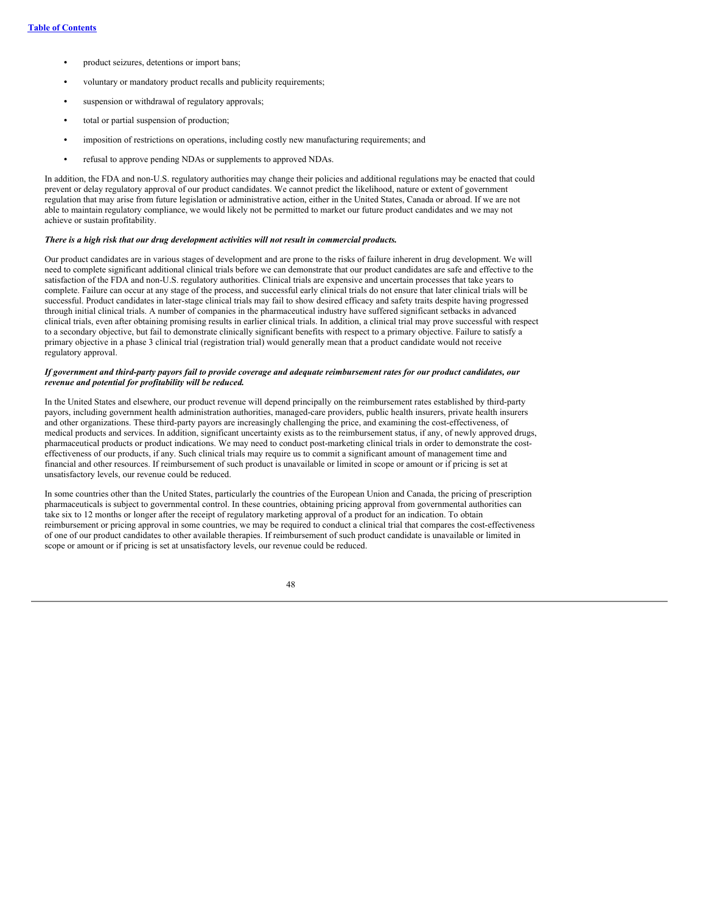- product seizures, detentions or import bans;
- voluntary or mandatory product recalls and publicity requirements;
- suspension or withdrawal of regulatory approvals;
- total or partial suspension of production;
- imposition of restrictions on operations, including costly new manufacturing requirements; and
- refusal to approve pending NDAs or supplements to approved NDAs.

In addition, the FDA and non-U.S. regulatory authorities may change their policies and additional regulations may be enacted that could prevent or delay regulatory approval of our product candidates. We cannot predict the likelihood, nature or extent of government regulation that may arise from future legislation or administrative action, either in the United States, Canada or abroad. If we are not able to maintain regulatory compliance, we would likely not be permitted to market our future product candidates and we may not achieve or sustain profitability.

***There is a high risk that our drug development activities will not result in commercial products.***

Our product candidates are in various stages of development and are prone to the risks of failure inherent in drug development. We will need to complete significant additional clinical trials before we can demonstrate that our product candidates are safe and effective to the satisfaction of the FDA and non-U.S. regulatory authorities. Clinical trials are expensive and uncertain processes that take years to complete. Failure can occur at any stage of the process, and successful early clinical trials do not ensure that later clinical trials will be successful. Product candidates in later-stage clinical trials may fail to show desired efficacy and safety traits despite having progressed through initial clinical trials. A number of companies in the pharmaceutical industry have suffered significant setbacks in advanced clinical trials, even after obtaining promising results in earlier clinical trials. In addition, a clinical trial may prove successful with respect to a secondary objective, but fail to demonstrate clinically significant benefits with respect to a primary objective. Failure to satisfy a primary objective in a phase 3 clinical trial (registration trial) would generally mean that a product candidate would not receive regulatory approval.

***If government and third-party payors fail to provide coverage and adequate reimbursement rates for our product candidates, our revenue and potential for profitability will be reduced.***

In the United States and elsewhere, our product revenue will depend principally on the reimbursement rates established by third-party payors, including government health administration authorities, managed-care providers, public health insurers, private health insurers and other organizations. These third-party payors are increasingly challenging the price, and examining the cost-effectiveness, of medical products and services. In addition, significant uncertainty exists as to the reimbursement status, if any, of newly approved drugs, pharmaceutical products or product indications. We may need to conduct post-marketing clinical trials in order to demonstrate the cost-effectiveness of our products, if any. Such clinical trials may require us to commit a significant amount of management time and financial and other resources. If reimbursement of such product is unavailable or limited in scope or amount or if pricing is set at unsatisfactory levels, our revenue could be reduced.

In some countries other than the United States, particularly the countries of the European Union and Canada, the pricing of prescription pharmaceuticals is subject to governmental control. In these countries, obtaining pricing approval from governmental authorities can take six to 12 months or longer after the receipt of regulatory marketing approval of a product for an indication. To obtain reimbursement or pricing approval in some countries, we may be required to conduct a clinical trial that compares the cost-effectiveness of one of our product candidates to other available therapies. If reimbursement of such product candidate is unavailable or limited in scope or amount or if pricing is set at unsatisfactory levels, our revenue could be reduced.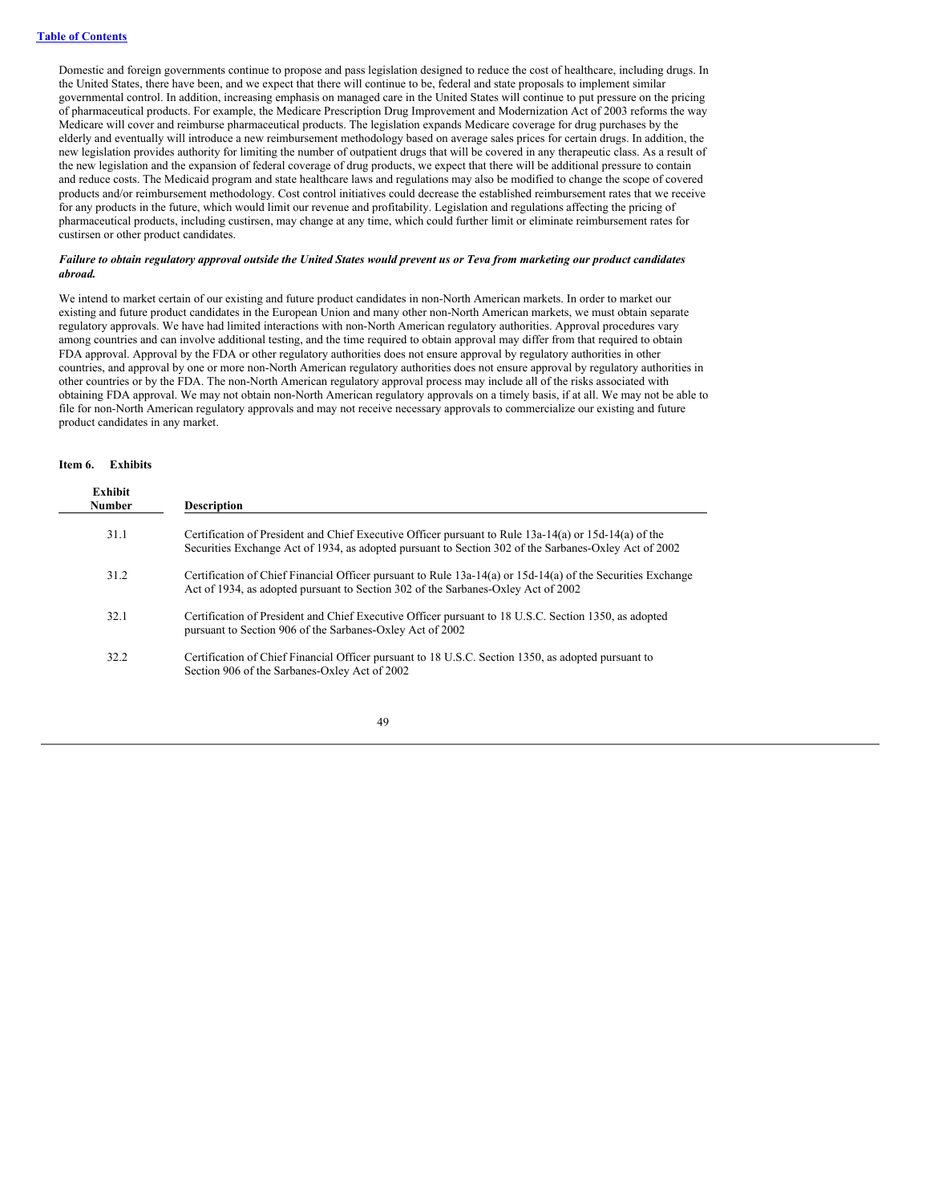Domestic and foreign governments continue to propose and pass legislation designed to reduce the cost of healthcare, including drugs. In the United States, there have been, and we expect that there will continue to be, federal and state proposals to implement similar governmental control. In addition, increasing emphasis on managed care in the United States will continue to put pressure on the pricing of pharmaceutical products. For example, the Medicare Prescription Drug Improvement and Modernization Act of 2003 reforms the way Medicare will cover and reimburse pharmaceutical products. The legislation expands Medicare coverage for drug purchases by the elderly and eventually will introduce a new reimbursement methodology based on average sales prices for certain drugs. In addition, the new legislation provides authority for limiting the number of outpatient drugs that will be covered in any therapeutic class. As a result of the new legislation and the expansion of federal coverage of drug products, we expect that there will be additional pressure to contain and reduce costs. The Medicaid program and state healthcare laws and regulations may also be modified to change the scope of covered products and/or reimbursement methodology. Cost control initiatives could decrease the established reimbursement rates that we receive for any products in the future, which would limit our revenue and profitability. Legislation and regulations affecting the pricing of pharmaceutical products, including custirsen, may change at any time, which could further limit or eliminate reimbursement rates for custirsen or other product candidates.

***Failure to obtain regulatory approval outside the United States would prevent us or Teva from marketing our product candidates abroad.***

We intend to market certain of our existing and future product candidates in non-North American markets. In order to market our existing and future product candidates in the European Union and many other non-North American markets, we must obtain separate regulatory approvals. We have had limited interactions with non-North American regulatory authorities. Approval procedures vary among countries and can involve additional testing, and the time required to obtain approval may differ from that required to obtain FDA approval. Approval by the FDA or other regulatory authorities does not ensure approval by regulatory authorities in other countries, and approval by one or more non-North American regulatory authorities does not ensure approval by regulatory authorities in other countries or by the FDA. The non-North American regulatory approval process may include all of the risks associated with obtaining FDA approval. We may not obtain non-North American regulatory approvals on a timely basis, if at all. We may not be able to file for non-North American regulatory approvals and may not receive necessary approvals to commercialize our existing and future product candidates in any market.

## Item 6. Exhibits

| Exhibit Number | Description |
|---|---|
| 31.1 | Certification of President and Chief Executive Officer pursuant to Rule 13a-14(a) or 15d-14(a) of the Securities Exchange Act of 1934, as adopted pursuant to Section 302 of the Sarbanes-Oxley Act of 2002 |
| 31.2 | Certification of Chief Financial Officer pursuant to Rule 13a-14(a) or 15d-14(a) of the Securities Exchange Act of 1934, as adopted pursuant to Section 302 of the Sarbanes-Oxley Act of 2002 |
| 32.1 | Certification of President and Chief Executive Officer pursuant to 18 U.S.C. Section 1350, as adopted pursuant to Section 906 of the Sarbanes-Oxley Act of 2002 |
| 32.2 | Certification of Chief Financial Officer pursuant to 18 U.S.C. Section 1350, as adopted pursuant to Section 906 of the Sarbanes-Oxley Act of 2002 |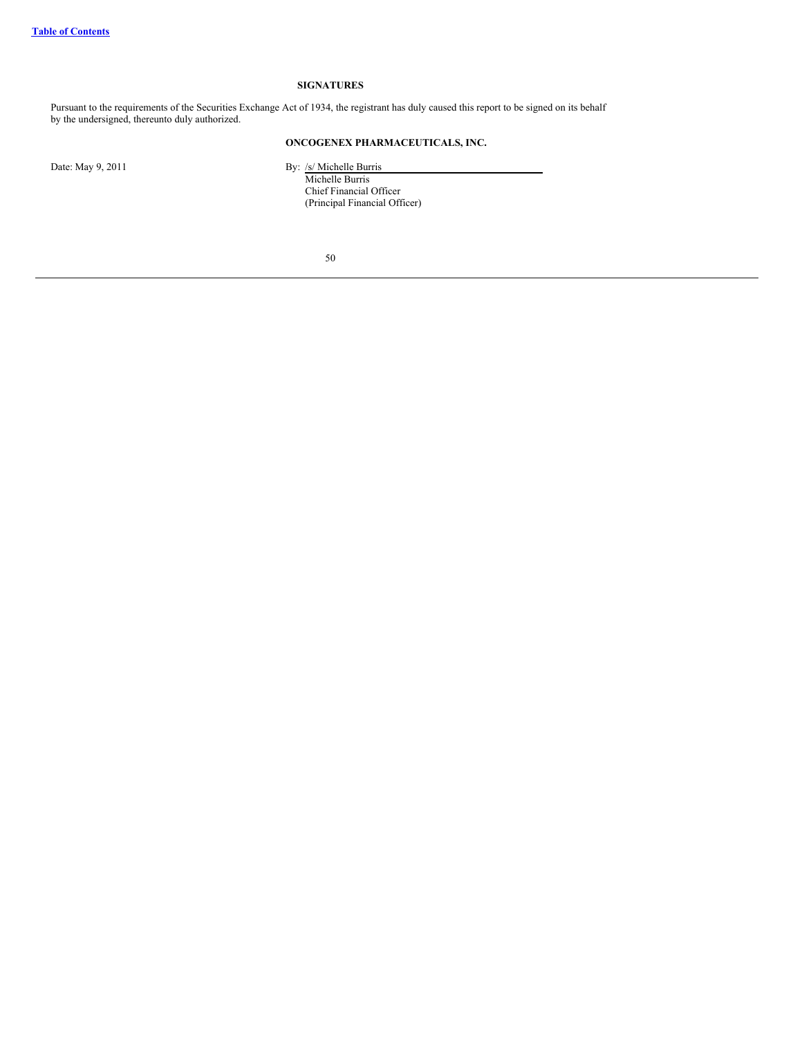## SIGNATURES

Pursuant to the requirements of the Securities Exchange Act of 1934, the registrant has duly caused this report to be signed on its behalf by the undersigned, thereunto duly authorized.

**ONCOGENEX PHARMACEUTICALS, INC.**

Date: May 9, 2011

By: /s/ Michelle Burris
Michelle Burris
Chief Financial Officer
(Principal Financial Officer)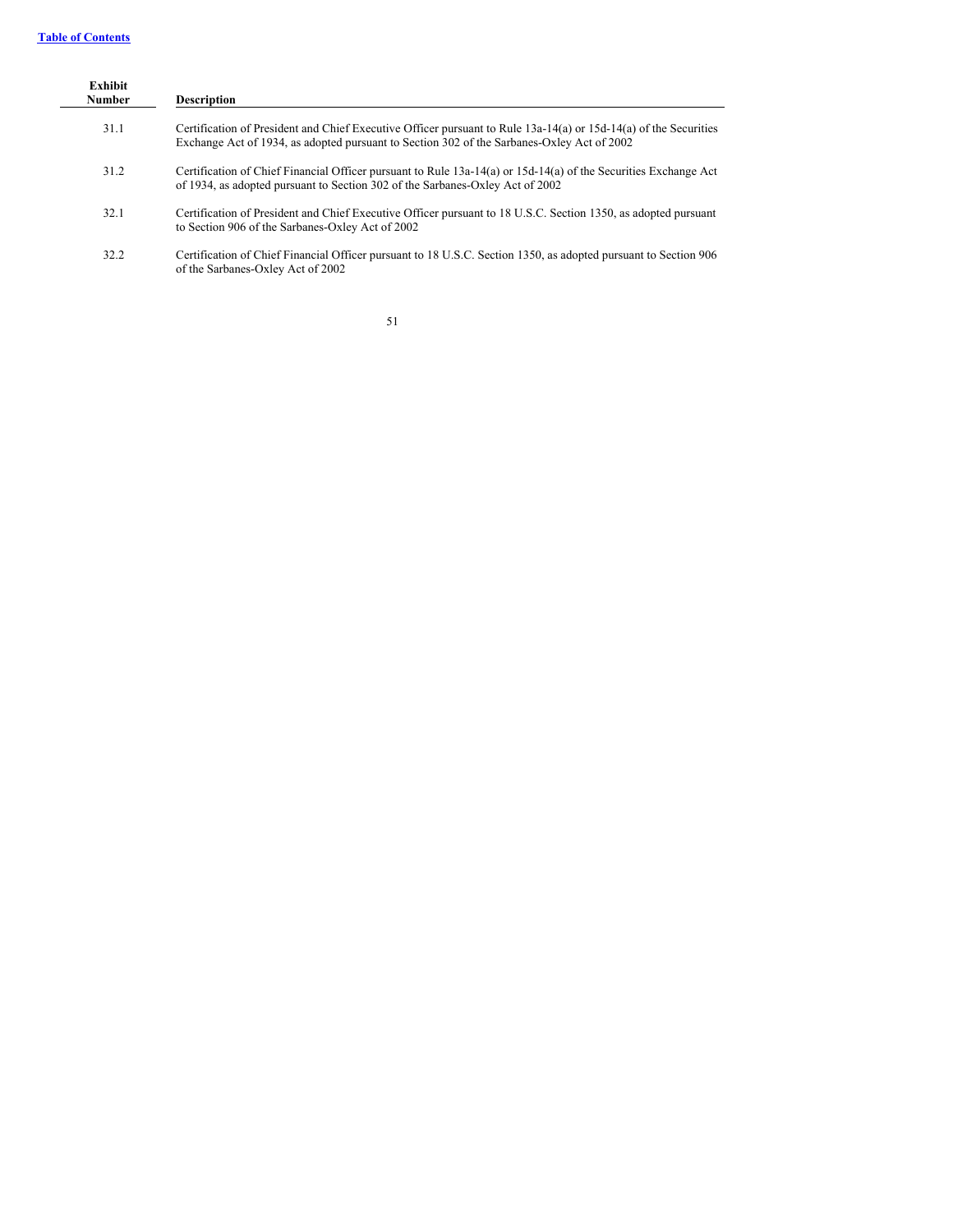| Exhibit Number | Description |
|---|---|
| 31.1 | Certification of President and Chief Executive Officer pursuant to Rule 13a-14(a) or 15d-14(a) of the Securities Exchange Act of 1934, as adopted pursuant to Section 302 of the Sarbanes-Oxley Act of 2002 |
| 31.2 | Certification of Chief Financial Officer pursuant to Rule 13a-14(a) or 15d-14(a) of the Securities Exchange Act of 1934, as adopted pursuant to Section 302 of the Sarbanes-Oxley Act of 2002 |
| 32.1 | Certification of President and Chief Executive Officer pursuant to 18 U.S.C. Section 1350, as adopted pursuant to Section 906 of the Sarbanes-Oxley Act of 2002 |
| 32.2 | Certification of Chief Financial Officer pursuant to 18 U.S.C. Section 1350, as adopted pursuant to Section 906 of the Sarbanes-Oxley Act of 2002 |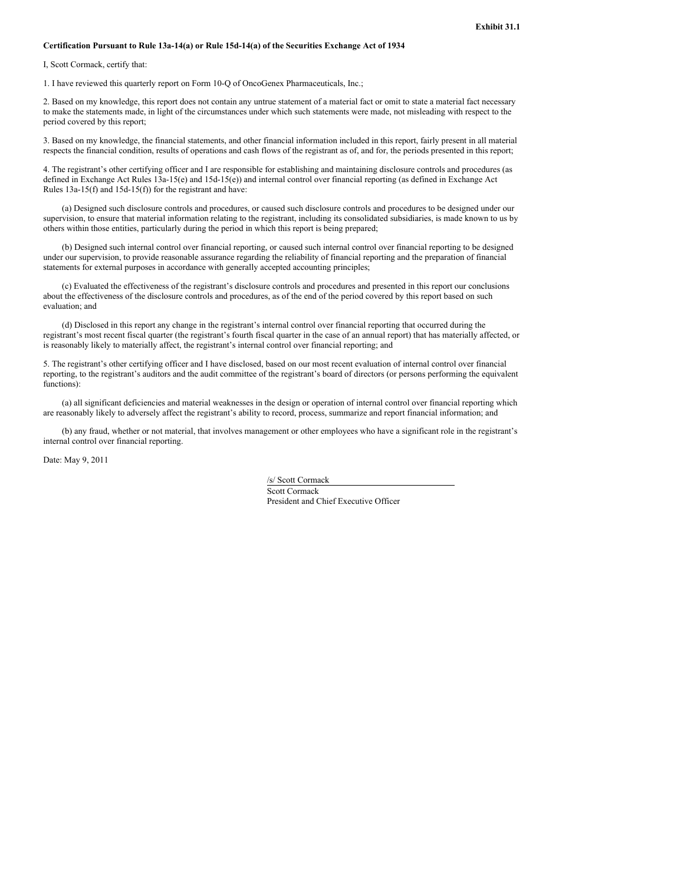**Exhibit 31.1**

**Certification Pursuant to Rule 13a-14(a) or Rule 15d-14(a) of the Securities Exchange Act of 1934**

I, Scott Cormack, certify that:

1. I have reviewed this quarterly report on Form 10-Q of OncoGenex Pharmaceuticals, Inc.;

2. Based on my knowledge, this report does not contain any untrue statement of a material fact or omit to state a material fact necessary to make the statements made, in light of the circumstances under which such statements were made, not misleading with respect to the period covered by this report;

3. Based on my knowledge, the financial statements, and other financial information included in this report, fairly present in all material respects the financial condition, results of operations and cash flows of the registrant as of, and for, the periods presented in this report;

4. The registrant's other certifying officer and I are responsible for establishing and maintaining disclosure controls and procedures (as defined in Exchange Act Rules 13a-15(e) and 15d-15(e)) and internal control over financial reporting (as defined in Exchange Act Rules 13a-15(f) and 15d-15(f)) for the registrant and have:

(a) Designed such disclosure controls and procedures, or caused such disclosure controls and procedures to be designed under our supervision, to ensure that material information relating to the registrant, including its consolidated subsidiaries, is made known to us by others within those entities, particularly during the period in which this report is being prepared;

(b) Designed such internal control over financial reporting, or caused such internal control over financial reporting to be designed under our supervision, to provide reasonable assurance regarding the reliability of financial reporting and the preparation of financial statements for external purposes in accordance with generally accepted accounting principles;

(c) Evaluated the effectiveness of the registrant's disclosure controls and procedures and presented in this report our conclusions about the effectiveness of the disclosure controls and procedures, as of the end of the period covered by this report based on such evaluation; and

(d) Disclosed in this report any change in the registrant's internal control over financial reporting that occurred during the registrant's most recent fiscal quarter (the registrant's fourth fiscal quarter in the case of an annual report) that has materially affected, or is reasonably likely to materially affect, the registrant's internal control over financial reporting; and

5. The registrant's other certifying officer and I have disclosed, based on our most recent evaluation of internal control over financial reporting, to the registrant's auditors and the audit committee of the registrant's board of directors (or persons performing the equivalent functions):

(a) all significant deficiencies and material weaknesses in the design or operation of internal control over financial reporting which are reasonably likely to adversely affect the registrant's ability to record, process, summarize and report financial information; and

(b) any fraud, whether or not material, that involves management or other employees who have a significant role in the registrant's internal control over financial reporting.

Date: May 9, 2011

/s/ Scott Cormack
Scott Cormack
President and Chief Executive Officer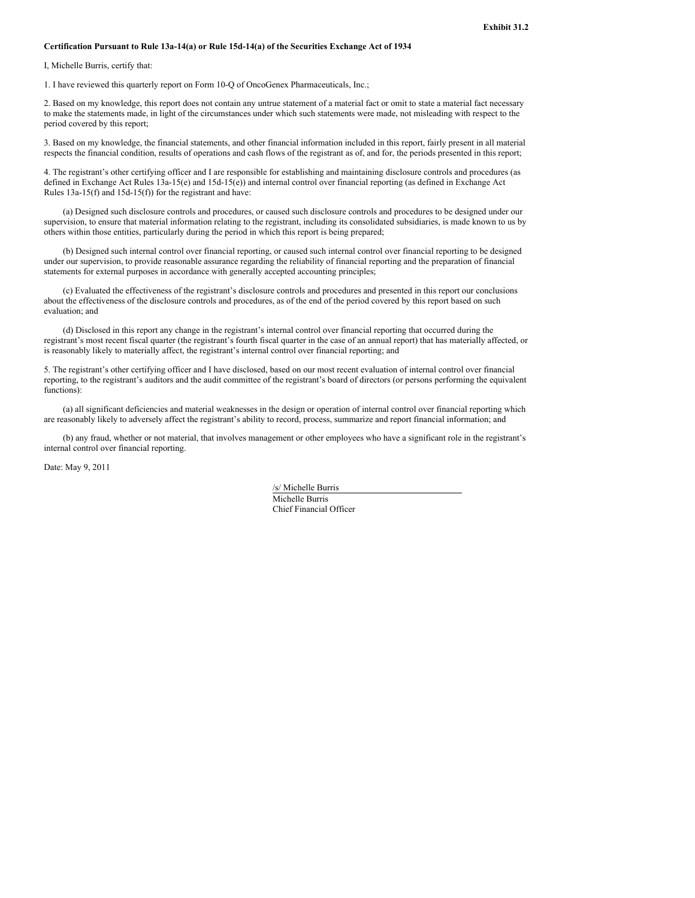**Exhibit 31.2**

**Certification Pursuant to Rule 13a-14(a) or Rule 15d-14(a) of the Securities Exchange Act of 1934**

I, Michelle Burris, certify that:

1. I have reviewed this quarterly report on Form 10-Q of OncoGenex Pharmaceuticals, Inc.;

2. Based on my knowledge, this report does not contain any untrue statement of a material fact or omit to state a material fact necessary to make the statements made, in light of the circumstances under which such statements were made, not misleading with respect to the period covered by this report;

3. Based on my knowledge, the financial statements, and other financial information included in this report, fairly present in all material respects the financial condition, results of operations and cash flows of the registrant as of, and for, the periods presented in this report;

4. The registrant's other certifying officer and I are responsible for establishing and maintaining disclosure controls and procedures (as defined in Exchange Act Rules 13a-15(e) and 15d-15(e)) and internal control over financial reporting (as defined in Exchange Act Rules 13a-15(f) and 15d-15(f)) for the registrant and have:

(a) Designed such disclosure controls and procedures, or caused such disclosure controls and procedures to be designed under our supervision, to ensure that material information relating to the registrant, including its consolidated subsidiaries, is made known to us by others within those entities, particularly during the period in which this report is being prepared;

(b) Designed such internal control over financial reporting, or caused such internal control over financial reporting to be designed under our supervision, to provide reasonable assurance regarding the reliability of financial reporting and the preparation of financial statements for external purposes in accordance with generally accepted accounting principles;

(c) Evaluated the effectiveness of the registrant's disclosure controls and procedures and presented in this report our conclusions about the effectiveness of the disclosure controls and procedures, as of the end of the period covered by this report based on such evaluation; and

(d) Disclosed in this report any change in the registrant's internal control over financial reporting that occurred during the registrant's most recent fiscal quarter (the registrant's fourth fiscal quarter in the case of an annual report) that has materially affected, or is reasonably likely to materially affect, the registrant's internal control over financial reporting; and

5. The registrant's other certifying officer and I have disclosed, based on our most recent evaluation of internal control over financial reporting, to the registrant's auditors and the audit committee of the registrant's board of directors (or persons performing the equivalent functions):

(a) all significant deficiencies and material weaknesses in the design or operation of internal control over financial reporting which are reasonably likely to adversely affect the registrant's ability to record, process, summarize and report financial information; and

(b) any fraud, whether or not material, that involves management or other employees who have a significant role in the registrant's internal control over financial reporting.

Date: May 9, 2011

/s/ Michelle Burris
Michelle Burris
Chief Financial Officer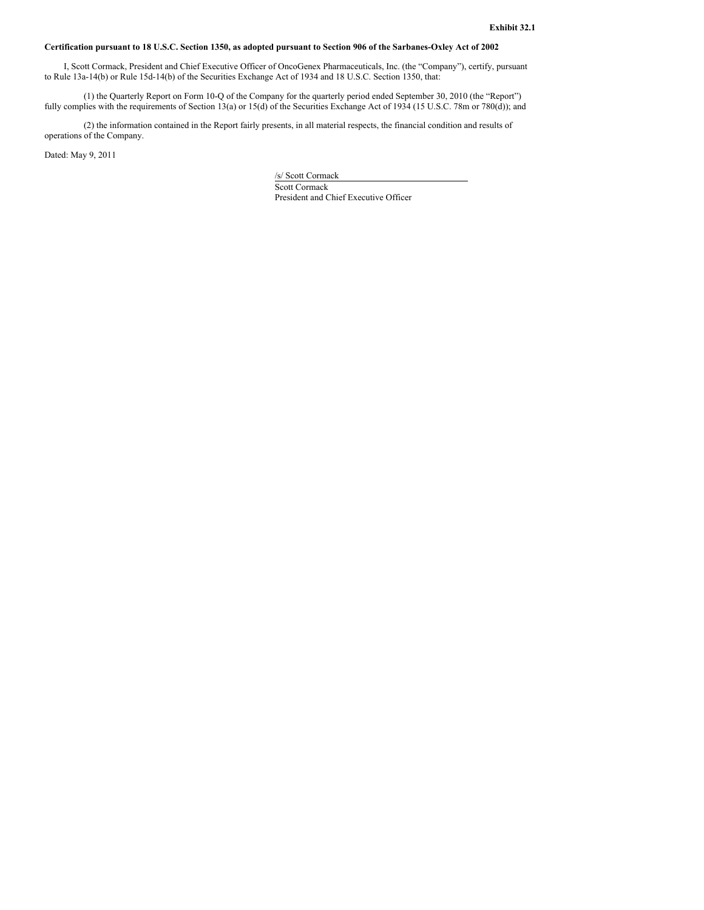**Exhibit 32.1**

**Certification pursuant to 18 U.S.C. Section 1350, as adopted pursuant to Section 906 of the Sarbanes-Oxley Act of 2002**

I, Scott Cormack, President and Chief Executive Officer of OncoGenex Pharmaceuticals, Inc. (the "Company"), certify, pursuant to Rule 13a-14(b) or Rule 15d-14(b) of the Securities Exchange Act of 1934 and 18 U.S.C. Section 1350, that:

(1) the Quarterly Report on Form 10-Q of the Company for the quarterly period ended September 30, 2010 (the "Report") fully complies with the requirements of Section 13(a) or 15(d) of the Securities Exchange Act of 1934 (15 U.S.C. 78m or 780(d)); and

(2) the information contained in the Report fairly presents, in all material respects, the financial condition and results of operations of the Company.

Dated: May 9, 2011

/s/ Scott Cormack
Scott Cormack
President and Chief Executive Officer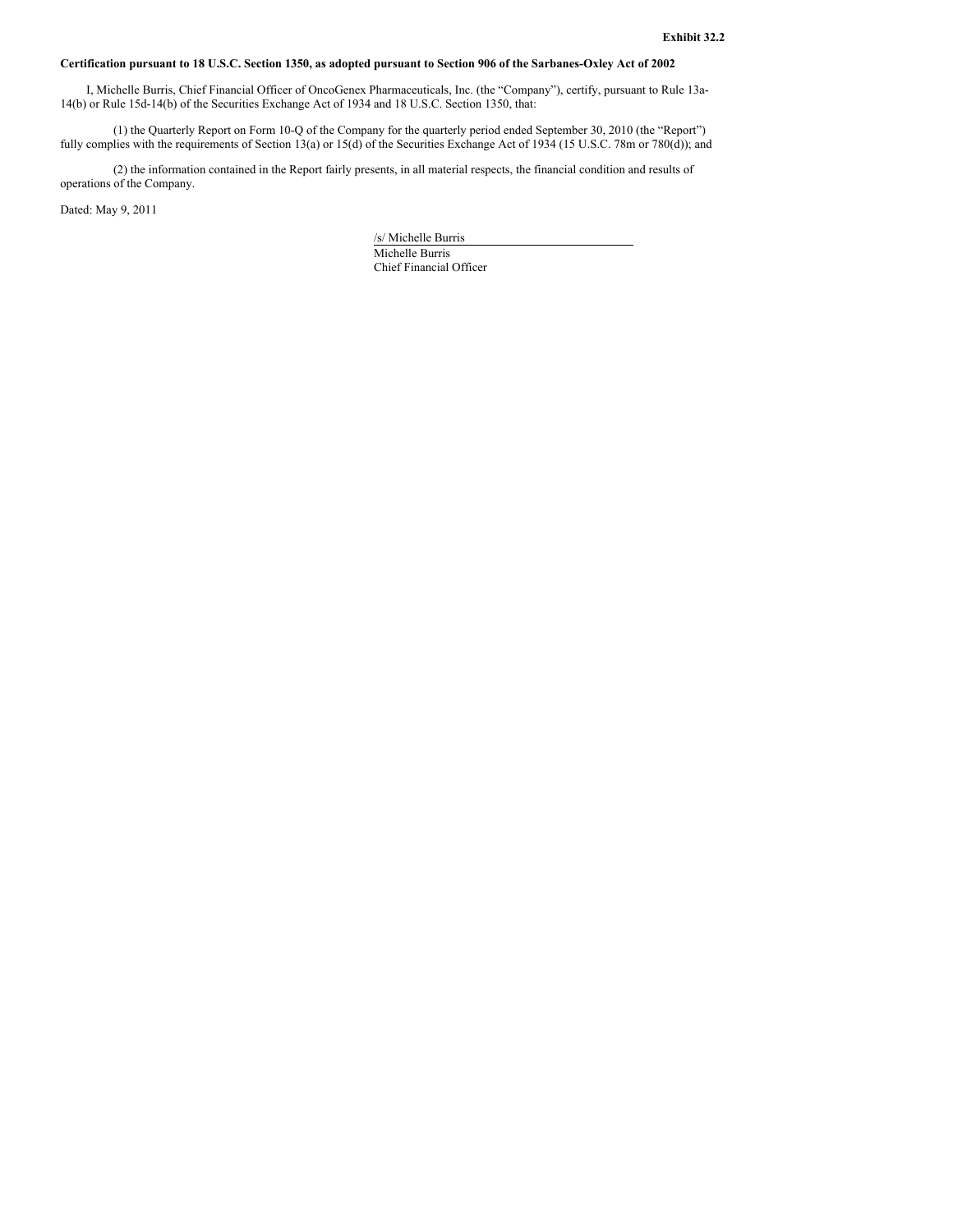**Exhibit 32.2**

**Certification pursuant to 18 U.S.C. Section 1350, as adopted pursuant to Section 906 of the Sarbanes-Oxley Act of 2002**

I, Michelle Burris, Chief Financial Officer of OncoGenex Pharmaceuticals, Inc. (the “Company”), certify, pursuant to Rule 13a-14(b) or Rule 15d-14(b) of the Securities Exchange Act of 1934 and 18 U.S.C. Section 1350, that:

(1) the Quarterly Report on Form 10-Q of the Company for the quarterly period ended September 30, 2010 (the “Report”) fully complies with the requirements of Section 13(a) or 15(d) of the Securities Exchange Act of 1934 (15 U.S.C. 78m or 780(d)); and

(2) the information contained in the Report fairly presents, in all material respects, the financial condition and results of operations of the Company.

Dated: May 9, 2011

/s/ Michelle Burris
Michelle Burris
Chief Financial Officer